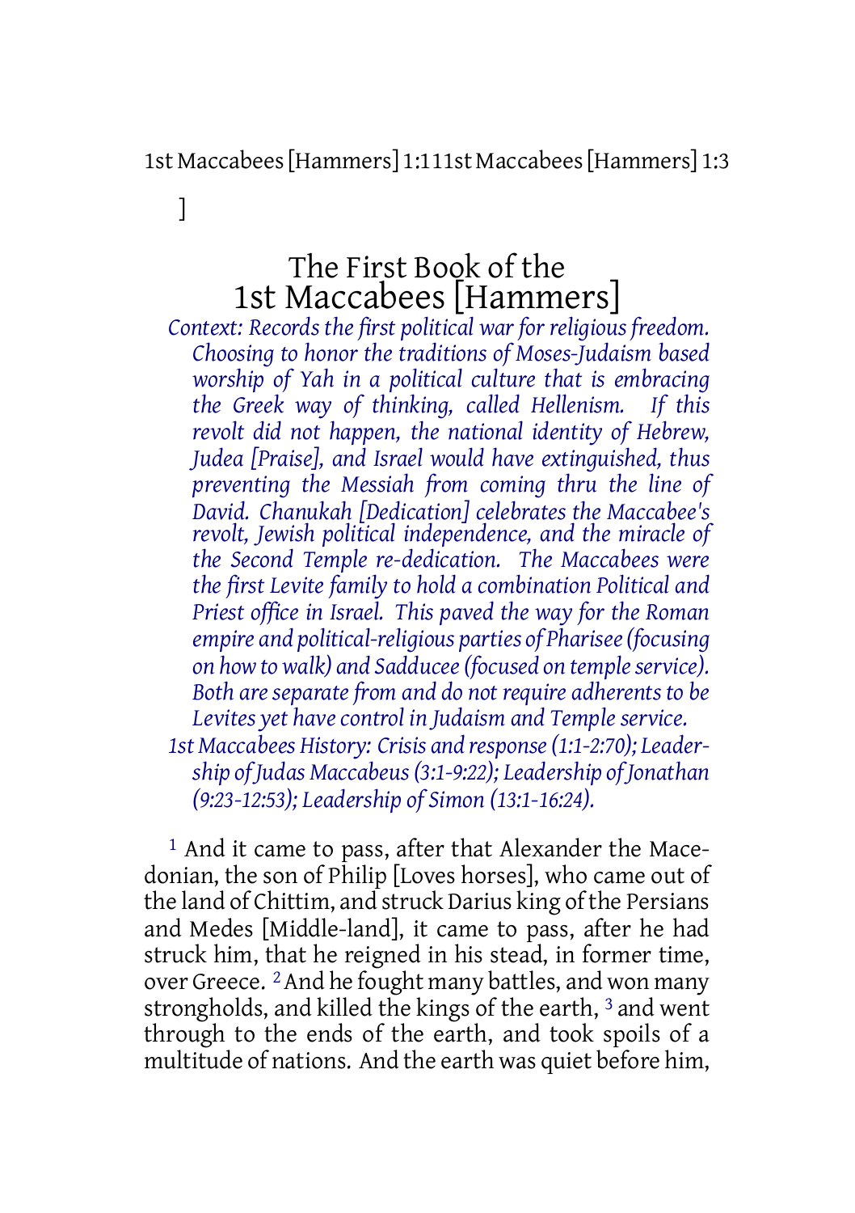# The First Book of the 1st Maccabees [Hammers]

*Context: Records the first political war for religious freedom. Choosing to honor the traditions of Moses-Judaism based worship of Yah in a political culture that is embracing the Greek way of thinking, called Hellenism. If this revolt did not happen, the national identity of Hebrew, Judea [Praise], and Israel would have extinguished, thus preventing the Messiah from coming thru the line of David. Chanukah [Dedication] celebrates the Maccabee's revolt, Jewish political independence, and the miracle of the Second Temple re-dedication. The Maccabees were the first Levite family to hold a combination Political and Priest office in Israel. This paved the way for the Roman empire and political-religious parties of Pharisee (focusing on how to walk) and Sadducee (focused on temple service). Both are separate from and do not require adherents to be Levites yet have control in Judaism and Temple service.*

*1st Maccabees History: Crisis and response (1:1-2:70); Leadership of Judas Maccabeus (3:1-9:22); Leadership of Jonathan (9:23-12:53); Leadership of Simon (13:1-16:24).*

[1] And it came to pass, after that Alexander the Macedonian, the son of Philip [Loves horses], who came out of the land of Chittim, and struck Darius king of the Persians and Medes [Middle-land], it came to pass, after he had struck him, that he reigned in his stead, in former time, over Greece. [2] And he fought many battles, and won many strongholds, and killed the kings of the earth, [3] and went through to the ends of the earth, and took spoils of a multitude of nations. And the earth was quiet before him,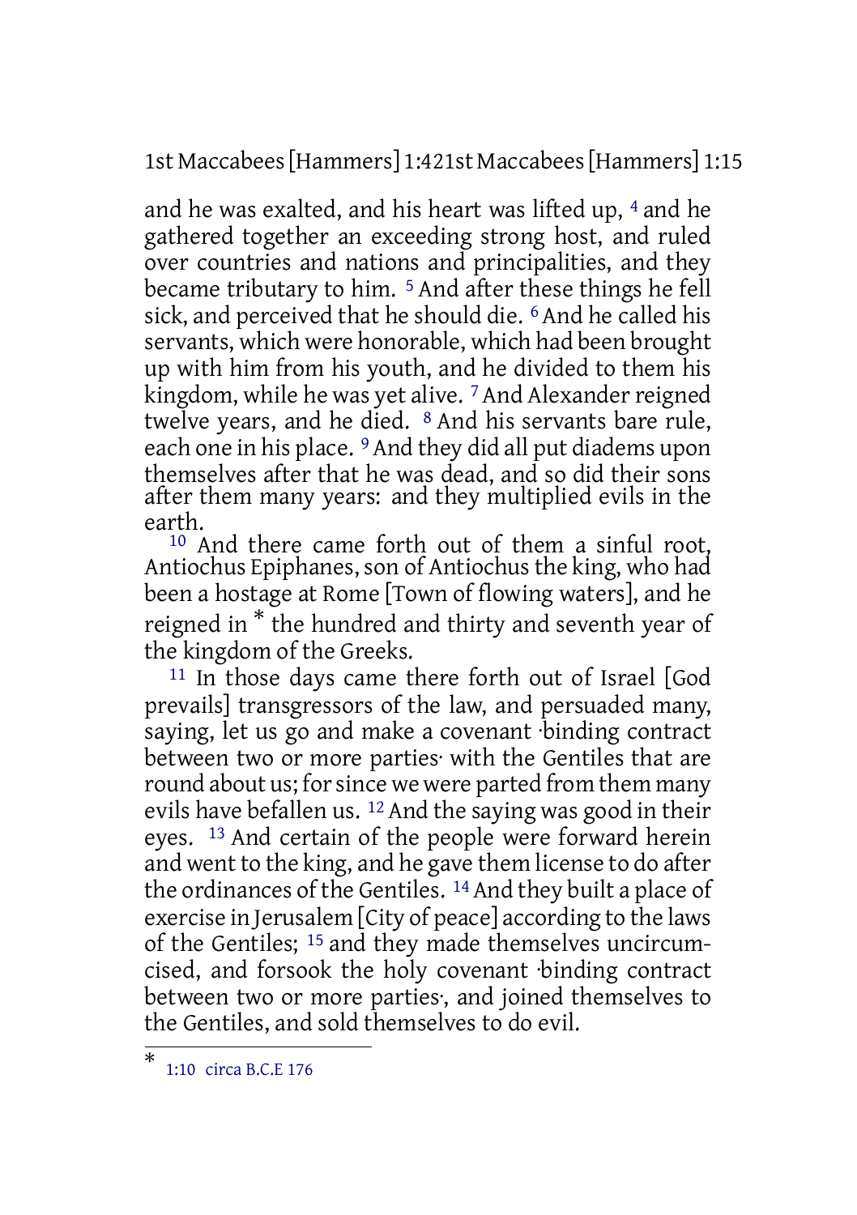and he was exalted, and his heart was lifted up, 4 and he gathered together an exceeding strong host, and ruled over countries and nations and principalities, and they became tributary to him. 5 And after these things he fell sick, and perceived that he should die. 6 And he called his servants, which were honorable, which had been brought up with him from his youth, and he divided to them his kingdom, while he was yet alive. 7 And Alexander reigned twelve years, and he died. 8 And his servants bare rule, each one in his place. 9 And they did all put diadems upon themselves after that he was dead, and so did their sons after them many years: and they multiplied evils in the earth.

10 And there came forth out of them a sinful root, Antiochus Epiphanes, son of Antiochus the king, who had been a hostage at Rome [Town of flowing waters], and he reigned in * the hundred and thirty and seventh year of the kingdom of the Greeks.

11 In those days came there forth out of Israel [God prevails] transgressors of the law, and persuaded many, saying, let us go and make a covenant ·binding contract between two or more parties· with the Gentiles that are round about us; for since we were parted from them many evils have befallen us. 12 And the saying was good in their eyes. 13 And certain of the people were forward herein and went to the king, and he gave them license to do after the ordinances of the Gentiles. 14 And they built a place of exercise in Jerusalem [City of peace] according to the laws of the Gentiles; 15 and they made themselves uncircumcised, and forsook the holy covenant ·binding contract between two or more parties·, and joined themselves to the Gentiles, and sold themselves to do evil.

* 1:10 circa B.C.E 176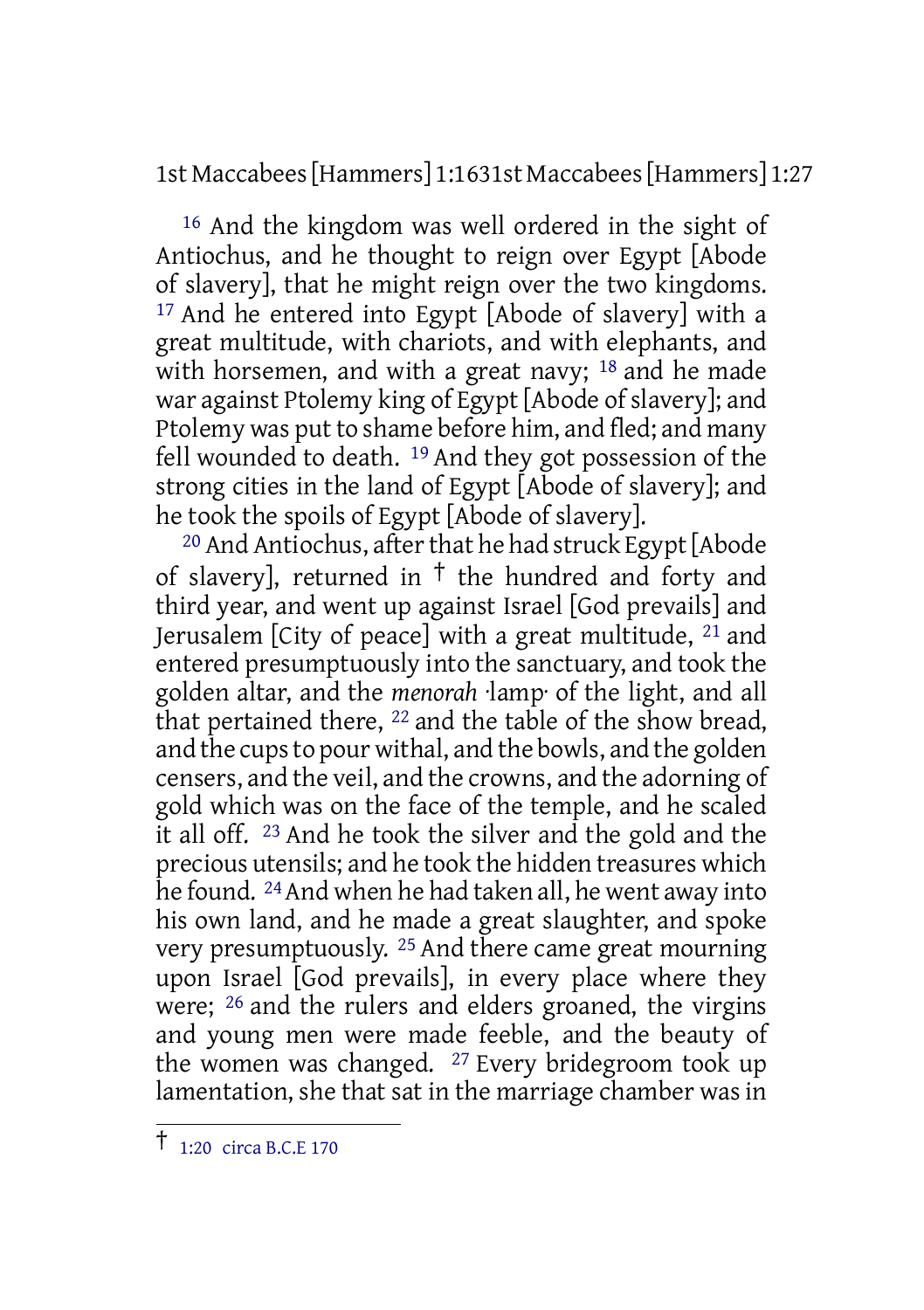[16] And the kingdom was well ordered in the sight of Antiochus, and he thought to reign over Egypt [Abode of slavery], that he might reign over the two kingdoms. [17] And he entered into Egypt [Abode of slavery] with a great multitude, with chariots, and with elephants, and with horsemen, and with a great navy; [18] and he made war against Ptolemy king of Egypt [Abode of slavery]; and Ptolemy was put to shame before him, and fled; and many fell wounded to death. [19] And they got possession of the strong cities in the land of Egypt [Abode of slavery]; and he took the spoils of Egypt [Abode of slavery].

[20] And Antiochus, after that he had struck Egypt [Abode of slavery], returned in † the hundred and forty and third year, and went up against Israel [God prevails] and Jerusalem [City of peace] with a great multitude, [21] and entered presumptuously into the sanctuary, and took the golden altar, and the *menorah* ·lamp· of the light, and all that pertained there, [22] and the table of the show bread, and the cups to pour withal, and the bowls, and the golden censers, and the veil, and the crowns, and the adorning of gold which was on the face of the temple, and he scaled it all off. [23] And he took the silver and the gold and the precious utensils; and he took the hidden treasures which he found. [24] And when he had taken all, he went away into his own land, and he made a great slaughter, and spoke very presumptuously. [25] And there came great mourning upon Israel [God prevails], in every place where they were; [26] and the rulers and elders groaned, the virgins and young men were made feeble, and the beauty of the women was changed. [27] Every bridegroom took up lamentation, she that sat in the marriage chamber was in

† 1:20 circa B.C.E 170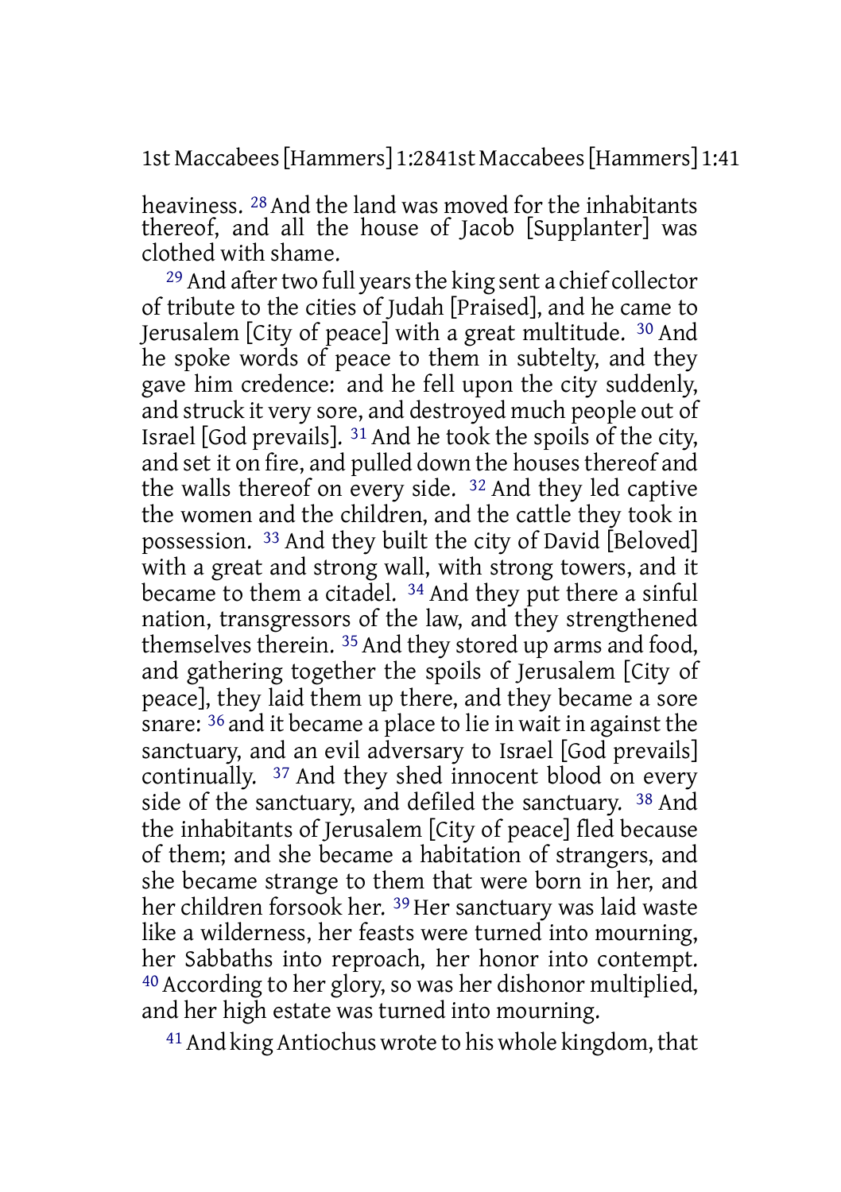heaviness. [28] And the land was moved for the inhabitants thereof, and all the house of Jacob [Supplanter] was clothed with shame.

[29] And after two full years the king sent a chief collector of tribute to the cities of Judah [Praised], and he came to Jerusalem [City of peace] with a great multitude. [30] And he spoke words of peace to them in subtelty, and they gave him credence: and he fell upon the city suddenly, and struck it very sore, and destroyed much people out of Israel [God prevails]. [31] And he took the spoils of the city, and set it on fire, and pulled down the houses thereof and the walls thereof on every side. [32] And they led captive the women and the children, and the cattle they took in possession. [33] And they built the city of David [Beloved] with a great and strong wall, with strong towers, and it became to them a citadel. [34] And they put there a sinful nation, transgressors of the law, and they strengthened themselves therein. [35] And they stored up arms and food, and gathering together the spoils of Jerusalem [City of peace], they laid them up there, and they became a sore snare: [36] and it became a place to lie in wait in against the sanctuary, and an evil adversary to Israel [God prevails] continually. [37] And they shed innocent blood on every side of the sanctuary, and defiled the sanctuary. [38] And the inhabitants of Jerusalem [City of peace] fled because of them; and she became a habitation of strangers, and she became strange to them that were born in her, and her children forsook her. [39] Her sanctuary was laid waste like a wilderness, her feasts were turned into mourning, her Sabbaths into reproach, her honor into contempt. [40] According to her glory, so was her dishonor multiplied, and her high estate was turned into mourning.

[41] And king Antiochus wrote to his whole kingdom, that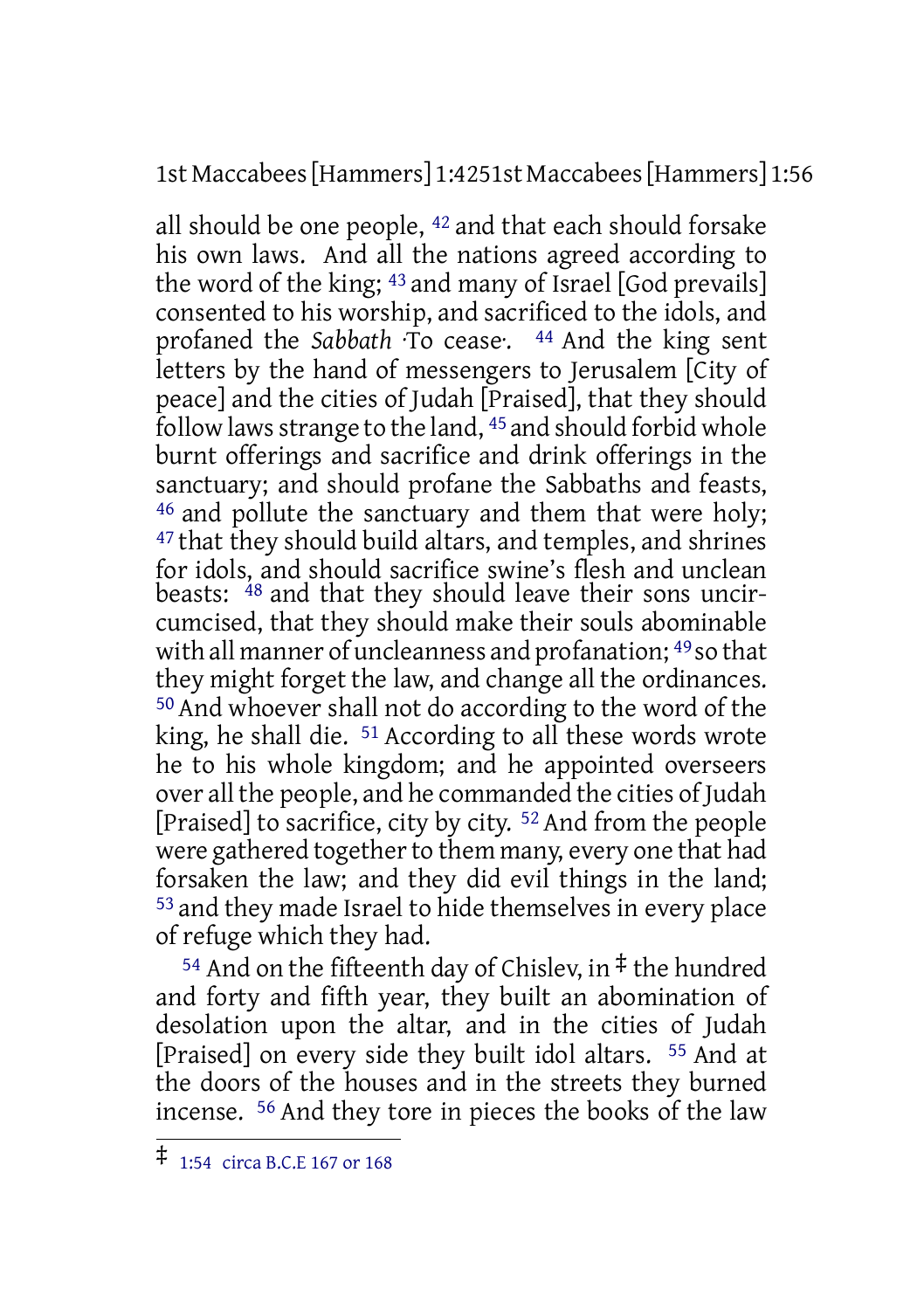all should be one people, [42] and that each should forsake his own laws. And all the nations agreed according to the word of the king; [43] and many of Israel [God prevails] consented to his worship, and sacrificed to the idols, and profaned the *Sabbath* ·To cease·. [44] And the king sent letters by the hand of messengers to Jerusalem [City of peace] and the cities of Judah [Praised], that they should follow laws strange to the land, [45] and should forbid whole burnt offerings and sacrifice and drink offerings in the sanctuary; and should profane the Sabbaths and feasts, [46] and pollute the sanctuary and them that were holy; [47] that they should build altars, and temples, and shrines for idols, and should sacrifice swine's flesh and unclean beasts: [48] and that they should leave their sons uncircumcised, that they should make their souls abominable with all manner of uncleanness and profanation; [49] so that they might forget the law, and change all the ordinances. [50] And whoever shall not do according to the word of the king, he shall die. [51] According to all these words wrote he to his whole kingdom; and he appointed overseers over all the people, and he commanded the cities of Judah [Praised] to sacrifice, city by city. [52] And from the people were gathered together to them many, every one that had forsaken the law; and they did evil things in the land; [53] and they made Israel to hide themselves in every place of refuge which they had.

[54] And on the fifteenth day of Chislev, in ‡ the hundred and forty and fifth year, they built an abomination of desolation upon the altar, and in the cities of Judah [Praised] on every side they built idol altars. [55] And at the doors of the houses and in the streets they burned incense. [56] And they tore in pieces the books of the law

‡ 1:54 circa B.C.E 167 or 168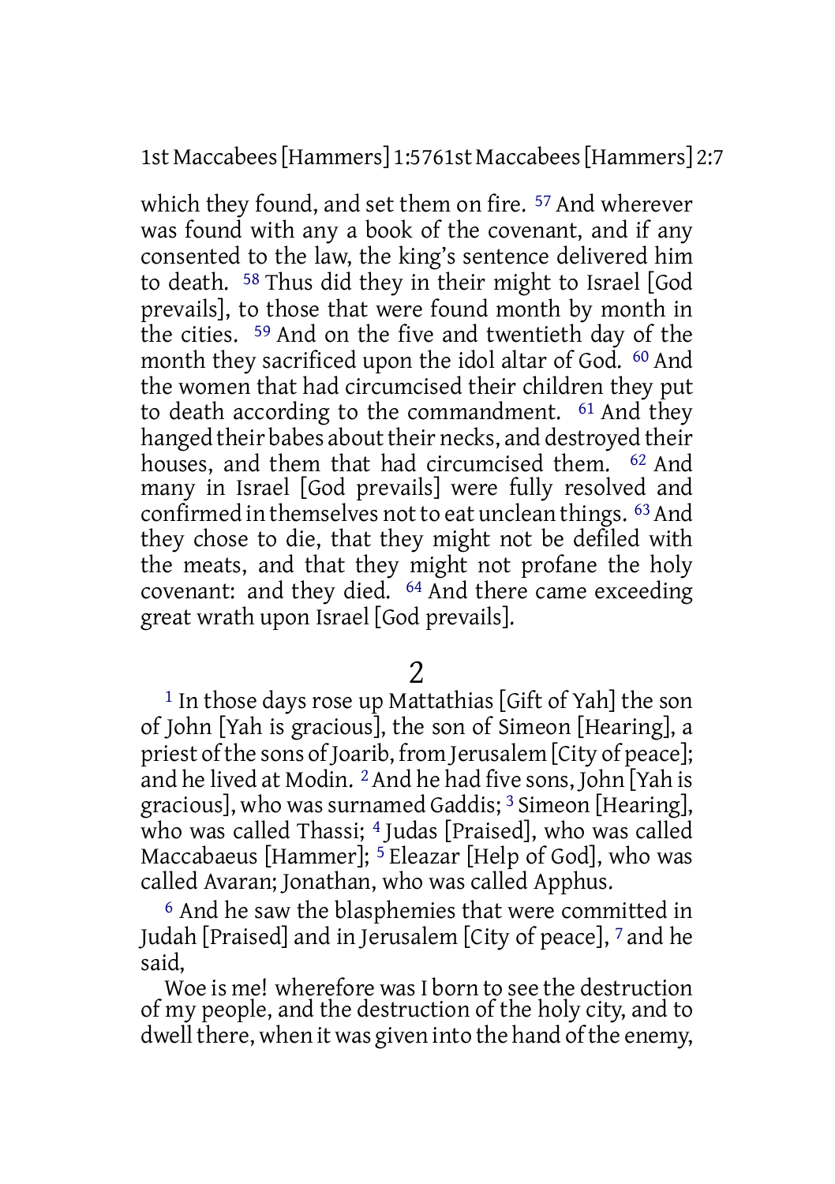which they found, and set them on fire. 57 And wherever was found with any a book of the covenant, and if any consented to the law, the king's sentence delivered him to death. 58 Thus did they in their might to Israel [God prevails], to those that were found month by month in the cities. 59 And on the five and twentieth day of the month they sacrificed upon the idol altar of God. 60 And the women that had circumcised their children they put to death according to the commandment. 61 And they hanged their babes about their necks, and destroyed their houses, and them that had circumcised them. 62 And many in Israel [God prevails] were fully resolved and confirmed in themselves not to eat unclean things. 63 And they chose to die, that they might not be defiled with the meats, and that they might not profane the holy covenant: and they died. 64 And there came exceeding great wrath upon Israel [God prevails].

## 2

1 In those days rose up Mattathias [Gift of Yah] the son of John [Yah is gracious], the son of Simeon [Hearing], a priest of the sons of Joarib, from Jerusalem [City of peace]; and he lived at Modin. 2 And he had five sons, John [Yah is gracious], who was surnamed Gaddis; 3 Simeon [Hearing], who was called Thassi; 4 Judas [Praised], who was called Maccabaeus [Hammer]; 5 Eleazar [Help of God], who was called Avaran; Jonathan, who was called Apphus.

6 And he saw the blasphemies that were committed in Judah [Praised] and in Jerusalem [City of peace], 7 and he said,

Woe is me! wherefore was I born to see the destruction of my people, and the destruction of the holy city, and to dwell there, when it was given into the hand of the enemy,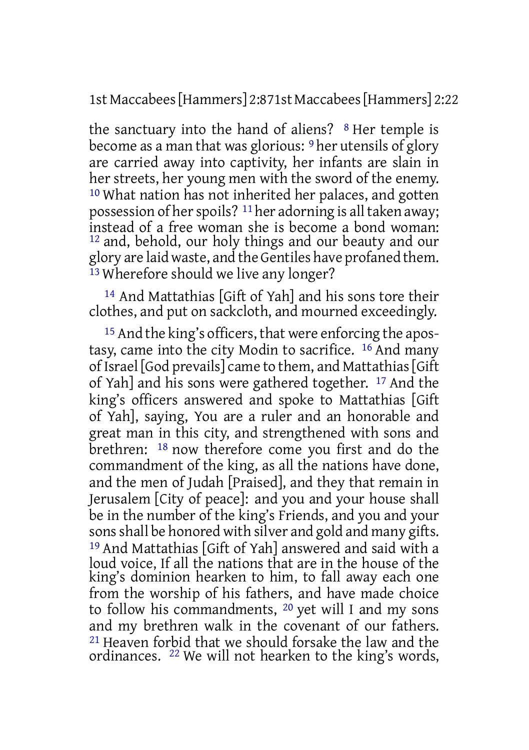the sanctuary into the hand of aliens? [8] Her temple is become as a man that was glorious: [9] her utensils of glory are carried away into captivity, her infants are slain in her streets, her young men with the sword of the enemy. [10] What nation has not inherited her palaces, and gotten possession of her spoils? [11] her adorning is all taken away; instead of a free woman she is become a bond woman: [12] and, behold, our holy things and our beauty and our glory are laid waste, and the Gentiles have profaned them. [13] Wherefore should we live any longer?

[14] And Mattathias [Gift of Yah] and his sons tore their clothes, and put on sackcloth, and mourned exceedingly.

[15] And the king's officers, that were enforcing the apostasy, came into the city Modin to sacrifice. [16] And many of Israel [God prevails] came to them, and Mattathias [Gift of Yah] and his sons were gathered together. [17] And the king's officers answered and spoke to Mattathias [Gift of Yah], saying, You are a ruler and an honorable and great man in this city, and strengthened with sons and brethren: [18] now therefore come you first and do the commandment of the king, as all the nations have done, and the men of Judah [Praised], and they that remain in Jerusalem [City of peace]: and you and your house shall be in the number of the king's Friends, and you and your sons shall be honored with silver and gold and many gifts. [19] And Mattathias [Gift of Yah] answered and said with a loud voice, If all the nations that are in the house of the king's dominion hearken to him, to fall away each one from the worship of his fathers, and have made choice to follow his commandments, [20] yet will I and my sons and my brethren walk in the covenant of our fathers. [21] Heaven forbid that we should forsake the law and the ordinances. [22] We will not hearken to the king's words,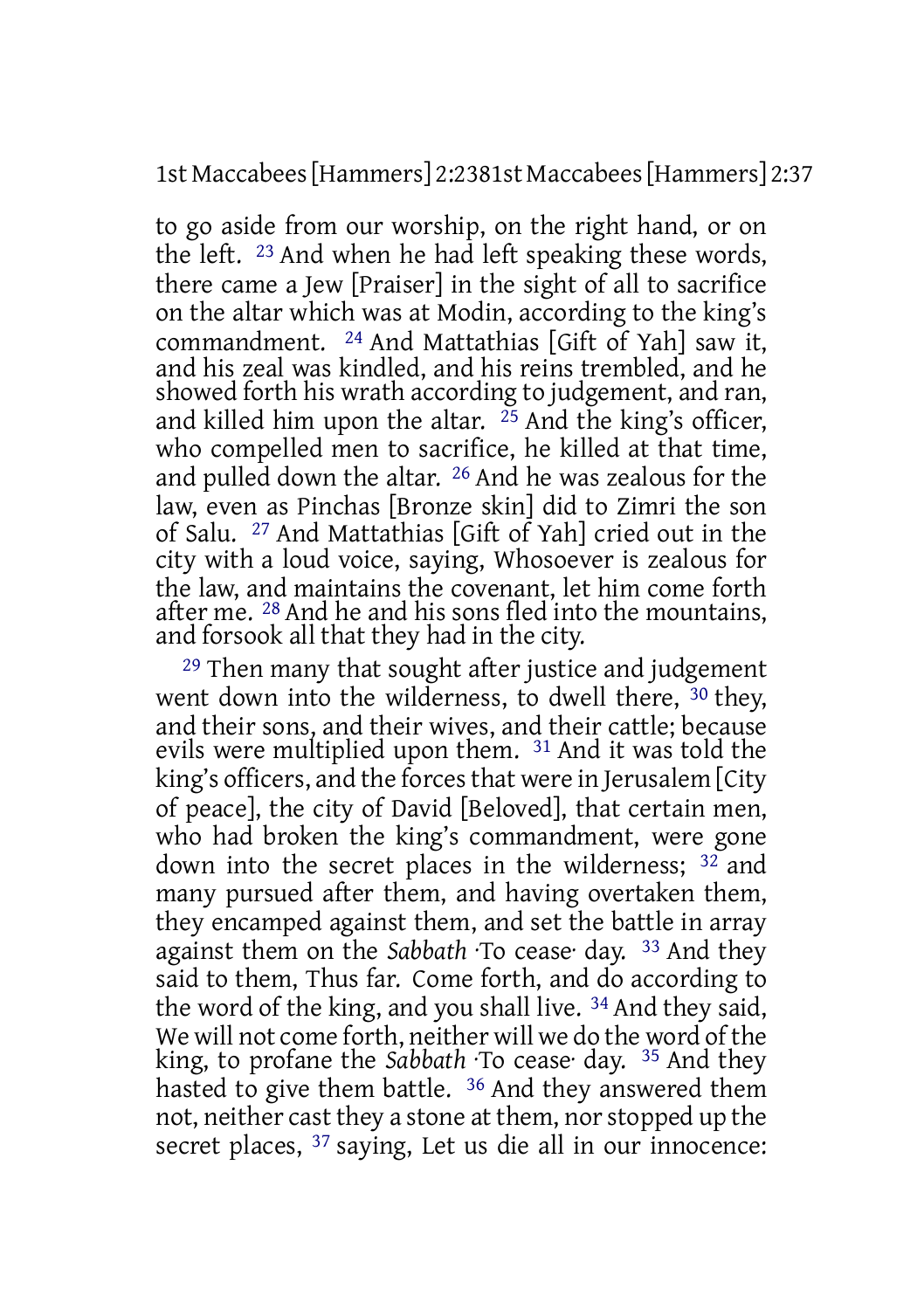to go aside from our worship, on the right hand, or on the left. 23 And when he had left speaking these words, there came a Jew [Praiser] in the sight of all to sacrifice on the altar which was at Modin, according to the king's commandment. 24 And Mattathias [Gift of Yah] saw it, and his zeal was kindled, and his reins trembled, and he showed forth his wrath according to judgement, and ran, and killed him upon the altar. 25 And the king's officer, who compelled men to sacrifice, he killed at that time, and pulled down the altar. 26 And he was zealous for the law, even as Pinchas [Bronze skin] did to Zimri the son of Salu. 27 And Mattathias [Gift of Yah] cried out in the city with a loud voice, saying, Whosoever is zealous for the law, and maintains the covenant, let him come forth after me. 28 And he and his sons fled into the mountains, and forsook all that they had in the city.

29 Then many that sought after justice and judgement went down into the wilderness, to dwell there, 30 they, and their sons, and their wives, and their cattle; because evils were multiplied upon them. 31 And it was told the king's officers, and the forces that were in Jerusalem [City of peace], the city of David [Beloved], that certain men, who had broken the king's commandment, were gone down into the secret places in the wilderness; 32 and many pursued after them, and having overtaken them, they encamped against them, and set the battle in array against them on the *Sabbath* ·To cease· day. 33 And they said to them, Thus far. Come forth, and do according to the word of the king, and you shall live. 34 And they said, We will not come forth, neither will we do the word of the king, to profane the *Sabbath* ·To cease· day. 35 And they hasted to give them battle. 36 And they answered them not, neither cast they a stone at them, nor stopped up the secret places, 37 saying, Let us die all in our innocence: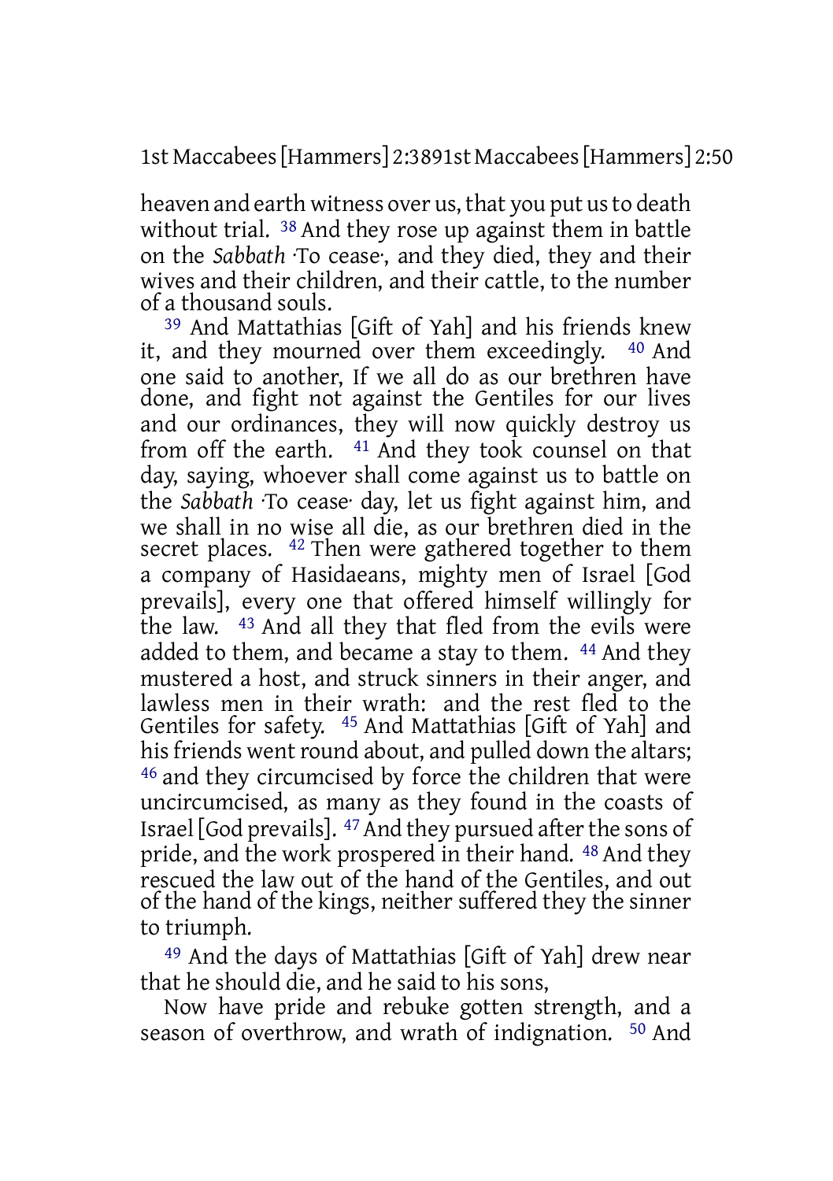heaven and earth witness over us, that you put us to death without trial. 38 And they rose up against them in battle on the *Sabbath* ·To cease·, and they died, they and their wives and their children, and their cattle, to the number of a thousand souls.

39 And Mattathias [Gift of Yah] and his friends knew it, and they mourned over them exceedingly. 40 And one said to another, If we all do as our brethren have done, and fight not against the Gentiles for our lives and our ordinances, they will now quickly destroy us from off the earth. 41 And they took counsel on that day, saying, whoever shall come against us to battle on the *Sabbath* ·To cease· day, let us fight against him, and we shall in no wise all die, as our brethren died in the secret places. 42 Then were gathered together to them a company of Hasidaeans, mighty men of Israel [God prevails], every one that offered himself willingly for the law. 43 And all they that fled from the evils were added to them, and became a stay to them. 44 And they mustered a host, and struck sinners in their anger, and lawless men in their wrath: and the rest fled to the Gentiles for safety. 45 And Mattathias [Gift of Yah] and his friends went round about, and pulled down the altars; 46 and they circumcised by force the children that were uncircumcised, as many as they found in the coasts of Israel [God prevails]. 47 And they pursued after the sons of pride, and the work prospered in their hand. 48 And they rescued the law out of the hand of the Gentiles, and out of the hand of the kings, neither suffered they the sinner to triumph.

49 And the days of Mattathias [Gift of Yah] drew near that he should die, and he said to his sons,

Now have pride and rebuke gotten strength, and a season of overthrow, and wrath of indignation. 50 And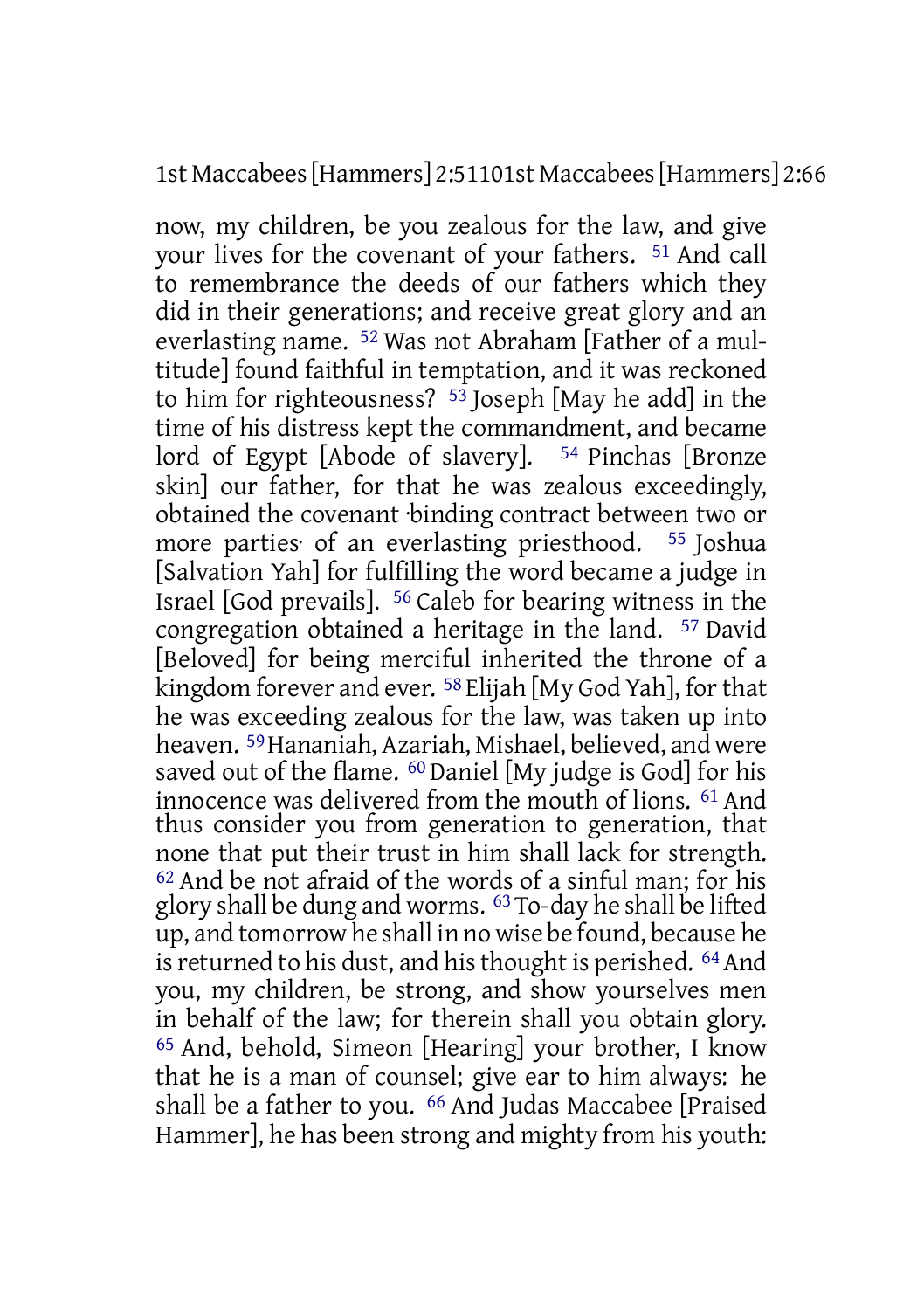now, my children, be you zealous for the law, and give your lives for the covenant of your fathers. 51 And call to remembrance the deeds of our fathers which they did in their generations; and receive great glory and an everlasting name. 52 Was not Abraham [Father of a multitude] found faithful in temptation, and it was reckoned to him for righteousness? 53 Joseph [May he add] in the time of his distress kept the commandment, and became lord of Egypt [Abode of slavery]. 54 Pinchas [Bronze skin] our father, for that he was zealous exceedingly, obtained the covenant ·binding contract between two or more parties· of an everlasting priesthood. 55 Joshua [Salvation Yah] for fulfilling the word became a judge in Israel [God prevails]. 56 Caleb for bearing witness in the congregation obtained a heritage in the land. 57 David [Beloved] for being merciful inherited the throne of a kingdom forever and ever. 58 Elijah [My God Yah], for that he was exceeding zealous for the law, was taken up into heaven. 59 Hananiah, Azariah, Mishael, believed, and were saved out of the flame. 60 Daniel [My judge is God] for his innocence was delivered from the mouth of lions. 61 And thus consider you from generation to generation, that none that put their trust in him shall lack for strength. 62 And be not afraid of the words of a sinful man; for his glory shall be dung and worms. 63 To-day he shall be lifted up, and tomorrow he shall in no wise be found, because he is returned to his dust, and his thought is perished. 64 And you, my children, be strong, and show yourselves men in behalf of the law; for therein shall you obtain glory. 65 And, behold, Simeon [Hearing] your brother, I know that he is a man of counsel; give ear to him always: he shall be a father to you. 66 And Judas Maccabee [Praised Hammer], he has been strong and mighty from his youth: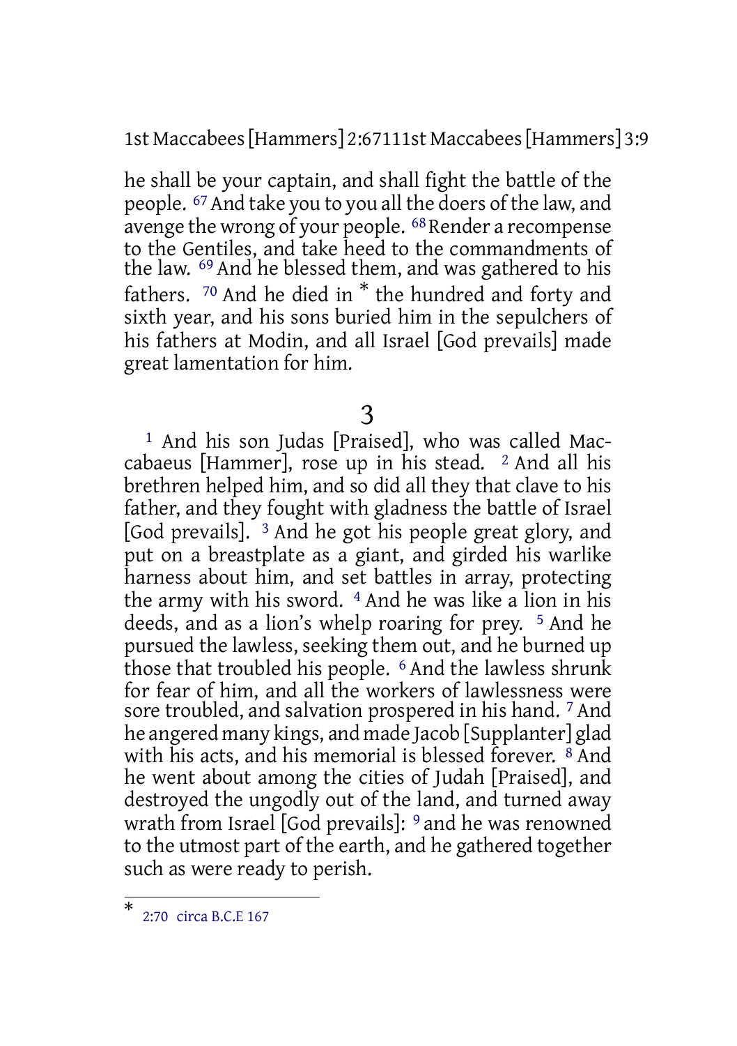he shall be your captain, and shall fight the battle of the people. [67] And take you to you all the doers of the law, and avenge the wrong of your people. [68] Render a recompense to the Gentiles, and take heed to the commandments of the law. [69] And he blessed them, and was gathered to his fathers. [70] And he died in * the hundred and forty and sixth year, and his sons buried him in the sepulchers of his fathers at Modin, and all Israel [God prevails] made great lamentation for him.

# 3

[1] And his son Judas [Praised], who was called Maccabaeus [Hammer], rose up in his stead. [2] And all his brethren helped him, and so did all they that clave to his father, and they fought with gladness the battle of Israel [God prevails]. [3] And he got his people great glory, and put on a breastplate as a giant, and girded his warlike harness about him, and set battles in array, protecting the army with his sword. [4] And he was like a lion in his deeds, and as a lion's whelp roaring for prey. [5] And he pursued the lawless, seeking them out, and he burned up those that troubled his people. [6] And the lawless shrunk for fear of him, and all the workers of lawlessness were sore troubled, and salvation prospered in his hand. [7] And he angered many kings, and made Jacob [Supplanter] glad with his acts, and his memorial is blessed forever. [8] And he went about among the cities of Judah [Praised], and destroyed the ungodly out of the land, and turned away wrath from Israel [God prevails]: [9] and he was renowned to the utmost part of the earth, and he gathered together such as were ready to perish.

---

* 2:70 circa B.C.E 167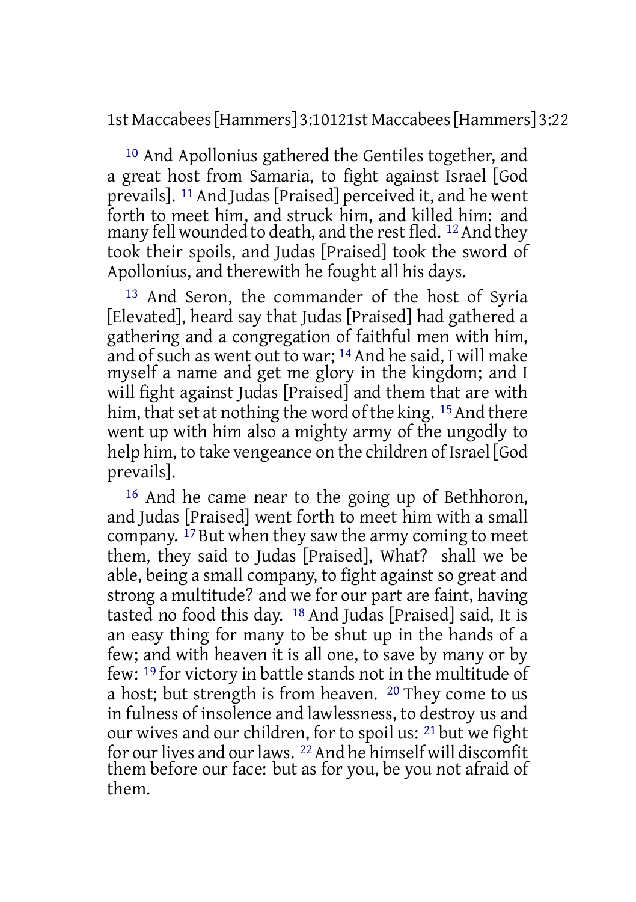[10] And Apollonius gathered the Gentiles together, and a great host from Samaria, to fight against Israel [God prevails]. [11] And Judas [Praised] perceived it, and he went forth to meet him, and struck him, and killed him: and many fell wounded to death, and the rest fled. [12] And they took their spoils, and Judas [Praised] took the sword of Apollonius, and therewith he fought all his days.

[13] And Seron, the commander of the host of Syria [Elevated], heard say that Judas [Praised] had gathered a gathering and a congregation of faithful men with him, and of such as went out to war; [14] And he said, I will make myself a name and get me glory in the kingdom; and I will fight against Judas [Praised] and them that are with him, that set at nothing the word of the king. [15] And there went up with him also a mighty army of the ungodly to help him, to take vengeance on the children of Israel [God prevails].

[16] And he came near to the going up of Bethhoron, and Judas [Praised] went forth to meet him with a small company. [17] But when they saw the army coming to meet them, they said to Judas [Praised], What? shall we be able, being a small company, to fight against so great and strong a multitude? and we for our part are faint, having tasted no food this day. [18] And Judas [Praised] said, It is an easy thing for many to be shut up in the hands of a few; and with heaven it is all one, to save by many or by few: [19] for victory in battle stands not in the multitude of a host; but strength is from heaven. [20] They come to us in fulness of insolence and lawlessness, to destroy us and our wives and our children, for to spoil us: [21] but we fight for our lives and our laws. [22] And he himself will discomfit them before our face: but as for you, be you not afraid of them.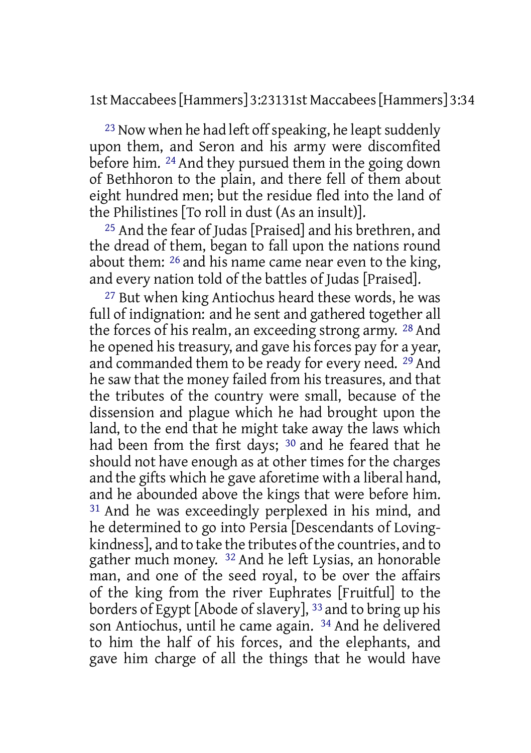[23] Now when he had left off speaking, he leapt suddenly upon them, and Seron and his army were discomfited before him. [24] And they pursued them in the going down of Bethhoron to the plain, and there fell of them about eight hundred men; but the residue fled into the land of the Philistines [To roll in dust (As an insult)].

[25] And the fear of Judas [Praised] and his brethren, and the dread of them, began to fall upon the nations round about them: [26] and his name came near even to the king, and every nation told of the battles of Judas [Praised].

[27] But when king Antiochus heard these words, he was full of indignation: and he sent and gathered together all the forces of his realm, an exceeding strong army. [28] And he opened his treasury, and gave his forces pay for a year, and commanded them to be ready for every need. [29] And he saw that the money failed from his treasures, and that the tributes of the country were small, because of the dissension and plague which he had brought upon the land, to the end that he might take away the laws which had been from the first days; [30] and he feared that he should not have enough as at other times for the charges and the gifts which he gave aforetime with a liberal hand, and he abounded above the kings that were before him. [31] And he was exceedingly perplexed in his mind, and he determined to go into Persia [Descendants of Loving-kindness], and to take the tributes of the countries, and to gather much money. [32] And he left Lysias, an honorable man, and one of the seed royal, to be over the affairs of the king from the river Euphrates [Fruitful] to the borders of Egypt [Abode of slavery], [33] and to bring up his son Antiochus, until he came again. [34] And he delivered to him the half of his forces, and the elephants, and gave him charge of all the things that he would have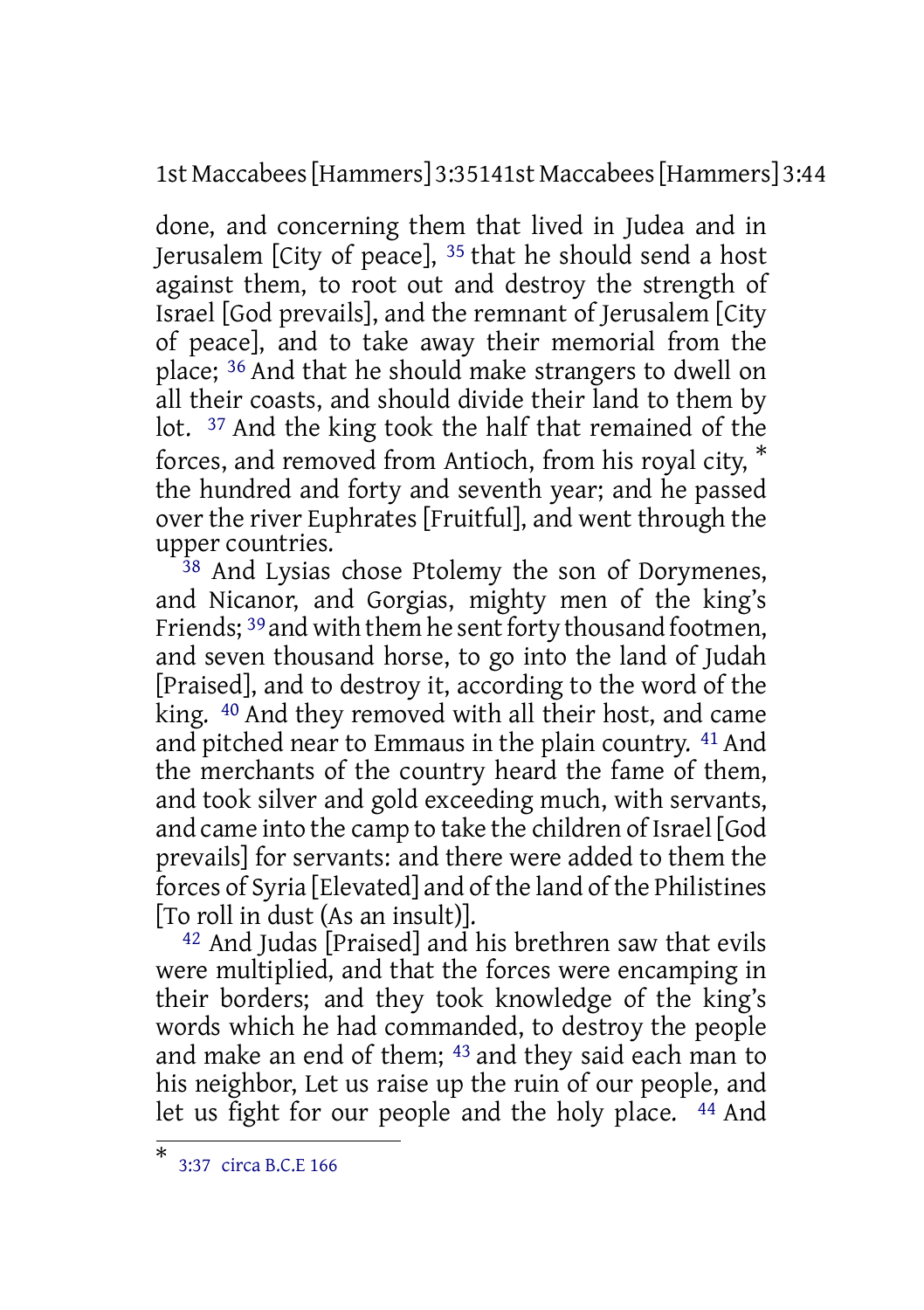done, and concerning them that lived in Judea and in Jerusalem [City of peace], [35] that he should send a host against them, to root out and destroy the strength of Israel [God prevails], and the remnant of Jerusalem [City of peace], and to take away their memorial from the place; [36] And that he should make strangers to dwell on all their coasts, and should divide their land to them by lot. [37] And the king took the half that remained of the forces, and removed from Antioch, from his royal city, * the hundred and forty and seventh year; and he passed over the river Euphrates [Fruitful], and went through the upper countries.

[38] And Lysias chose Ptolemy the son of Dorymenes, and Nicanor, and Gorgias, mighty men of the king's Friends; [39] and with them he sent forty thousand footmen, and seven thousand horse, to go into the land of Judah [Praised], and to destroy it, according to the word of the king. [40] And they removed with all their host, and came and pitched near to Emmaus in the plain country. [41] And the merchants of the country heard the fame of them, and took silver and gold exceeding much, with servants, and came into the camp to take the children of Israel [God prevails] for servants: and there were added to them the forces of Syria [Elevated] and of the land of the Philistines [To roll in dust (As an insult)].

[42] And Judas [Praised] and his brethren saw that evils were multiplied, and that the forces were encamping in their borders; and they took knowledge of the king's words which he had commanded, to destroy the people and make an end of them; [43] and they said each man to his neighbor, Let us raise up the ruin of our people, and let us fight for our people and the holy place. [44] And

---

* 3:37 circa B.C.E 166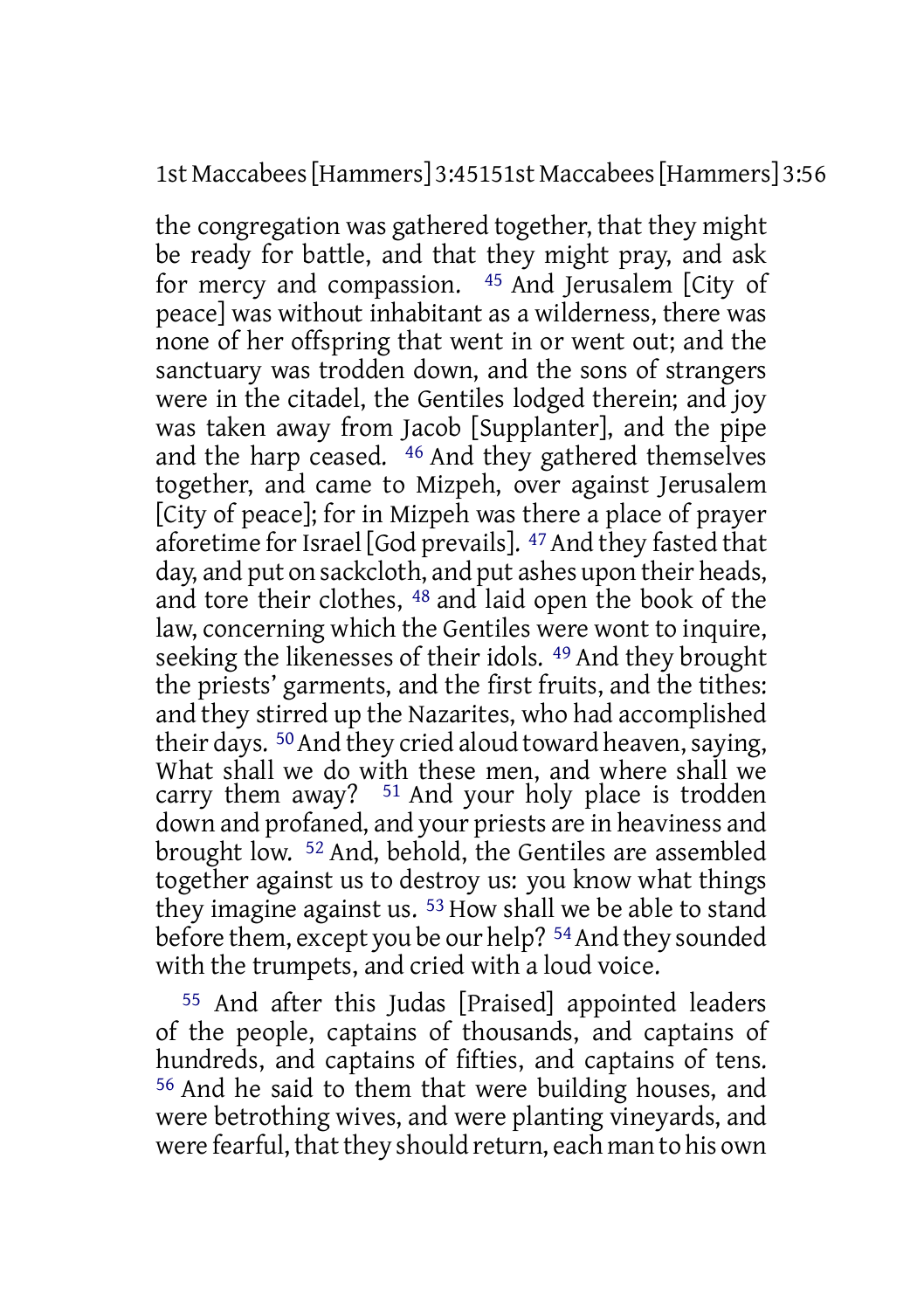the congregation was gathered together, that they might be ready for battle, and that they might pray, and ask for mercy and compassion. [45] And Jerusalem [City of peace] was without inhabitant as a wilderness, there was none of her offspring that went in or went out; and the sanctuary was trodden down, and the sons of strangers were in the citadel, the Gentiles lodged therein; and joy was taken away from Jacob [Supplanter], and the pipe and the harp ceased. [46] And they gathered themselves together, and came to Mizpeh, over against Jerusalem [City of peace]; for in Mizpeh was there a place of prayer aforetime for Israel [God prevails]. [47] And they fasted that day, and put on sackcloth, and put ashes upon their heads, and tore their clothes, [48] and laid open the book of the law, concerning which the Gentiles were wont to inquire, seeking the likenesses of their idols. [49] And they brought the priests' garments, and the first fruits, and the tithes: and they stirred up the Nazarites, who had accomplished their days. [50] And they cried aloud toward heaven, saying, What shall we do with these men, and where shall we carry them away? [51] And your holy place is trodden down and profaned, and your priests are in heaviness and brought low. [52] And, behold, the Gentiles are assembled together against us to destroy us: you know what things they imagine against us. [53] How shall we be able to stand before them, except you be our help? [54] And they sounded with the trumpets, and cried with a loud voice.

[55] And after this Judas [Praised] appointed leaders of the people, captains of thousands, and captains of hundreds, and captains of fifties, and captains of tens. [56] And he said to them that were building houses, and were betrothing wives, and were planting vineyards, and were fearful, that they should return, each man to his own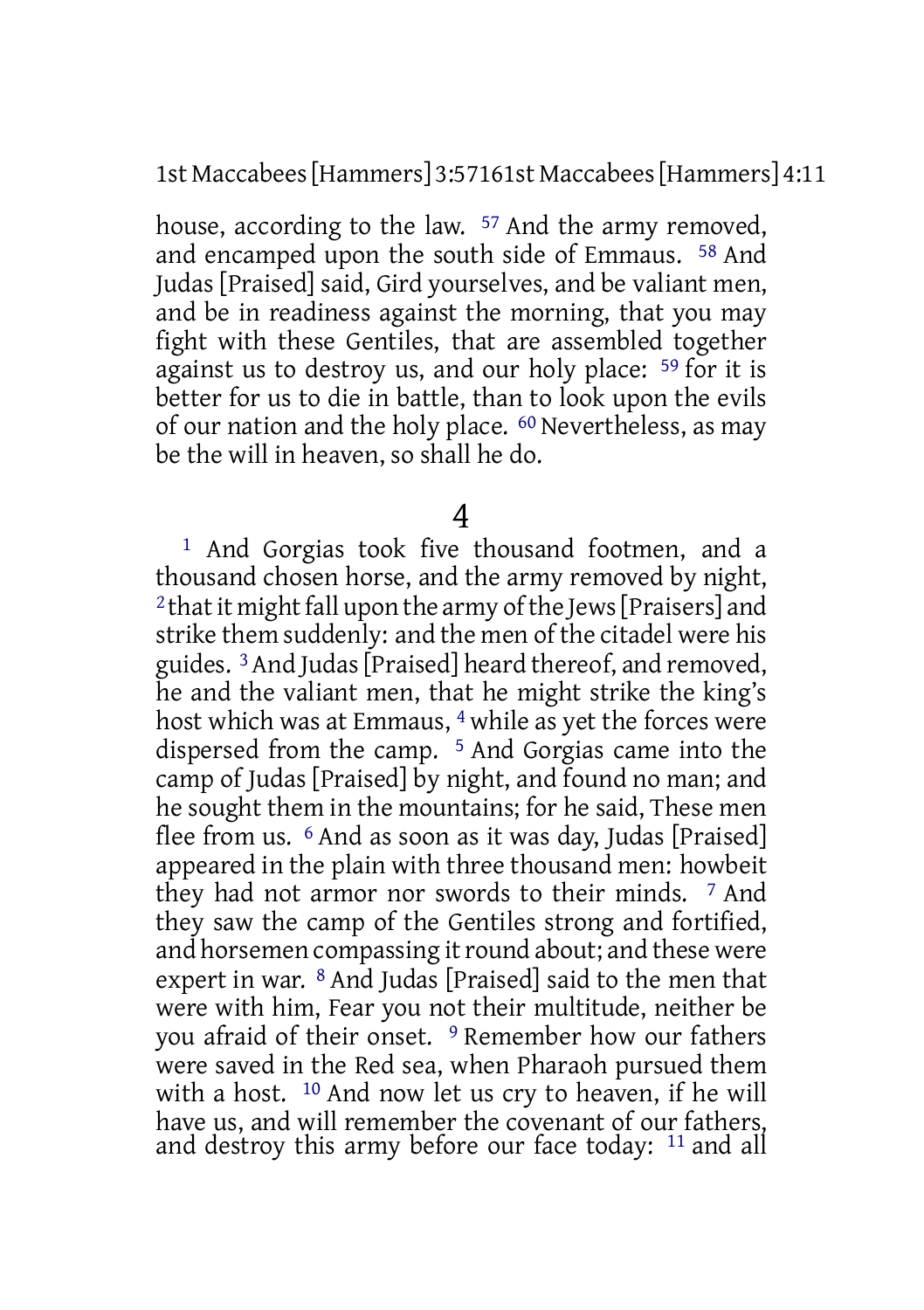house, according to the law. 57 And the army removed, and encamped upon the south side of Emmaus. 58 And Judas [Praised] said, Gird yourselves, and be valiant men, and be in readiness against the morning, that you may fight with these Gentiles, that are assembled together against us to destroy us, and our holy place: 59 for it is better for us to die in battle, than to look upon the evils of our nation and the holy place. 60 Nevertheless, as may be the will in heaven, so shall he do.

# 4

1 And Gorgias took five thousand footmen, and a thousand chosen horse, and the army removed by night, 2 that it might fall upon the army of the Jews [Praisers] and strike them suddenly: and the men of the citadel were his guides. 3 And Judas [Praised] heard thereof, and removed, he and the valiant men, that he might strike the king's host which was at Emmaus, 4 while as yet the forces were dispersed from the camp. 5 And Gorgias came into the camp of Judas [Praised] by night, and found no man; and he sought them in the mountains; for he said, These men flee from us. 6 And as soon as it was day, Judas [Praised] appeared in the plain with three thousand men: howbeit they had not armor nor swords to their minds. 7 And they saw the camp of the Gentiles strong and fortified, and horsemen compassing it round about; and these were expert in war. 8 And Judas [Praised] said to the men that were with him, Fear you not their multitude, neither be you afraid of their onset. 9 Remember how our fathers were saved in the Red sea, when Pharaoh pursued them with a host. 10 And now let us cry to heaven, if he will have us, and will remember the covenant of our fathers, and destroy this army before our face today: 11 and all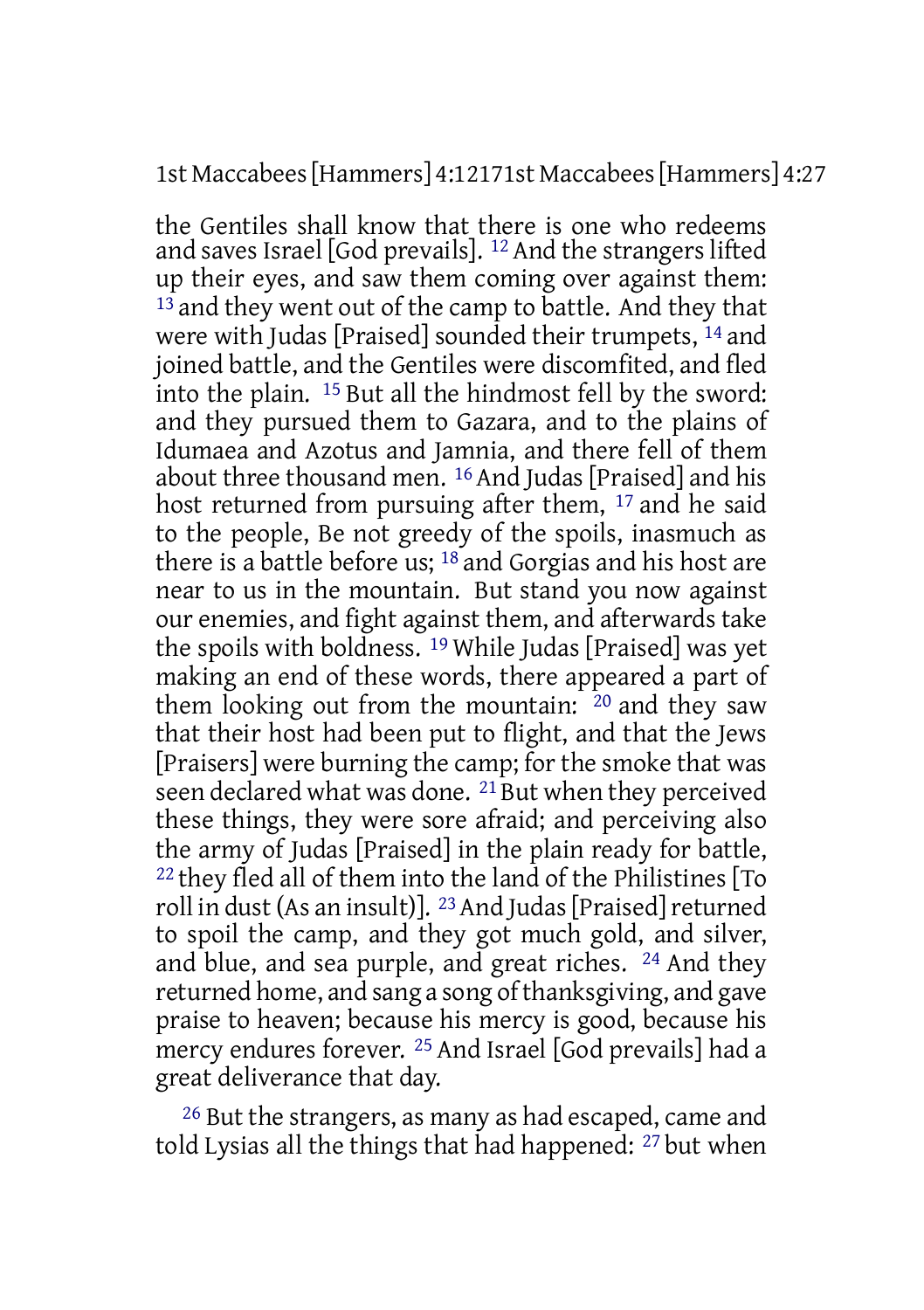the Gentiles shall know that there is one who redeems and saves Israel [God prevails]. 12 And the strangers lifted up their eyes, and saw them coming over against them: 13 and they went out of the camp to battle. And they that were with Judas [Praised] sounded their trumpets, 14 and joined battle, and the Gentiles were discomfited, and fled into the plain. 15 But all the hindmost fell by the sword: and they pursued them to Gazara, and to the plains of Idumaea and Azotus and Jamnia, and there fell of them about three thousand men. 16 And Judas [Praised] and his host returned from pursuing after them, 17 and he said to the people, Be not greedy of the spoils, inasmuch as there is a battle before us; 18 and Gorgias and his host are near to us in the mountain. But stand you now against our enemies, and fight against them, and afterwards take the spoils with boldness. 19 While Judas [Praised] was yet making an end of these words, there appeared a part of them looking out from the mountain: 20 and they saw that their host had been put to flight, and that the Jews [Praisers] were burning the camp; for the smoke that was seen declared what was done. 21 But when they perceived these things, they were sore afraid; and perceiving also the army of Judas [Praised] in the plain ready for battle, 22 they fled all of them into the land of the Philistines [To roll in dust (As an insult)]. 23 And Judas [Praised] returned to spoil the camp, and they got much gold, and silver, and blue, and sea purple, and great riches. 24 And they returned home, and sang a song of thanksgiving, and gave praise to heaven; because his mercy is good, because his mercy endures forever. 25 And Israel [God prevails] had a great deliverance that day.

26 But the strangers, as many as had escaped, came and told Lysias all the things that had happened: 27 but when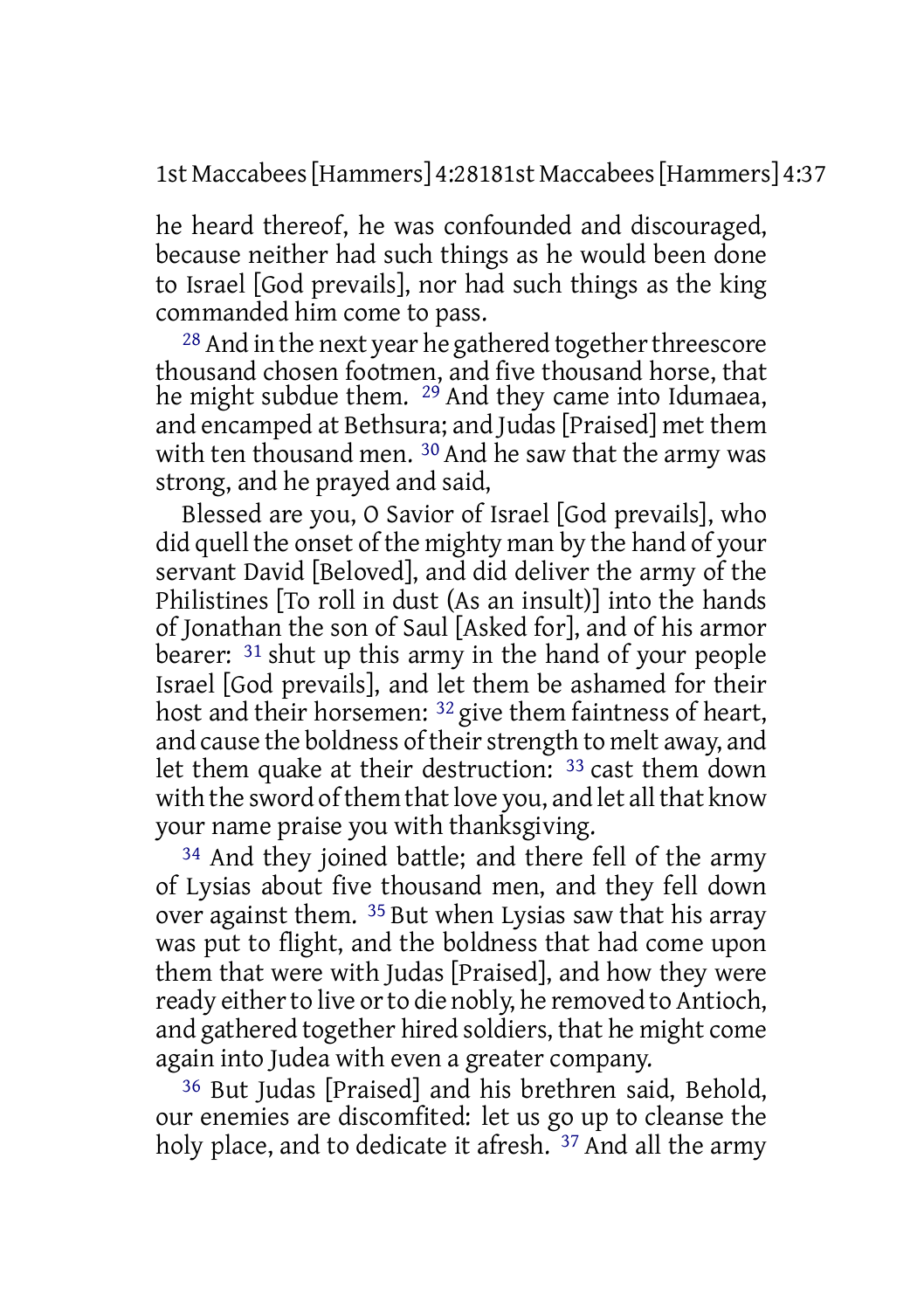he heard thereof, he was confounded and discouraged, because neither had such things as he would been done to Israel [God prevails], nor had such things as the king commanded him come to pass.

[28] And in the next year he gathered together threescore thousand chosen footmen, and five thousand horse, that he might subdue them. [29] And they came into Idumaea, and encamped at Bethsura; and Judas [Praised] met them with ten thousand men. [30] And he saw that the army was strong, and he prayed and said,

Blessed are you, O Savior of Israel [God prevails], who did quell the onset of the mighty man by the hand of your servant David [Beloved], and did deliver the army of the Philistines [To roll in dust (As an insult)] into the hands of Jonathan the son of Saul [Asked for], and of his armor bearer: [31] shut up this army in the hand of your people Israel [God prevails], and let them be ashamed for their host and their horsemen: [32] give them faintness of heart, and cause the boldness of their strength to melt away, and let them quake at their destruction: [33] cast them down with the sword of them that love you, and let all that know your name praise you with thanksgiving.

[34] And they joined battle; and there fell of the army of Lysias about five thousand men, and they fell down over against them. [35] But when Lysias saw that his array was put to flight, and the boldness that had come upon them that were with Judas [Praised], and how they were ready either to live or to die nobly, he removed to Antioch, and gathered together hired soldiers, that he might come again into Judea with even a greater company.

[36] But Judas [Praised] and his brethren said, Behold, our enemies are discomfited: let us go up to cleanse the holy place, and to dedicate it afresh. [37] And all the army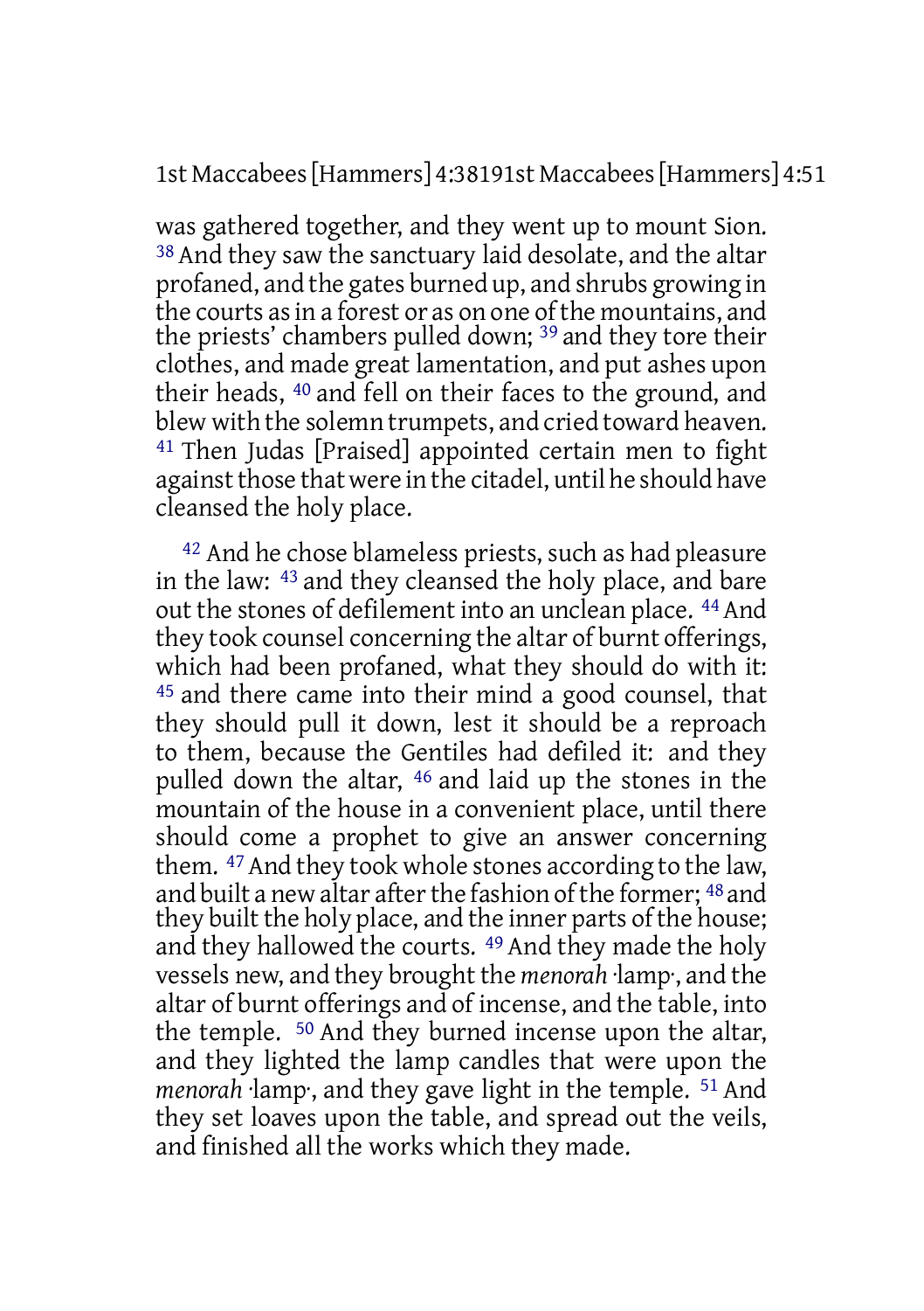was gathered together, and they went up to mount Sion. [38] And they saw the sanctuary laid desolate, and the altar profaned, and the gates burned up, and shrubs growing in the courts as in a forest or as on one of the mountains, and the priests' chambers pulled down; [39] and they tore their clothes, and made great lamentation, and put ashes upon their heads, [40] and fell on their faces to the ground, and blew with the solemn trumpets, and cried toward heaven. [41] Then Judas [Praised] appointed certain men to fight against those that were in the citadel, until he should have cleansed the holy place.

[42] And he chose blameless priests, such as had pleasure in the law: [43] and they cleansed the holy place, and bare out the stones of defilement into an unclean place. [44] And they took counsel concerning the altar of burnt offerings, which had been profaned, what they should do with it: [45] and there came into their mind a good counsel, that they should pull it down, lest it should be a reproach to them, because the Gentiles had defiled it: and they pulled down the altar, [46] and laid up the stones in the mountain of the house in a convenient place, until there should come a prophet to give an answer concerning them. [47] And they took whole stones according to the law, and built a new altar after the fashion of the former; [48] and they built the holy place, and the inner parts of the house; and they hallowed the courts. [49] And they made the holy vessels new, and they brought the *menorah* ·lamp·, and the altar of burnt offerings and of incense, and the table, into the temple. [50] And they burned incense upon the altar, and they lighted the lamp candles that were upon the *menorah* ·lamp·, and they gave light in the temple. [51] And they set loaves upon the table, and spread out the veils, and finished all the works which they made.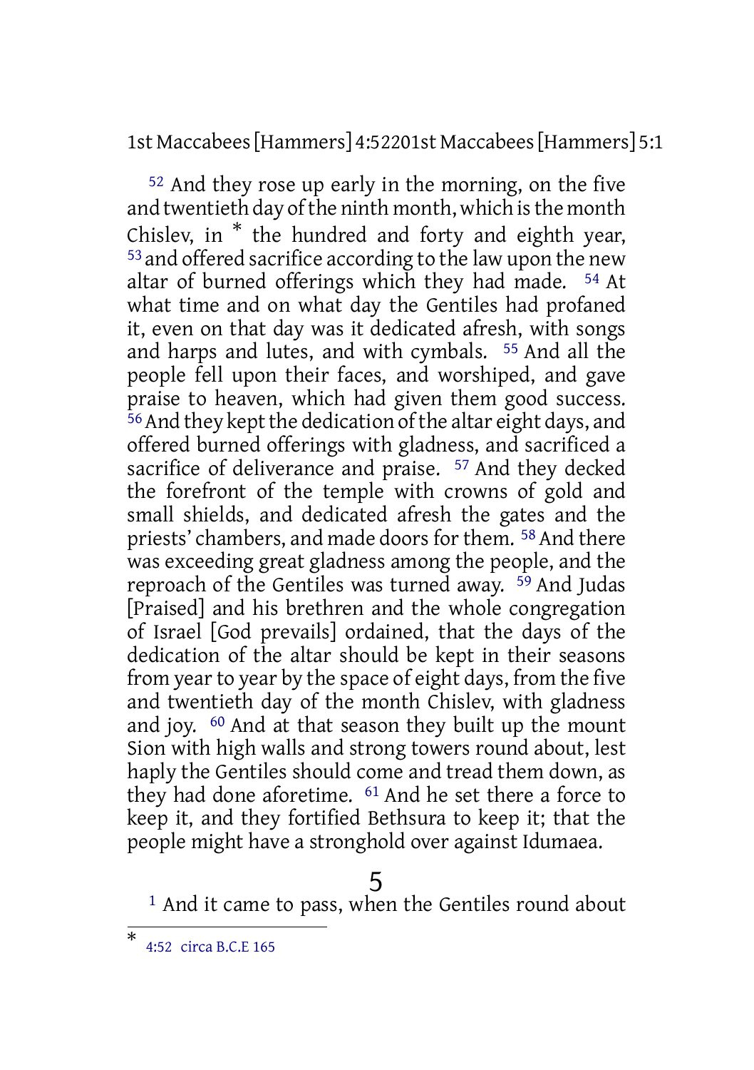[52] And they rose up early in the morning, on the five and twentieth day of the ninth month, which is the month Chislev, in * the hundred and forty and eighth year, [53] and offered sacrifice according to the law upon the new altar of burned offerings which they had made. [54] At what time and on what day the Gentiles had profaned it, even on that day was it dedicated afresh, with songs and harps and lutes, and with cymbals. [55] And all the people fell upon their faces, and worshiped, and gave praise to heaven, which had given them good success. [56] And they kept the dedication of the altar eight days, and offered burned offerings with gladness, and sacrificed a sacrifice of deliverance and praise. [57] And they decked the forefront of the temple with crowns of gold and small shields, and dedicated afresh the gates and the priests' chambers, and made doors for them. [58] And there was exceeding great gladness among the people, and the reproach of the Gentiles was turned away. [59] And Judas [Praised] and his brethren and the whole congregation of Israel [God prevails] ordained, that the days of the dedication of the altar should be kept in their seasons from year to year by the space of eight days, from the five and twentieth day of the month Chislev, with gladness and joy. [60] And at that season they built up the mount Sion with high walls and strong towers round about, lest haply the Gentiles should come and tread them down, as they had done aforetime. [61] And he set there a force to keep it, and they fortified Bethsura to keep it; that the people might have a stronghold over against Idumaea.

## 5

[1] And it came to pass, when the Gentiles round about

---

* 4:52 circa B.C.E 165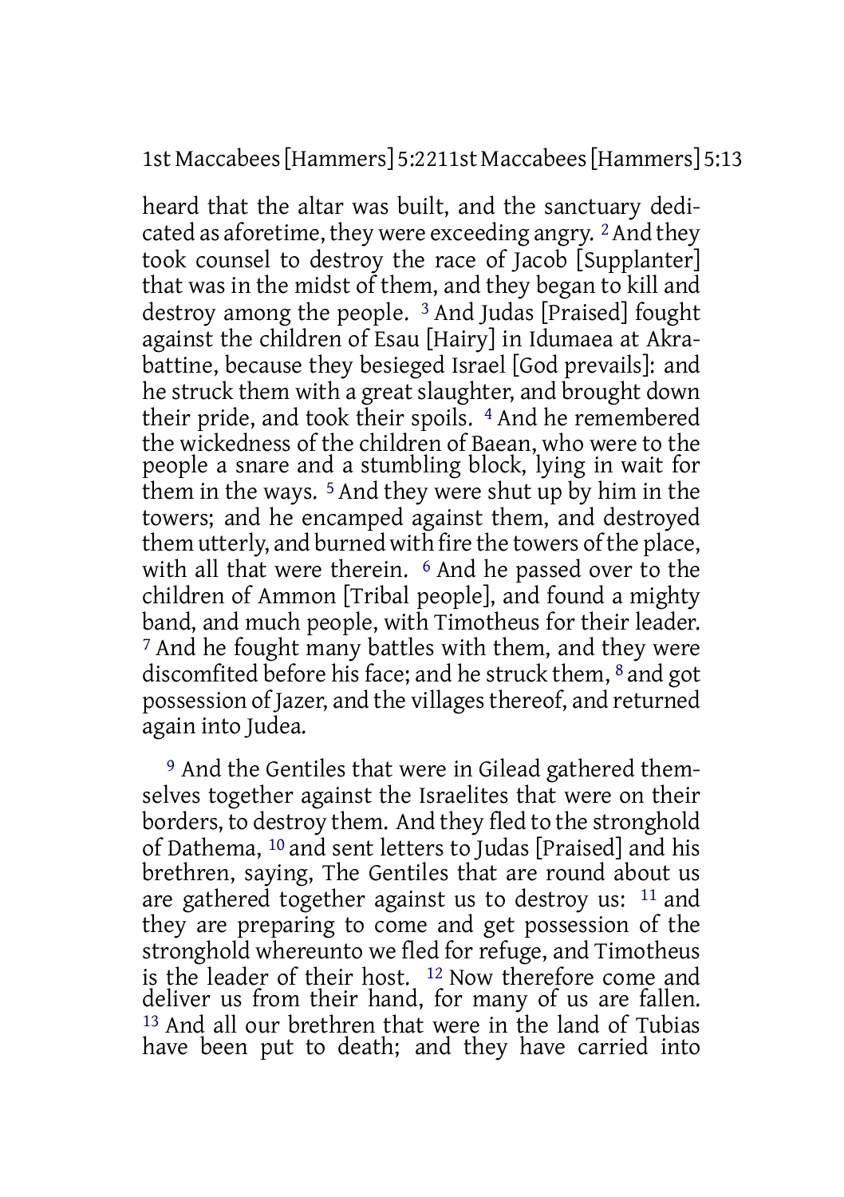heard that the altar was built, and the sanctuary dedicated as aforetime, they were exceeding angry. [2] And they took counsel to destroy the race of Jacob [Supplanter] that was in the midst of them, and they began to kill and destroy among the people. [3] And Judas [Praised] fought against the children of Esau [Hairy] in Idumaea at Akrabattine, because they besieged Israel [God prevails]: and he struck them with a great slaughter, and brought down their pride, and took their spoils. [4] And he remembered the wickedness of the children of Baean, who were to the people a snare and a stumbling block, lying in wait for them in the ways. [5] And they were shut up by him in the towers; and he encamped against them, and destroyed them utterly, and burned with fire the towers of the place, with all that were therein. [6] And he passed over to the children of Ammon [Tribal people], and found a mighty band, and much people, with Timotheus for their leader. [7] And he fought many battles with them, and they were discomfited before his face; and he struck them, [8] and got possession of Jazer, and the villages thereof, and returned again into Judea.

[9] And the Gentiles that were in Gilead gathered themselves together against the Israelites that were on their borders, to destroy them. And they fled to the stronghold of Dathema, [10] and sent letters to Judas [Praised] and his brethren, saying, The Gentiles that are round about us are gathered together against us to destroy us: [11] and they are preparing to come and get possession of the stronghold whereunto we fled for refuge, and Timotheus is the leader of their host. [12] Now therefore come and deliver us from their hand, for many of us are fallen. [13] And all our brethren that were in the land of Tubias have been put to death; and they have carried into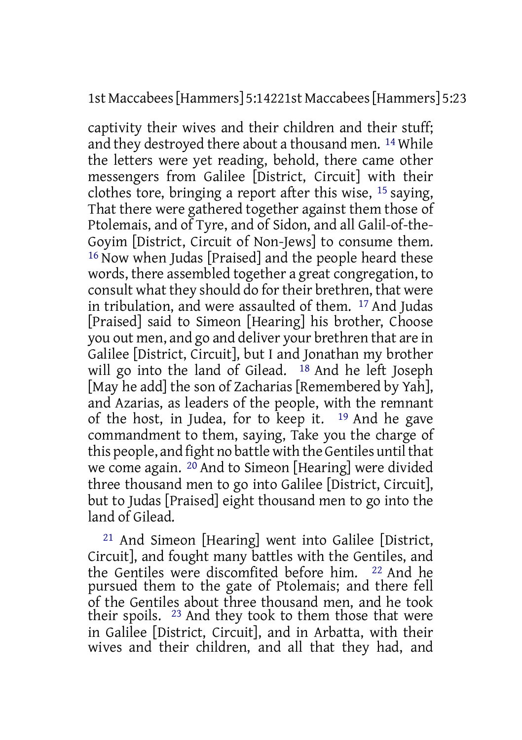captivity their wives and their children and their stuff; and they destroyed there about a thousand men. 14 While the letters were yet reading, behold, there came other messengers from Galilee [District, Circuit] with their clothes tore, bringing a report after this wise, 15 saying, That there were gathered together against them those of Ptolemais, and of Tyre, and of Sidon, and all Galil-of-the-Goyim [District, Circuit of Non-Jews] to consume them. 16 Now when Judas [Praised] and the people heard these words, there assembled together a great congregation, to consult what they should do for their brethren, that were in tribulation, and were assaulted of them. 17 And Judas [Praised] said to Simeon [Hearing] his brother, Choose you out men, and go and deliver your brethren that are in Galilee [District, Circuit], but I and Jonathan my brother will go into the land of Gilead. 18 And he left Joseph [May he add] the son of Zacharias [Remembered by Yah], and Azarias, as leaders of the people, with the remnant of the host, in Judea, for to keep it. 19 And he gave commandment to them, saying, Take you the charge of this people, and fight no battle with the Gentiles until that we come again. 20 And to Simeon [Hearing] were divided three thousand men to go into Galilee [District, Circuit], but to Judas [Praised] eight thousand men to go into the land of Gilead.

21 And Simeon [Hearing] went into Galilee [District, Circuit], and fought many battles with the Gentiles, and the Gentiles were discomfited before him. 22 And he pursued them to the gate of Ptolemais; and there fell of the Gentiles about three thousand men, and he took their spoils. 23 And they took to them those that were in Galilee [District, Circuit], and in Arbatta, with their wives and their children, and all that they had, and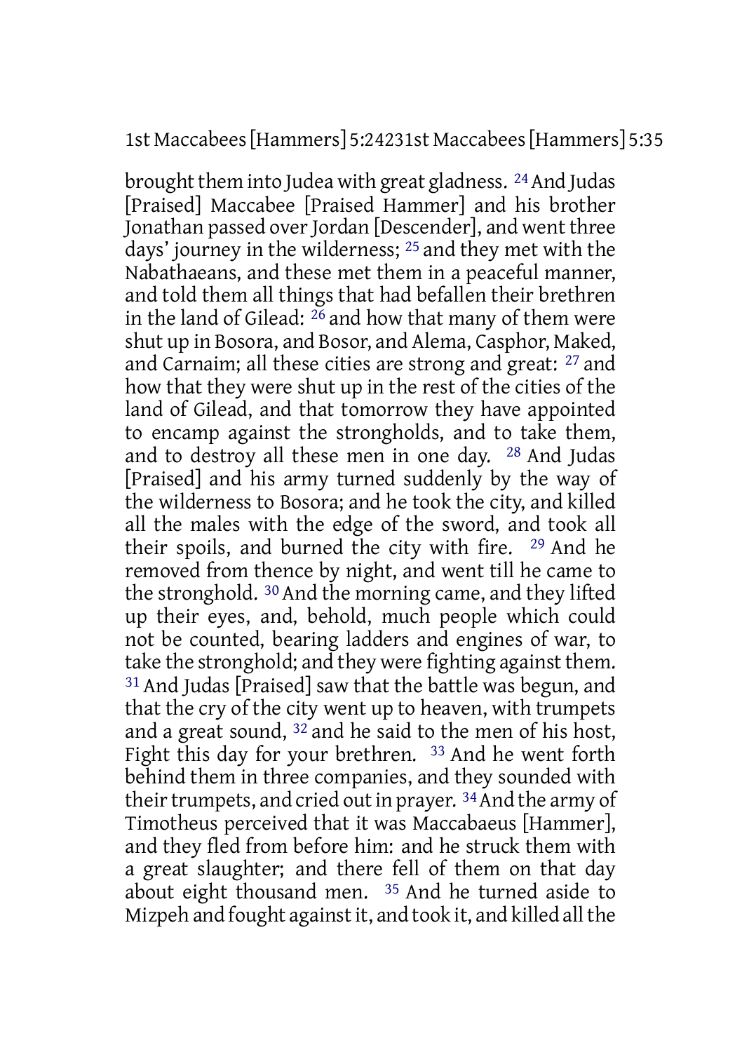brought them into Judea with great gladness. 24 And Judas [Praised] Maccabee [Praised Hammer] and his brother Jonathan passed over Jordan [Descender], and went three days' journey in the wilderness; 25 and they met with the Nabathaeans, and these met them in a peaceful manner, and told them all things that had befallen their brethren in the land of Gilead: 26 and how that many of them were shut up in Bosora, and Bosor, and Alema, Casphor, Maked, and Carnaim; all these cities are strong and great: 27 and how that they were shut up in the rest of the cities of the land of Gilead, and that tomorrow they have appointed to encamp against the strongholds, and to take them, and to destroy all these men in one day. 28 And Judas [Praised] and his army turned suddenly by the way of the wilderness to Bosora; and he took the city, and killed all the males with the edge of the sword, and took all their spoils, and burned the city with fire. 29 And he removed from thence by night, and went till he came to the stronghold. 30 And the morning came, and they lifted up their eyes, and, behold, much people which could not be counted, bearing ladders and engines of war, to take the stronghold; and they were fighting against them. 31 And Judas [Praised] saw that the battle was begun, and that the cry of the city went up to heaven, with trumpets and a great sound, 32 and he said to the men of his host, Fight this day for your brethren. 33 And he went forth behind them in three companies, and they sounded with their trumpets, and cried out in prayer. 34 And the army of Timotheus perceived that it was Maccabaeus [Hammer], and they fled from before him: and he struck them with a great slaughter; and there fell of them on that day about eight thousand men. 35 And he turned aside to Mizpeh and fought against it, and took it, and killed all the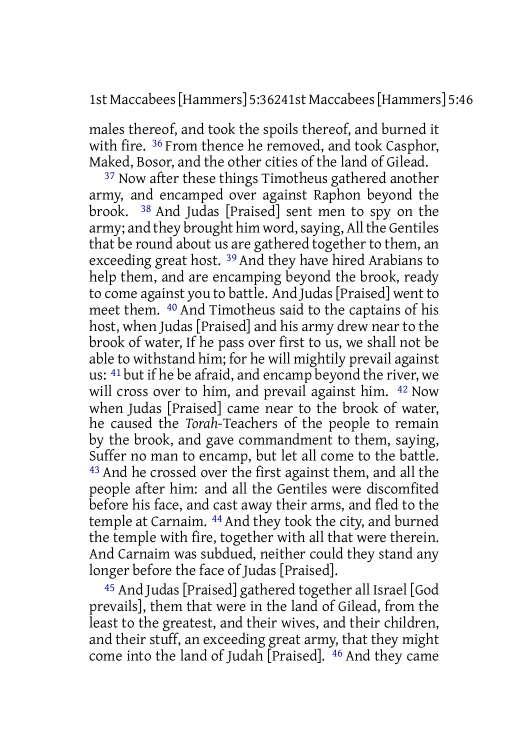males thereof, and took the spoils thereof, and burned it with fire. 36 From thence he removed, and took Casphor, Maked, Bosor, and the other cities of the land of Gilead.

37 Now after these things Timotheus gathered another army, and encamped over against Raphon beyond the brook. 38 And Judas [Praised] sent men to spy on the army; and they brought him word, saying, All the Gentiles that be round about us are gathered together to them, an exceeding great host. 39 And they have hired Arabians to help them, and are encamping beyond the brook, ready to come against you to battle. And Judas [Praised] went to meet them. 40 And Timotheus said to the captains of his host, when Judas [Praised] and his army drew near to the brook of water, If he pass over first to us, we shall not be able to withstand him; for he will mightily prevail against us: 41 but if he be afraid, and encamp beyond the river, we will cross over to him, and prevail against him. 42 Now when Judas [Praised] came near to the brook of water, he caused the *Torah*-Teachers of the people to remain by the brook, and gave commandment to them, saying, Suffer no man to encamp, but let all come to the battle. 43 And he crossed over the first against them, and all the people after him: and all the Gentiles were discomfited before his face, and cast away their arms, and fled to the temple at Carnaim. 44 And they took the city, and burned the temple with fire, together with all that were therein. And Carnaim was subdued, neither could they stand any longer before the face of Judas [Praised].

45 And Judas [Praised] gathered together all Israel [God prevails], them that were in the land of Gilead, from the least to the greatest, and their wives, and their children, and their stuff, an exceeding great army, that they might come into the land of Judah [Praised]. 46 And they came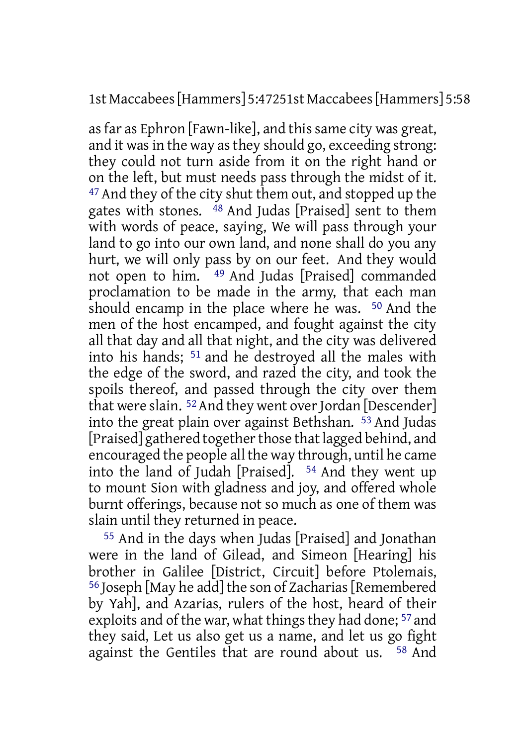as far as Ephron [Fawn-like], and this same city was great, and it was in the way as they should go, exceeding strong: they could not turn aside from it on the right hand or on the left, but must needs pass through the midst of it. 47 And they of the city shut them out, and stopped up the gates with stones. 48 And Judas [Praised] sent to them with words of peace, saying, We will pass through your land to go into our own land, and none shall do you any hurt, we will only pass by on our feet. And they would not open to him. 49 And Judas [Praised] commanded proclamation to be made in the army, that each man should encamp in the place where he was. 50 And the men of the host encamped, and fought against the city all that day and all that night, and the city was delivered into his hands; 51 and he destroyed all the males with the edge of the sword, and razed the city, and took the spoils thereof, and passed through the city over them that were slain. 52 And they went over Jordan [Descender] into the great plain over against Bethshan. 53 And Judas [Praised] gathered together those that lagged behind, and encouraged the people all the way through, until he came into the land of Judah [Praised]. 54 And they went up to mount Sion with gladness and joy, and offered whole burnt offerings, because not so much as one of them was slain until they returned in peace.

55 And in the days when Judas [Praised] and Jonathan were in the land of Gilead, and Simeon [Hearing] his brother in Galilee [District, Circuit] before Ptolemais, 56 Joseph [May he add] the son of Zacharias [Remembered by Yah], and Azarias, rulers of the host, heard of their exploits and of the war, what things they had done; 57 and they said, Let us also get us a name, and let us go fight against the Gentiles that are round about us. 58 And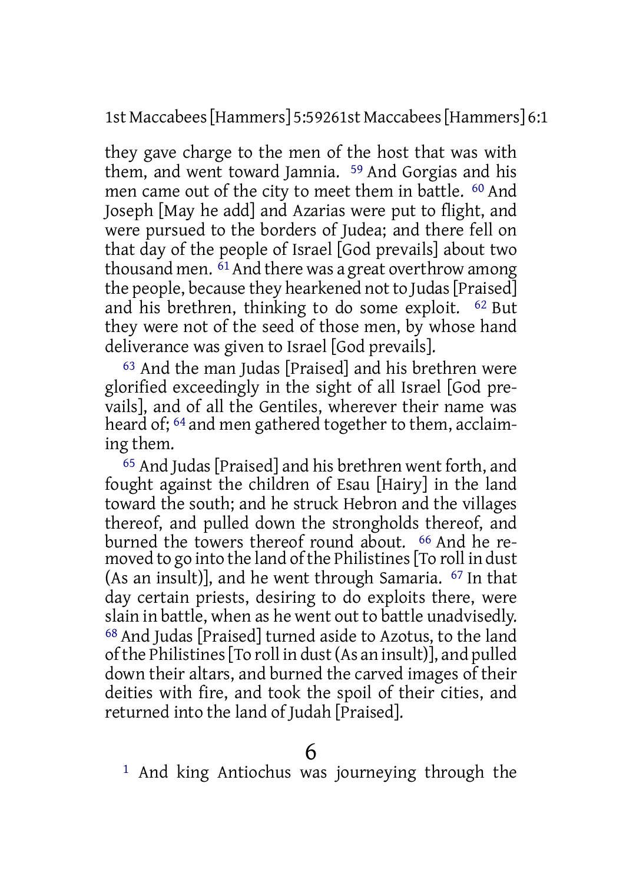they gave charge to the men of the host that was with them, and went toward Jamnia. [59] And Gorgias and his men came out of the city to meet them in battle. [60] And Joseph [May he add] and Azarias were put to flight, and were pursued to the borders of Judea; and there fell on that day of the people of Israel [God prevails] about two thousand men. [61] And there was a great overthrow among the people, because they hearkened not to Judas [Praised] and his brethren, thinking to do some exploit. [62] But they were not of the seed of those men, by whose hand deliverance was given to Israel [God prevails].

[63] And the man Judas [Praised] and his brethren were glorified exceedingly in the sight of all Israel [God prevails], and of all the Gentiles, wherever their name was heard of; [64] and men gathered together to them, acclaiming them.

[65] And Judas [Praised] and his brethren went forth, and fought against the children of Esau [Hairy] in the land toward the south; and he struck Hebron and the villages thereof, and pulled down the strongholds thereof, and burned the towers thereof round about. [66] And he removed to go into the land of the Philistines [To roll in dust (As an insult)], and he went through Samaria. [67] In that day certain priests, desiring to do exploits there, were slain in battle, when as he went out to battle unadvisedly. [68] And Judas [Praised] turned aside to Azotus, to the land of the Philistines [To roll in dust (As an insult)], and pulled down their altars, and burned the carved images of their deities with fire, and took the spoil of their cities, and returned into the land of Judah [Praised].

# 6

[1] And king Antiochus was journeying through the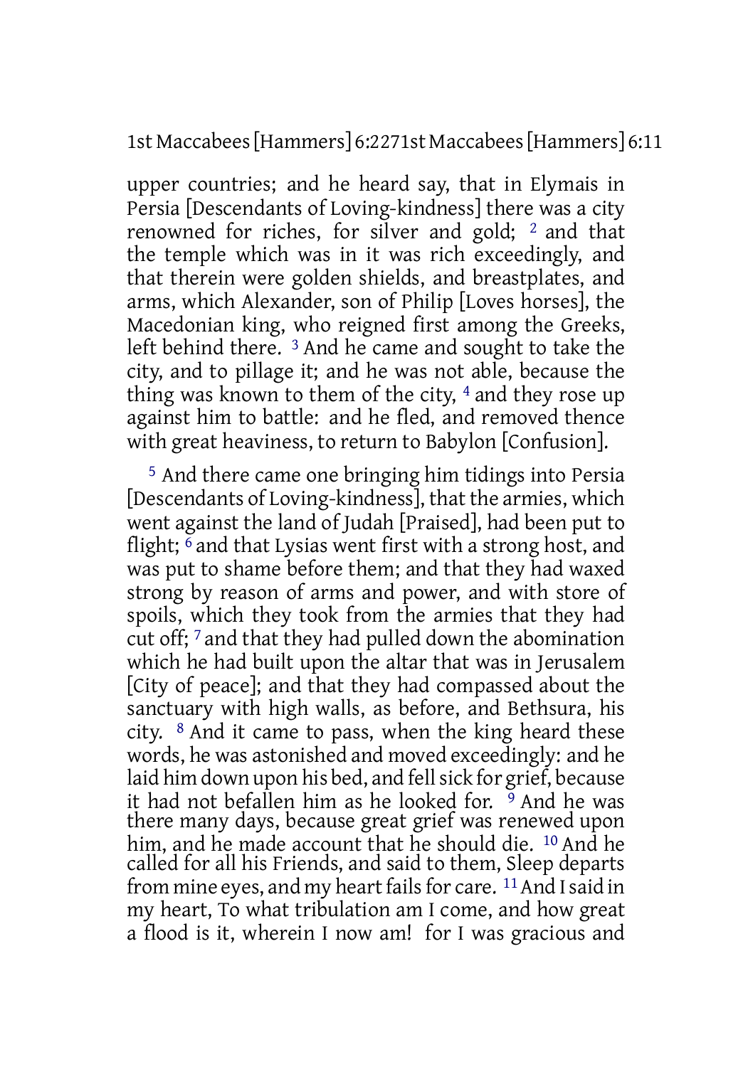upper countries; and he heard say, that in Elymais in Persia [Descendants of Loving-kindness] there was a city renowned for riches, for silver and gold; [2] and that the temple which was in it was rich exceedingly, and that therein were golden shields, and breastplates, and arms, which Alexander, son of Philip [Loves horses], the Macedonian king, who reigned first among the Greeks, left behind there. [3] And he came and sought to take the city, and to pillage it; and he was not able, because the thing was known to them of the city, [4] and they rose up against him to battle: and he fled, and removed thence with great heaviness, to return to Babylon [Confusion].

[5] And there came one bringing him tidings into Persia [Descendants of Loving-kindness], that the armies, which went against the land of Judah [Praised], had been put to flight; [6] and that Lysias went first with a strong host, and was put to shame before them; and that they had waxed strong by reason of arms and power, and with store of spoils, which they took from the armies that they had cut off; [7] and that they had pulled down the abomination which he had built upon the altar that was in Jerusalem [City of peace]; and that they had compassed about the sanctuary with high walls, as before, and Bethsura, his city. [8] And it came to pass, when the king heard these words, he was astonished and moved exceedingly: and he laid him down upon his bed, and fell sick for grief, because it had not befallen him as he looked for. [9] And he was there many days, because great grief was renewed upon him, and he made account that he should die. [10] And he called for all his Friends, and said to them, Sleep departs from mine eyes, and my heart fails for care. [11] And I said in my heart, To what tribulation am I come, and how great a flood is it, wherein I now am! for I was gracious and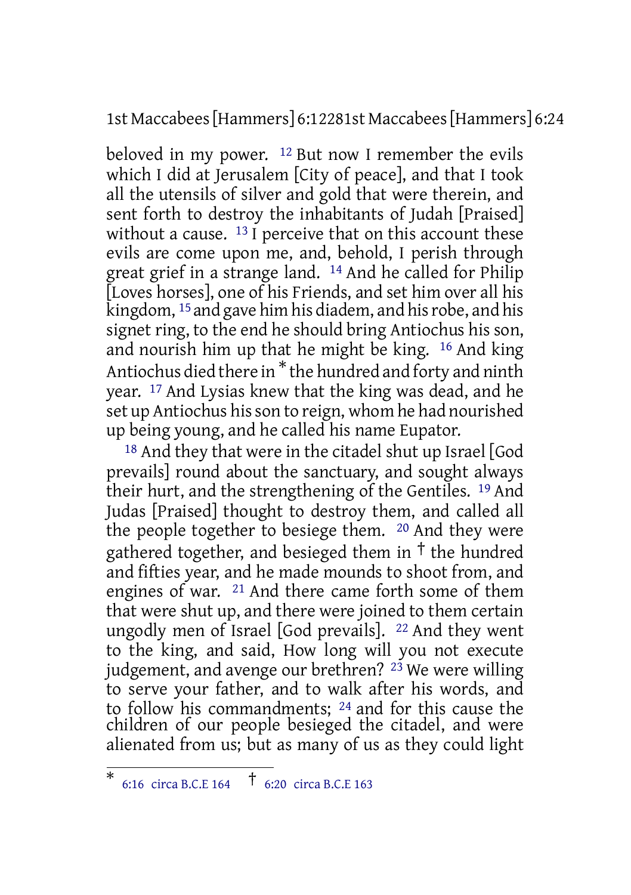beloved in my power. [12] But now I remember the evils which I did at Jerusalem [City of peace], and that I took all the utensils of silver and gold that were therein, and sent forth to destroy the inhabitants of Judah [Praised] without a cause. [13] I perceive that on this account these evils are come upon me, and, behold, I perish through great grief in a strange land. [14] And he called for Philip [Loves horses], one of his Friends, and set him over all his kingdom, [15] and gave him his diadem, and his robe, and his signet ring, to the end he should bring Antiochus his son, and nourish him up that he might be king. [16] And king Antiochus died there in [*] the hundred and forty and ninth year. [17] And Lysias knew that the king was dead, and he set up Antiochus his son to reign, whom he had nourished up being young, and he called his name Eupator.

[18] And they that were in the citadel shut up Israel [God prevails] round about the sanctuary, and sought always their hurt, and the strengthening of the Gentiles. [19] And Judas [Praised] thought to destroy them, and called all the people together to besiege them. [20] And they were gathered together, and besieged them in [†] the hundred and fifties year, and he made mounds to shoot from, and engines of war. [21] And there came forth some of them that were shut up, and there were joined to them certain ungodly men of Israel [God prevails]. [22] And they went to the king, and said, How long will you not execute judgement, and avenge our brethren? [23] We were willing to serve your father, and to walk after his words, and to follow his commandments; [24] and for this cause the children of our people besieged the citadel, and were alienated from us; but as many of us as they could light

---

[*] 6:16 circa B.C.E 164 [†] 6:20 circa B.C.E 163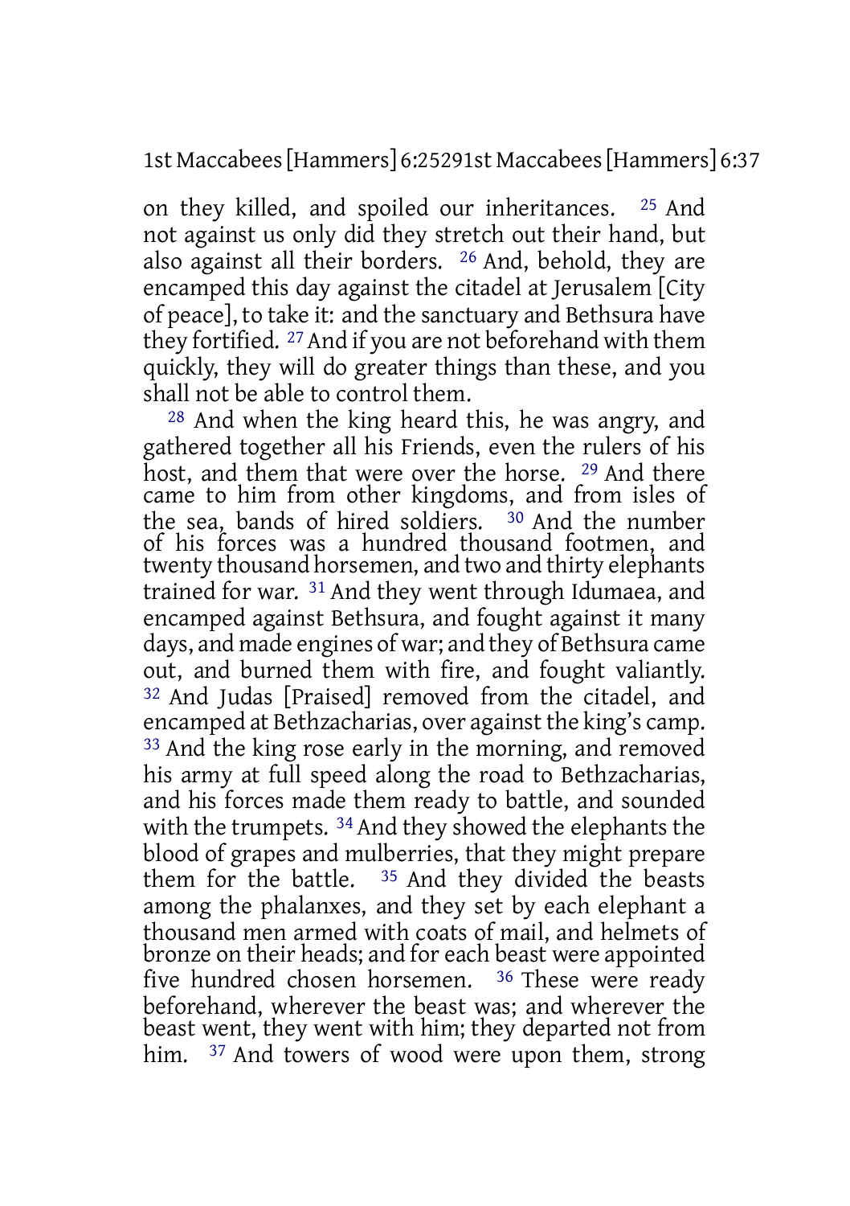on they killed, and spoiled our inheritances. 25 And not against us only did they stretch out their hand, but also against all their borders. 26 And, behold, they are encamped this day against the citadel at Jerusalem [City of peace], to take it: and the sanctuary and Bethsura have they fortified. 27 And if you are not beforehand with them quickly, they will do greater things than these, and you shall not be able to control them.

28 And when the king heard this, he was angry, and gathered together all his Friends, even the rulers of his host, and them that were over the horse. 29 And there came to him from other kingdoms, and from isles of the sea, bands of hired soldiers. 30 And the number of his forces was a hundred thousand footmen, and twenty thousand horsemen, and two and thirty elephants trained for war. 31 And they went through Idumaea, and encamped against Bethsura, and fought against it many days, and made engines of war; and they of Bethsura came out, and burned them with fire, and fought valiantly. 32 And Judas [Praised] removed from the citadel, and encamped at Bethzacharias, over against the king's camp. 33 And the king rose early in the morning, and removed his army at full speed along the road to Bethzacharias, and his forces made them ready to battle, and sounded with the trumpets. 34 And they showed the elephants the blood of grapes and mulberries, that they might prepare them for the battle. 35 And they divided the beasts among the phalanxes, and they set by each elephant a thousand men armed with coats of mail, and helmets of bronze on their heads; and for each beast were appointed five hundred chosen horsemen. 36 These were ready beforehand, wherever the beast was; and wherever the beast went, they went with him; they departed not from him. 37 And towers of wood were upon them, strong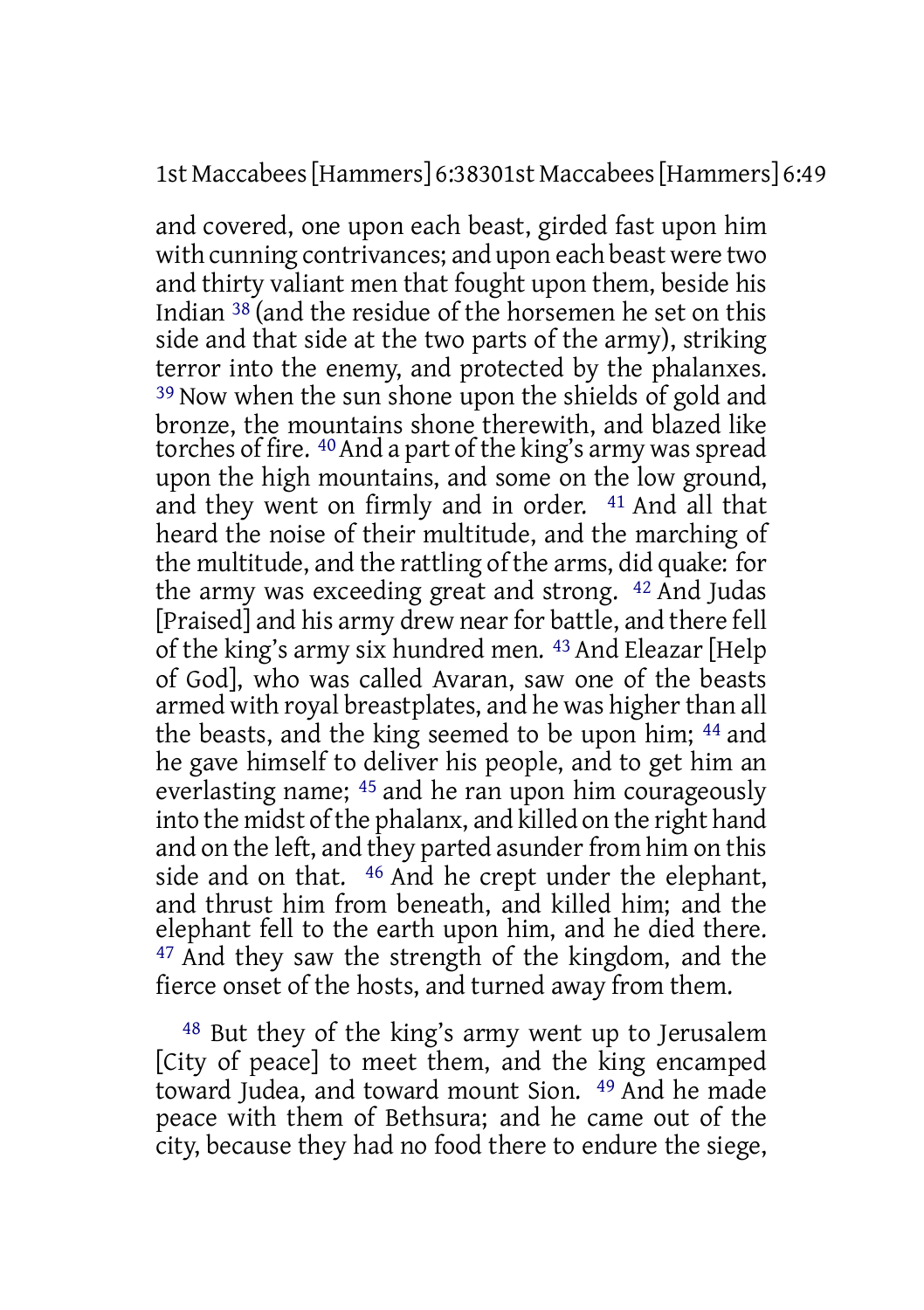and covered, one upon each beast, girded fast upon him with cunning contrivances; and upon each beast were two and thirty valiant men that fought upon them, beside his Indian [38] (and the residue of the horsemen he set on this side and that side at the two parts of the army), striking terror into the enemy, and protected by the phalanxes. [39] Now when the sun shone upon the shields of gold and bronze, the mountains shone therewith, and blazed like torches of fire. [40] And a part of the king's army was spread upon the high mountains, and some on the low ground, and they went on firmly and in order. [41] And all that heard the noise of their multitude, and the marching of the multitude, and the rattling of the arms, did quake: for the army was exceeding great and strong. [42] And Judas [Praised] and his army drew near for battle, and there fell of the king's army six hundred men. [43] And Eleazar [Help of God], who was called Avaran, saw one of the beasts armed with royal breastplates, and he was higher than all the beasts, and the king seemed to be upon him; [44] and he gave himself to deliver his people, and to get him an everlasting name; [45] and he ran upon him courageously into the midst of the phalanx, and killed on the right hand and on the left, and they parted asunder from him on this side and on that. [46] And he crept under the elephant, and thrust him from beneath, and killed him; and the elephant fell to the earth upon him, and he died there. [47] And they saw the strength of the kingdom, and the fierce onset of the hosts, and turned away from them.

[48] But they of the king's army went up to Jerusalem [City of peace] to meet them, and the king encamped toward Judea, and toward mount Sion. [49] And he made peace with them of Bethsura; and he came out of the city, because they had no food there to endure the siege,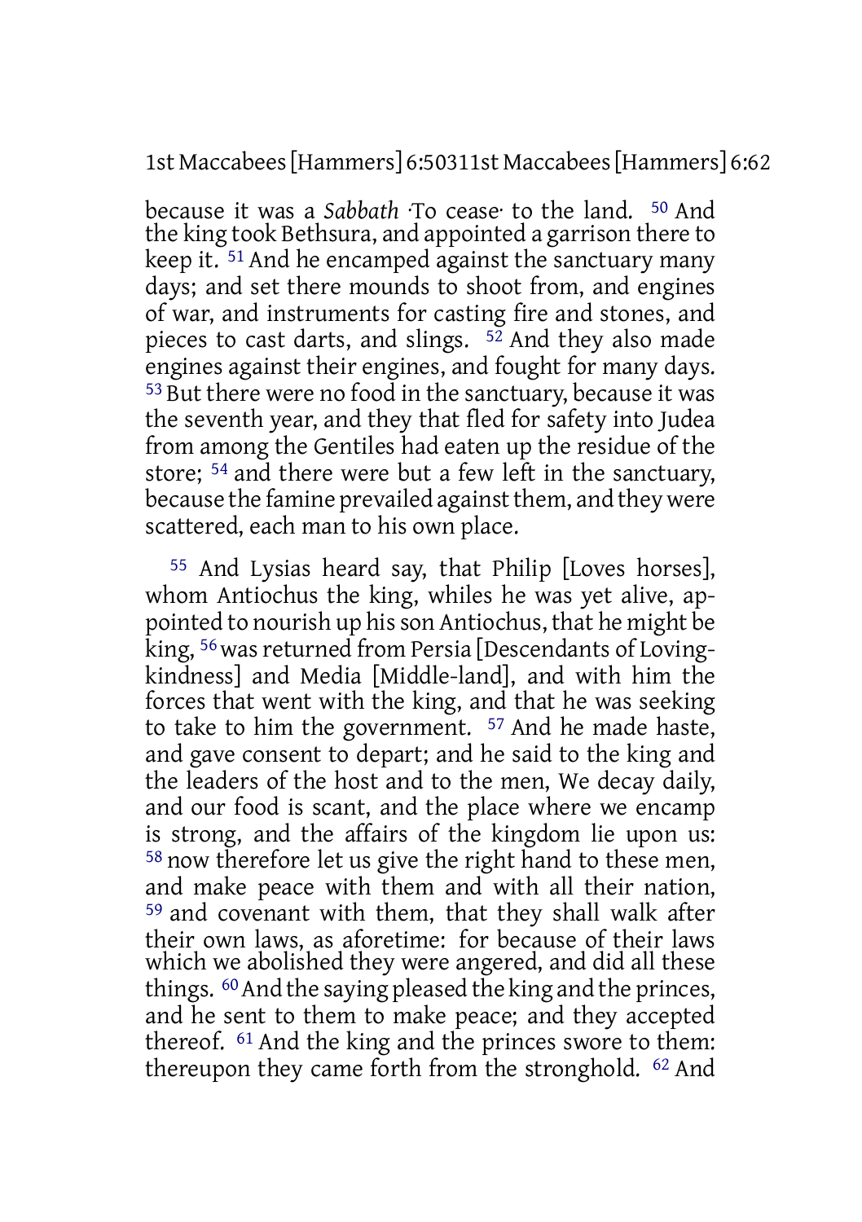because it was a *Sabbath* ·To cease· to the land. 50 And the king took Bethsura, and appointed a garrison there to keep it. 51 And he encamped against the sanctuary many days; and set there mounds to shoot from, and engines of war, and instruments for casting fire and stones, and pieces to cast darts, and slings. 52 And they also made engines against their engines, and fought for many days. 53 But there were no food in the sanctuary, because it was the seventh year, and they that fled for safety into Judea from among the Gentiles had eaten up the residue of the store; 54 and there were but a few left in the sanctuary, because the famine prevailed against them, and they were scattered, each man to his own place.

55 And Lysias heard say, that Philip [Loves horses], whom Antiochus the king, whiles he was yet alive, appointed to nourish up his son Antiochus, that he might be king, 56 was returned from Persia [Descendants of Loving-kindness] and Media [Middle-land], and with him the forces that went with the king, and that he was seeking to take to him the government. 57 And he made haste, and gave consent to depart; and he said to the king and the leaders of the host and to the men, We decay daily, and our food is scant, and the place where we encamp is strong, and the affairs of the kingdom lie upon us: 58 now therefore let us give the right hand to these men, and make peace with them and with all their nation, 59 and covenant with them, that they shall walk after their own laws, as aforetime: for because of their laws which we abolished they were angered, and did all these things. 60 And the saying pleased the king and the princes, and he sent to them to make peace; and they accepted thereof. 61 And the king and the princes swore to them: thereupon they came forth from the stronghold. 62 And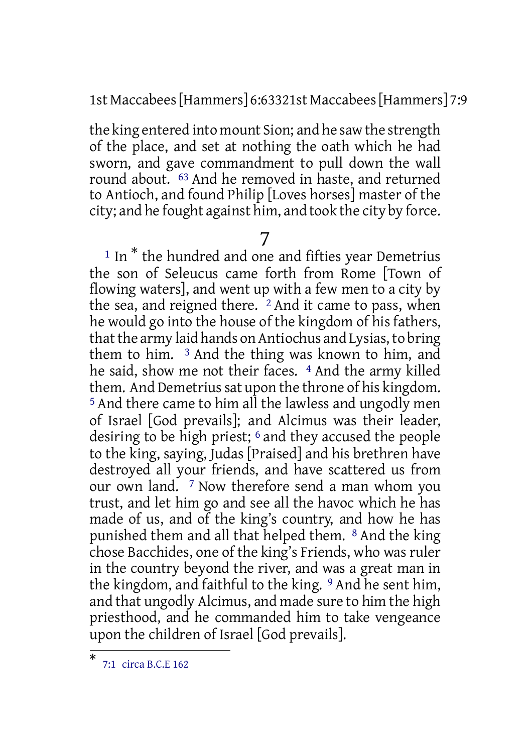the king entered into mount Sion; and he saw the strength of the place, and set at nothing the oath which he had sworn, and gave commandment to pull down the wall round about. 63 And he removed in haste, and returned to Antioch, and found Philip [Loves horses] master of the city; and he fought against him, and took the city by force.

## 7

1 In * the hundred and one and fifties year Demetrius the son of Seleucus came forth from Rome [Town of flowing waters], and went up with a few men to a city by the sea, and reigned there. 2 And it came to pass, when he would go into the house of the kingdom of his fathers, that the army laid hands on Antiochus and Lysias, to bring them to him. 3 And the thing was known to him, and he said, show me not their faces. 4 And the army killed them. And Demetrius sat upon the throne of his kingdom. 5 And there came to him all the lawless and ungodly men of Israel [God prevails]; and Alcimus was their leader, desiring to be high priest; 6 and they accused the people to the king, saying, Judas [Praised] and his brethren have destroyed all your friends, and have scattered us from our own land. 7 Now therefore send a man whom you trust, and let him go and see all the havoc which he has made of us, and of the king's country, and how he has punished them and all that helped them. 8 And the king chose Bacchides, one of the king's Friends, who was ruler in the country beyond the river, and was a great man in the kingdom, and faithful to the king. 9 And he sent him, and that ungodly Alcimus, and made sure to him the high priesthood, and he commanded him to take vengeance upon the children of Israel [God prevails].

* 7:1 circa B.C.E 162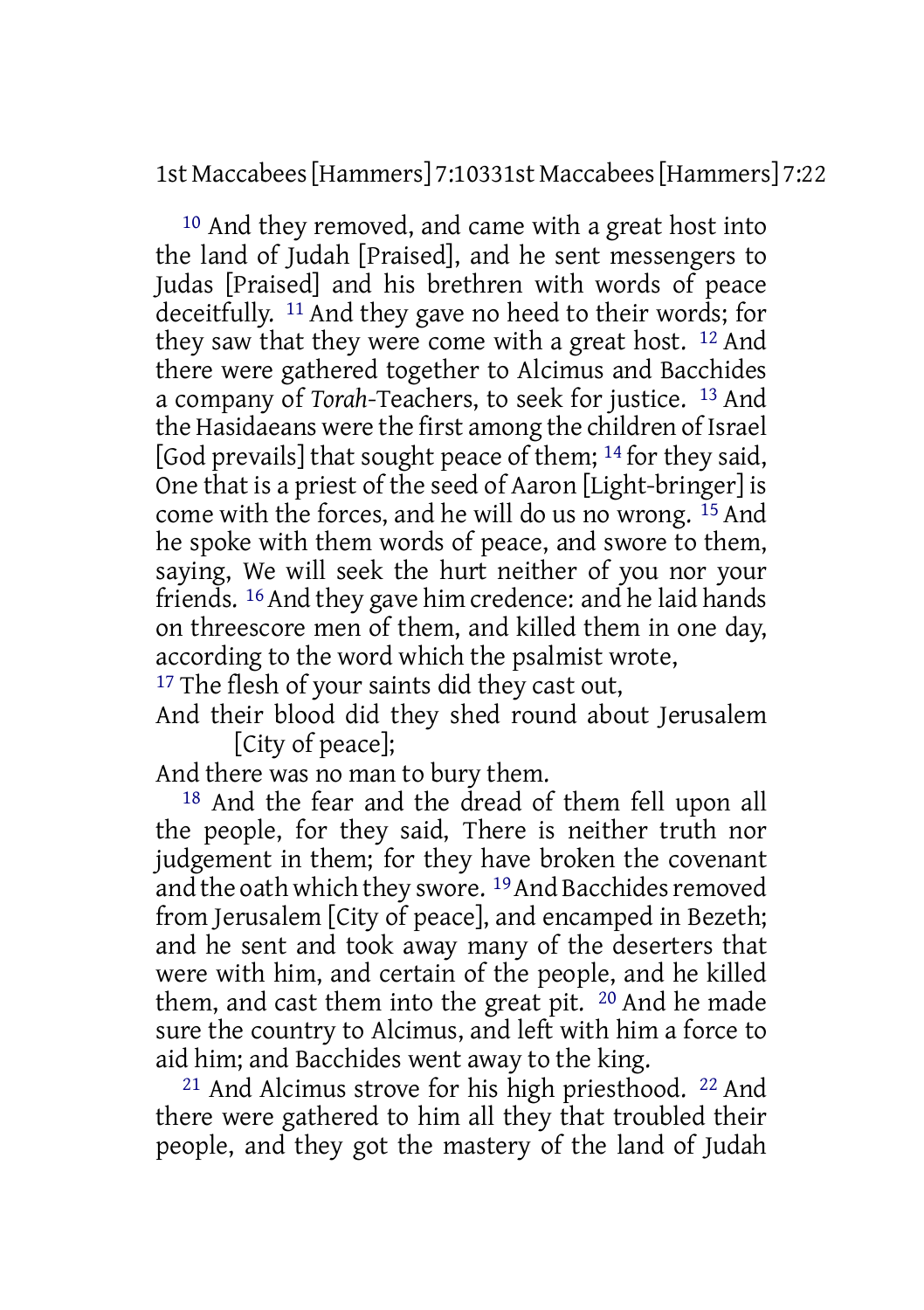[10] And they removed, and came with a great host into the land of Judah [Praised], and he sent messengers to Judas [Praised] and his brethren with words of peace deceitfully. [11] And they gave no heed to their words; for they saw that they were come with a great host. [12] And there were gathered together to Alcimus and Bacchides a company of *Torah*-Teachers, to seek for justice. [13] And the Hasidaeans were the first among the children of Israel [God prevails] that sought peace of them; [14] for they said, One that is a priest of the seed of Aaron [Light-bringer] is come with the forces, and he will do us no wrong. [15] And he spoke with them words of peace, and swore to them, saying, We will seek the hurt neither of you nor your friends. [16] And they gave him credence: and he laid hands on threescore men of them, and killed them in one day, according to the word which the psalmist wrote,

[17] The flesh of your saints did they cast out,
And their blood did they shed round about Jerusalem [City of peace];
And there was no man to bury them.

[18] And the fear and the dread of them fell upon all the people, for they said, There is neither truth nor judgement in them; for they have broken the covenant and the oath which they swore. [19] And Bacchides removed from Jerusalem [City of peace], and encamped in Bezeth; and he sent and took away many of the deserters that were with him, and certain of the people, and he killed them, and cast them into the great pit. [20] And he made sure the country to Alcimus, and left with him a force to aid him; and Bacchides went away to the king.

[21] And Alcimus strove for his high priesthood. [22] And there were gathered to him all they that troubled their people, and they got the mastery of the land of Judah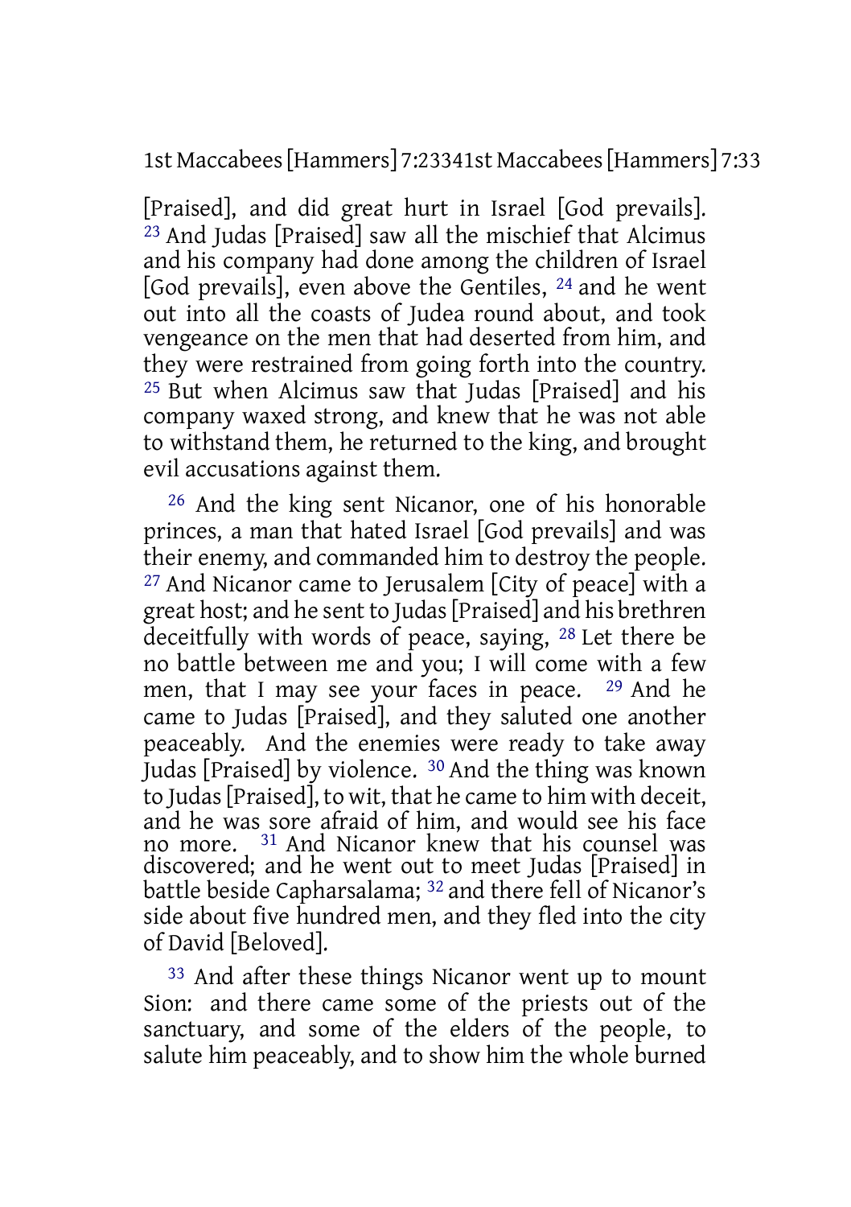[Praised], and did great hurt in Israel [God prevails]. 23 And Judas [Praised] saw all the mischief that Alcimus and his company had done among the children of Israel [God prevails], even above the Gentiles, 24 and he went out into all the coasts of Judea round about, and took vengeance on the men that had deserted from him, and they were restrained from going forth into the country. 25 But when Alcimus saw that Judas [Praised] and his company waxed strong, and knew that he was not able to withstand them, he returned to the king, and brought evil accusations against them.

26 And the king sent Nicanor, one of his honorable princes, a man that hated Israel [God prevails] and was their enemy, and commanded him to destroy the people. 27 And Nicanor came to Jerusalem [City of peace] with a great host; and he sent to Judas [Praised] and his brethren deceitfully with words of peace, saying, 28 Let there be no battle between me and you; I will come with a few men, that I may see your faces in peace. 29 And he came to Judas [Praised], and they saluted one another peaceably. And the enemies were ready to take away Judas [Praised] by violence. 30 And the thing was known to Judas [Praised], to wit, that he came to him with deceit, and he was sore afraid of him, and would see his face no more. 31 And Nicanor knew that his counsel was discovered; and he went out to meet Judas [Praised] in battle beside Capharsalama; 32 and there fell of Nicanor's side about five hundred men, and they fled into the city of David [Beloved].

33 And after these things Nicanor went up to mount Sion: and there came some of the priests out of the sanctuary, and some of the elders of the people, to salute him peaceably, and to show him the whole burned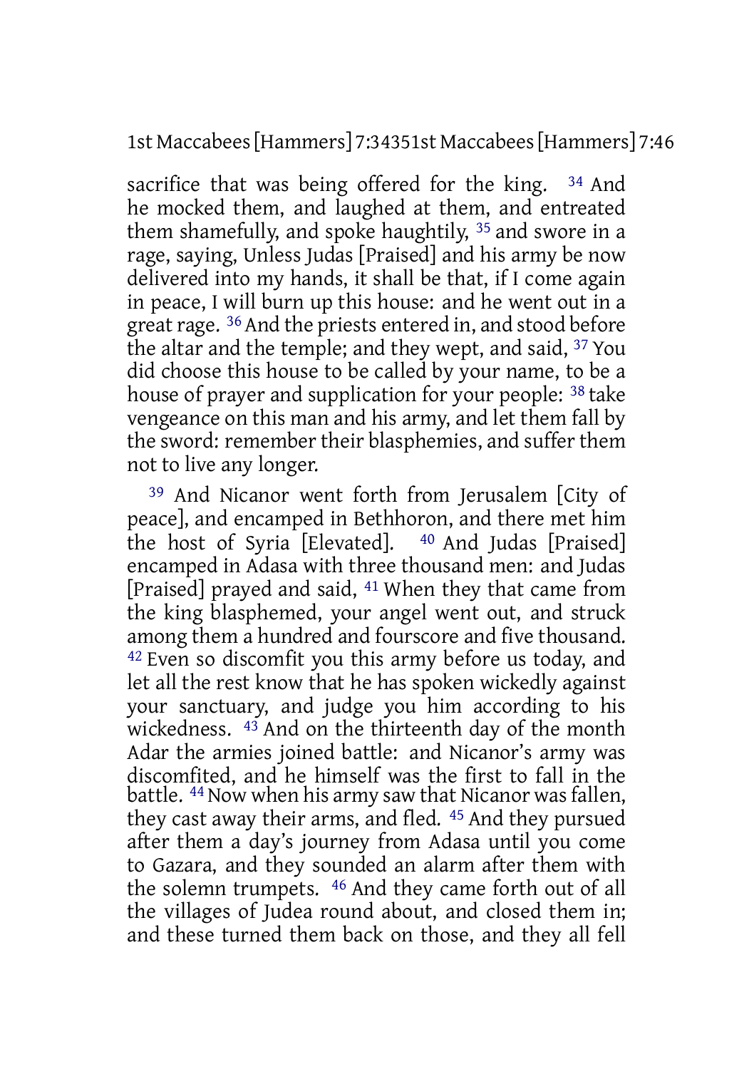sacrifice that was being offered for the king. [34] And he mocked them, and laughed at them, and entreated them shamefully, and spoke haughtily, [35] and swore in a rage, saying, Unless Judas [Praised] and his army be now delivered into my hands, it shall be that, if I come again in peace, I will burn up this house: and he went out in a great rage. [36] And the priests entered in, and stood before the altar and the temple; and they wept, and said, [37] You did choose this house to be called by your name, to be a house of prayer and supplication for your people: [38] take vengeance on this man and his army, and let them fall by the sword: remember their blasphemies, and suffer them not to live any longer.

[39] And Nicanor went forth from Jerusalem [City of peace], and encamped in Bethhoron, and there met him the host of Syria [Elevated]. [40] And Judas [Praised] encamped in Adasa with three thousand men: and Judas [Praised] prayed and said, [41] When they that came from the king blasphemed, your angel went out, and struck among them a hundred and fourscore and five thousand. [42] Even so discomfit you this army before us today, and let all the rest know that he has spoken wickedly against your sanctuary, and judge you him according to his wickedness. [43] And on the thirteenth day of the month Adar the armies joined battle: and Nicanor's army was discomfited, and he himself was the first to fall in the battle. [44] Now when his army saw that Nicanor was fallen, they cast away their arms, and fled. [45] And they pursued after them a day's journey from Adasa until you come to Gazara, and they sounded an alarm after them with the solemn trumpets. [46] And they came forth out of all the villages of Judea round about, and closed them in; and these turned them back on those, and they all fell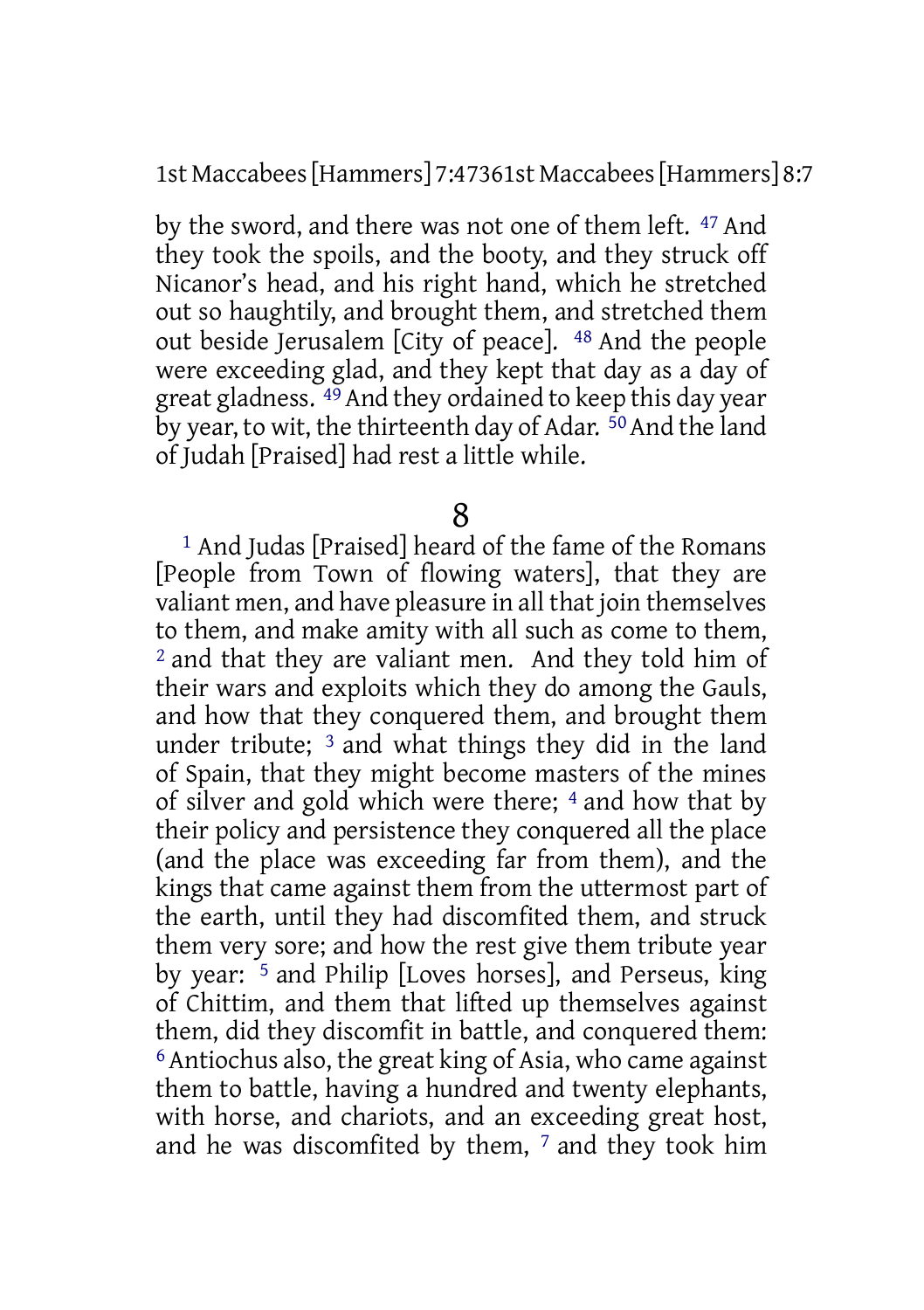by the sword, and there was not one of them left. [47] And they took the spoils, and the booty, and they struck off Nicanor's head, and his right hand, which he stretched out so haughtily, and brought them, and stretched them out beside Jerusalem [City of peace]. [48] And the people were exceeding glad, and they kept that day as a day of great gladness. [49] And they ordained to keep this day year by year, to wit, the thirteenth day of Adar. [50] And the land of Judah [Praised] had rest a little while.

# 8

[1] And Judas [Praised] heard of the fame of the Romans [People from Town of flowing waters], that they are valiant men, and have pleasure in all that join themselves to them, and make amity with all such as come to them, [2] and that they are valiant men. And they told him of their wars and exploits which they do among the Gauls, and how that they conquered them, and brought them under tribute; [3] and what things they did in the land of Spain, that they might become masters of the mines of silver and gold which were there; [4] and how that by their policy and persistence they conquered all the place (and the place was exceeding far from them), and the kings that came against them from the uttermost part of the earth, until they had discomfited them, and struck them very sore; and how the rest give them tribute year by year: [5] and Philip [Loves horses], and Perseus, king of Chittim, and them that lifted up themselves against them, did they discomfit in battle, and conquered them: [6] Antiochus also, the great king of Asia, who came against them to battle, having a hundred and twenty elephants, with horse, and chariots, and an exceeding great host, and he was discomfited by them, [7] and they took him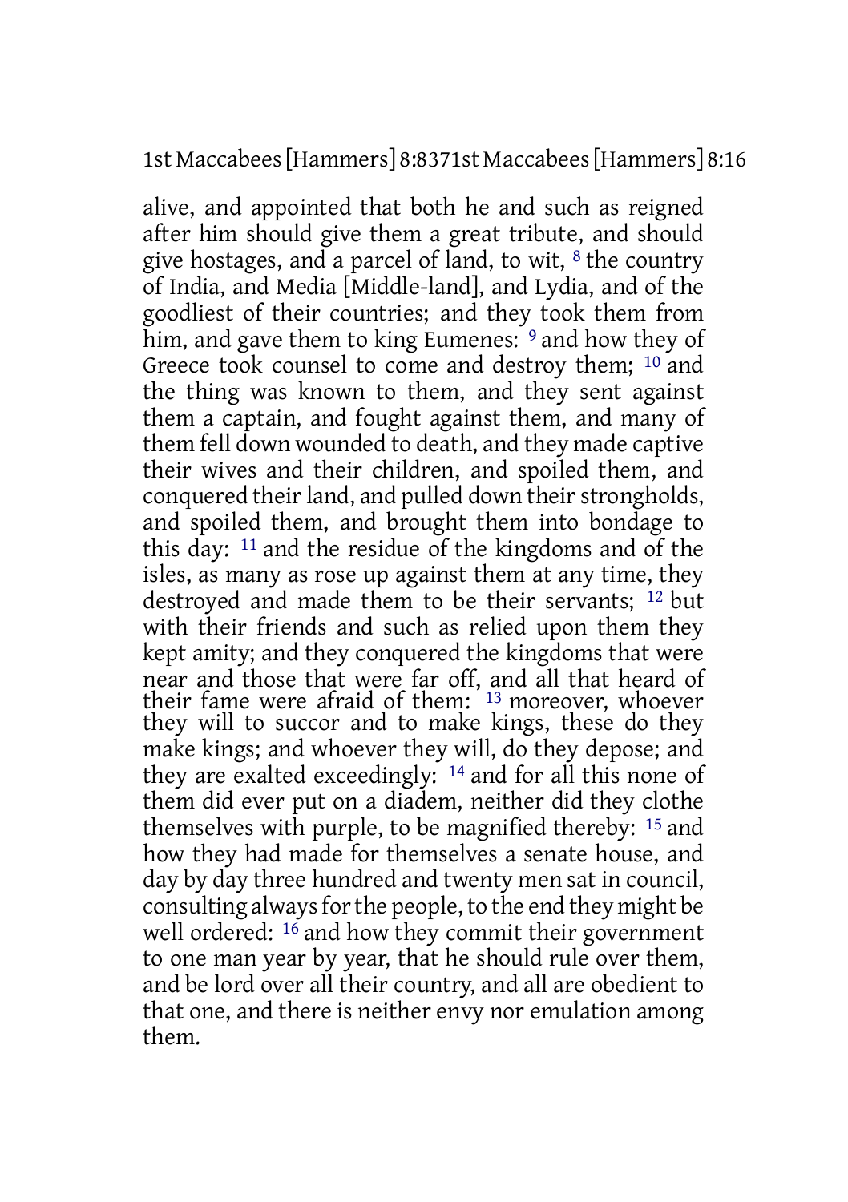alive, and appointed that both he and such as reigned after him should give them a great tribute, and should give hostages, and a parcel of land, to wit, [8] the country of India, and Media [Middle-land], and Lydia, and of the goodliest of their countries; and they took them from him, and gave them to king Eumenes: [9] and how they of Greece took counsel to come and destroy them; [10] and the thing was known to them, and they sent against them a captain, and fought against them, and many of them fell down wounded to death, and they made captive their wives and their children, and spoiled them, and conquered their land, and pulled down their strongholds, and spoiled them, and brought them into bondage to this day: [11] and the residue of the kingdoms and of the isles, as many as rose up against them at any time, they destroyed and made them to be their servants; [12] but with their friends and such as relied upon them they kept amity; and they conquered the kingdoms that were near and those that were far off, and all that heard of their fame were afraid of them: [13] moreover, whoever they will to succor and to make kings, these do they make kings; and whoever they will, do they depose; and they are exalted exceedingly: [14] and for all this none of them did ever put on a diadem, neither did they clothe themselves with purple, to be magnified thereby: [15] and how they had made for themselves a senate house, and day by day three hundred and twenty men sat in council, consulting always for the people, to the end they might be well ordered: [16] and how they commit their government to one man year by year, that he should rule over them, and be lord over all their country, and all are obedient to that one, and there is neither envy nor emulation among them.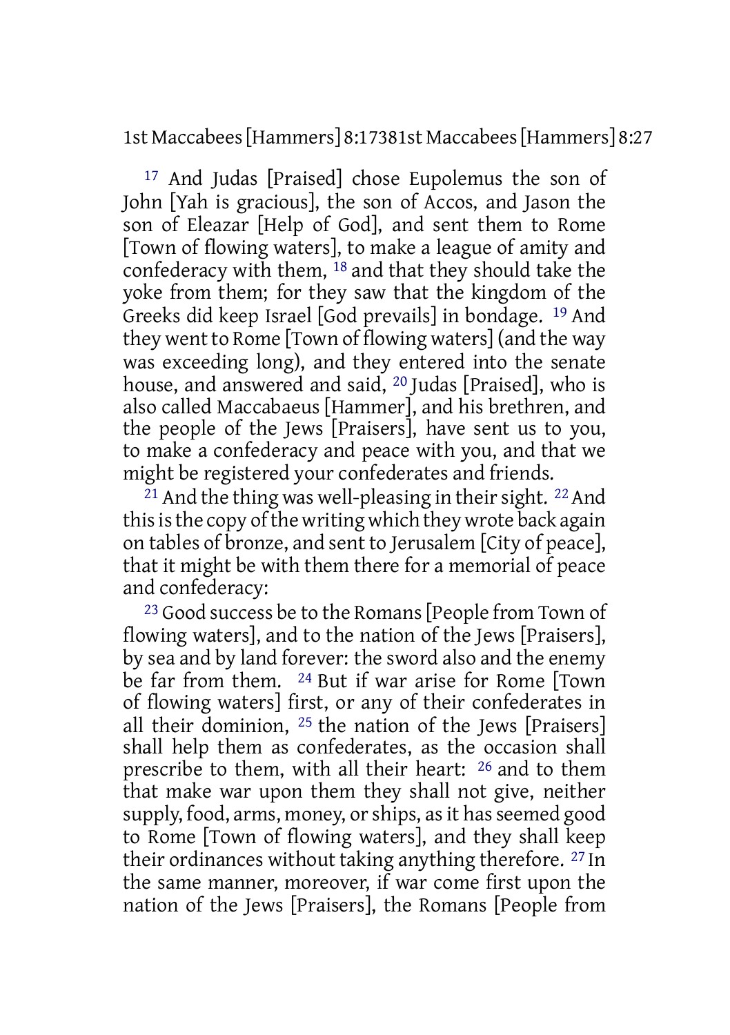[17] And Judas [Praised] chose Eupolemus the son of John [Yah is gracious], the son of Accos, and Jason the son of Eleazar [Help of God], and sent them to Rome [Town of flowing waters], to make a league of amity and confederacy with them, [18] and that they should take the yoke from them; for they saw that the kingdom of the Greeks did keep Israel [God prevails] in bondage. [19] And they went to Rome [Town of flowing waters] (and the way was exceeding long), and they entered into the senate house, and answered and said, [20] Judas [Praised], who is also called Maccabaeus [Hammer], and his brethren, and the people of the Jews [Praisers], have sent us to you, to make a confederacy and peace with you, and that we might be registered your confederates and friends.

[21] And the thing was well-pleasing in their sight. [22] And this is the copy of the writing which they wrote back again on tables of bronze, and sent to Jerusalem [City of peace], that it might be with them there for a memorial of peace and confederacy:

[23] Good success be to the Romans [People from Town of flowing waters], and to the nation of the Jews [Praisers], by sea and by land forever: the sword also and the enemy be far from them. [24] But if war arise for Rome [Town of flowing waters] first, or any of their confederates in all their dominion, [25] the nation of the Jews [Praisers] shall help them as confederates, as the occasion shall prescribe to them, with all their heart: [26] and to them that make war upon them they shall not give, neither supply, food, arms, money, or ships, as it has seemed good to Rome [Town of flowing waters], and they shall keep their ordinances without taking anything therefore. [27] In the same manner, moreover, if war come first upon the nation of the Jews [Praisers], the Romans [People from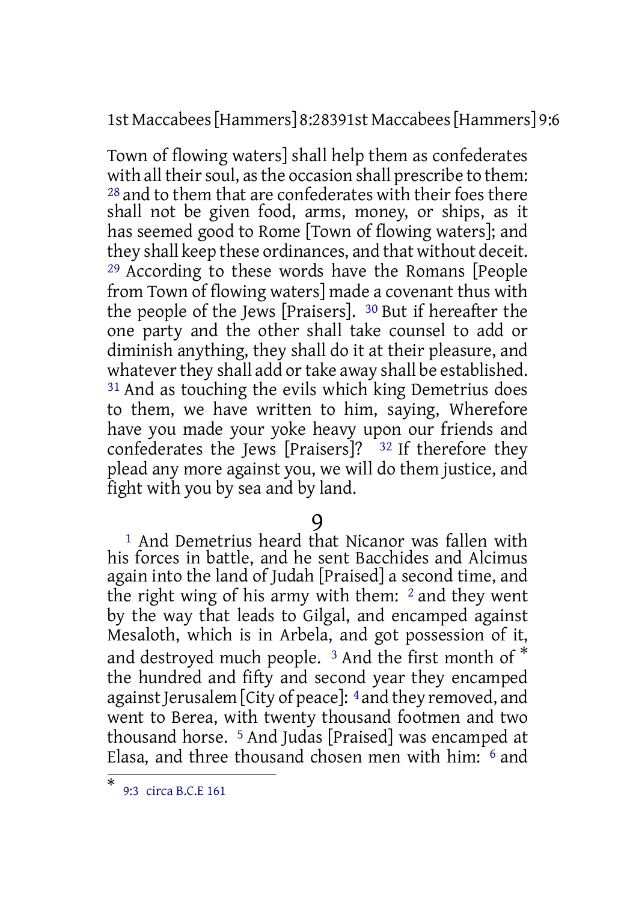Town of flowing waters] shall help them as confederates with all their soul, as the occasion shall prescribe to them: [28] and to them that are confederates with their foes there shall not be given food, arms, money, or ships, as it has seemed good to Rome [Town of flowing waters]; and they shall keep these ordinances, and that without deceit. [29] According to these words have the Romans [People from Town of flowing waters] made a covenant thus with the people of the Jews [Praisers]. [30] But if hereafter the one party and the other shall take counsel to add or diminish anything, they shall do it at their pleasure, and whatever they shall add or take away shall be established. [31] And as touching the evils which king Demetrius does to them, we have written to him, saying, Wherefore have you made your yoke heavy upon our friends and confederates the Jews [Praisers]? [32] If therefore they plead any more against you, we will do them justice, and fight with you by sea and by land.

# 9

[1] And Demetrius heard that Nicanor was fallen with his forces in battle, and he sent Bacchides and Alcimus again into the land of Judah [Praised] a second time, and the right wing of his army with them: [2] and they went by the way that leads to Gilgal, and encamped against Mesaloth, which is in Arbela, and got possession of it, and destroyed much people. [3] And the first month of * the hundred and fifty and second year they encamped against Jerusalem [City of peace]: [4] and they removed, and went to Berea, with twenty thousand footmen and two thousand horse. [5] And Judas [Praised] was encamped at Elasa, and three thousand chosen men with him: [6] and

* 9:3 circa B.C.E 161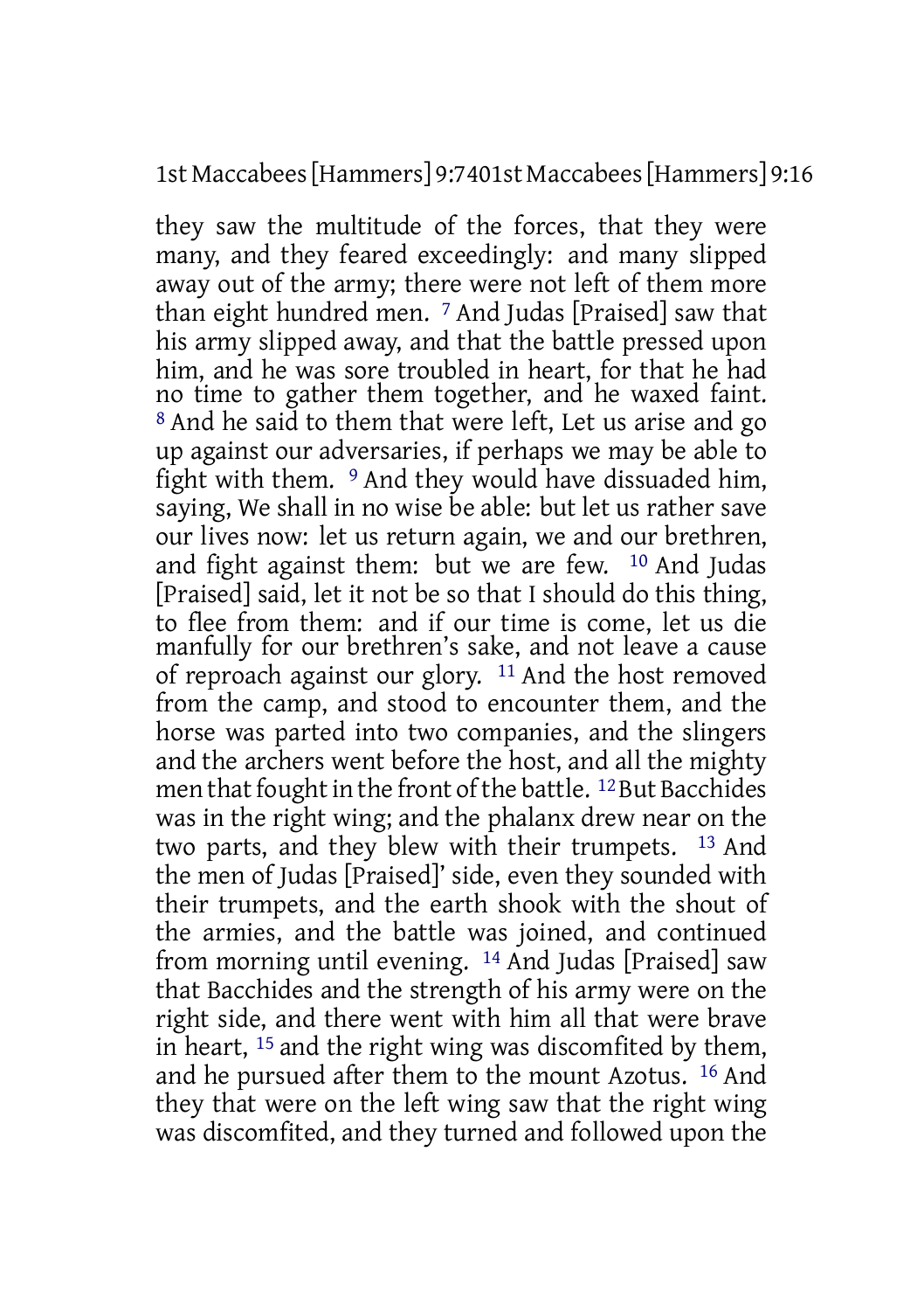they saw the multitude of the forces, that they were many, and they feared exceedingly: and many slipped away out of the army; there were not left of them more than eight hundred men. 7 And Judas [Praised] saw that his army slipped away, and that the battle pressed upon him, and he was sore troubled in heart, for that he had no time to gather them together, and he waxed faint. 8 And he said to them that were left, Let us arise and go up against our adversaries, if perhaps we may be able to fight with them. 9 And they would have dissuaded him, saying, We shall in no wise be able: but let us rather save our lives now: let us return again, we and our brethren, and fight against them: but we are few. 10 And Judas [Praised] said, let it not be so that I should do this thing, to flee from them: and if our time is come, let us die manfully for our brethren's sake, and not leave a cause of reproach against our glory. 11 And the host removed from the camp, and stood to encounter them, and the horse was parted into two companies, and the slingers and the archers went before the host, and all the mighty men that fought in the front of the battle. 12 But Bacchides was in the right wing; and the phalanx drew near on the two parts, and they blew with their trumpets. 13 And the men of Judas [Praised]' side, even they sounded with their trumpets, and the earth shook with the shout of the armies, and the battle was joined, and continued from morning until evening. 14 And Judas [Praised] saw that Bacchides and the strength of his army were on the right side, and there went with him all that were brave in heart, 15 and the right wing was discomfited by them, and he pursued after them to the mount Azotus. 16 And they that were on the left wing saw that the right wing was discomfited, and they turned and followed upon the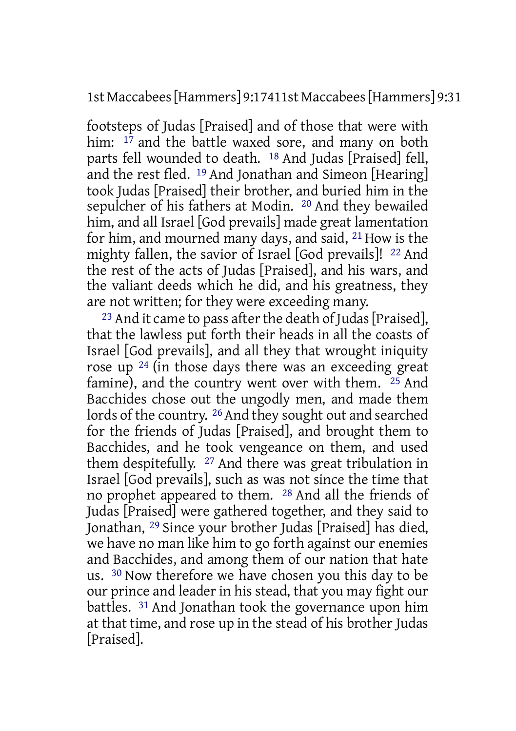footsteps of Judas [Praised] and of those that were with him: [17] and the battle waxed sore, and many on both parts fell wounded to death. [18] And Judas [Praised] fell, and the rest fled. [19] And Jonathan and Simeon [Hearing] took Judas [Praised] their brother, and buried him in the sepulcher of his fathers at Modin. [20] And they bewailed him, and all Israel [God prevails] made great lamentation for him, and mourned many days, and said, [21] How is the mighty fallen, the savior of Israel [God prevails]! [22] And the rest of the acts of Judas [Praised], and his wars, and the valiant deeds which he did, and his greatness, they are not written; for they were exceeding many.

[23] And it came to pass after the death of Judas [Praised], that the lawless put forth their heads in all the coasts of Israel [God prevails], and all they that wrought iniquity rose up [24] (in those days there was an exceeding great famine), and the country went over with them. [25] And Bacchides chose out the ungodly men, and made them lords of the country. [26] And they sought out and searched for the friends of Judas [Praised], and brought them to Bacchides, and he took vengeance on them, and used them despitefully. [27] And there was great tribulation in Israel [God prevails], such as was not since the time that no prophet appeared to them. [28] And all the friends of Judas [Praised] were gathered together, and they said to Jonathan, [29] Since your brother Judas [Praised] has died, we have no man like him to go forth against our enemies and Bacchides, and among them of our nation that hate us. [30] Now therefore we have chosen you this day to be our prince and leader in his stead, that you may fight our battles. [31] And Jonathan took the governance upon him at that time, and rose up in the stead of his brother Judas [Praised].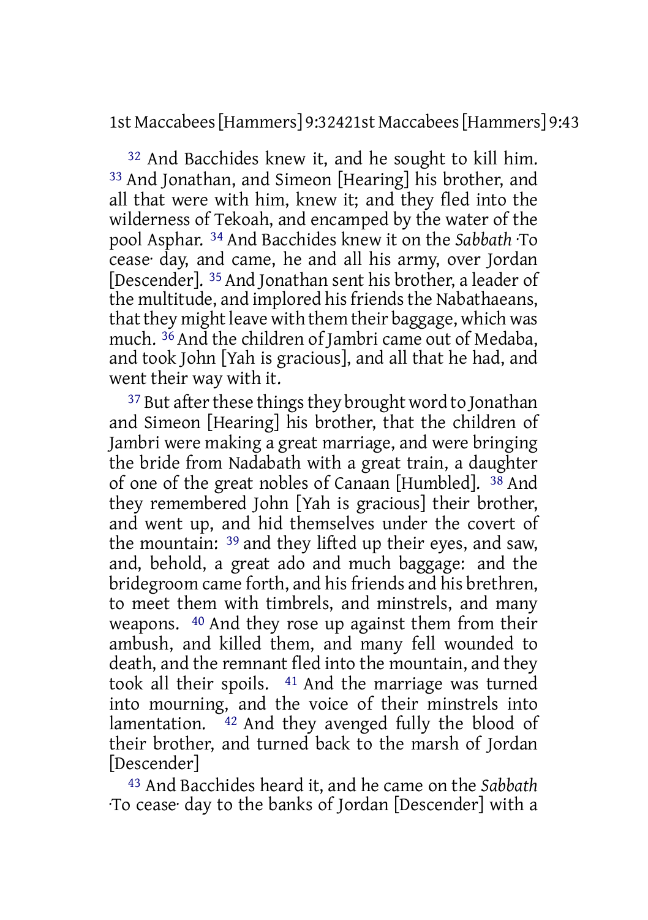[32] And Bacchides knew it, and he sought to kill him. [33] And Jonathan, and Simeon [Hearing] his brother, and all that were with him, knew it; and they fled into the wilderness of Tekoah, and encamped by the water of the pool Asphar. [34] And Bacchides knew it on the *Sabbath* ·To cease· day, and came, he and all his army, over Jordan [Descender]. [35] And Jonathan sent his brother, a leader of the multitude, and implored his friends the Nabathaeans, that they might leave with them their baggage, which was much. [36] And the children of Jambri came out of Medaba, and took John [Yah is gracious], and all that he had, and went their way with it.

[37] But after these things they brought word to Jonathan and Simeon [Hearing] his brother, that the children of Jambri were making a great marriage, and were bringing the bride from Nadabath with a great train, a daughter of one of the great nobles of Canaan [Humbled]. [38] And they remembered John [Yah is gracious] their brother, and went up, and hid themselves under the covert of the mountain: [39] and they lifted up their eyes, and saw, and, behold, a great ado and much baggage: and the bridegroom came forth, and his friends and his brethren, to meet them with timbrels, and minstrels, and many weapons. [40] And they rose up against them from their ambush, and killed them, and many fell wounded to death, and the remnant fled into the mountain, and they took all their spoils. [41] And the marriage was turned into mourning, and the voice of their minstrels into lamentation. [42] And they avenged fully the blood of their brother, and turned back to the marsh of Jordan [Descender]

[43] And Bacchides heard it, and he came on the *Sabbath* ·To cease· day to the banks of Jordan [Descender] with a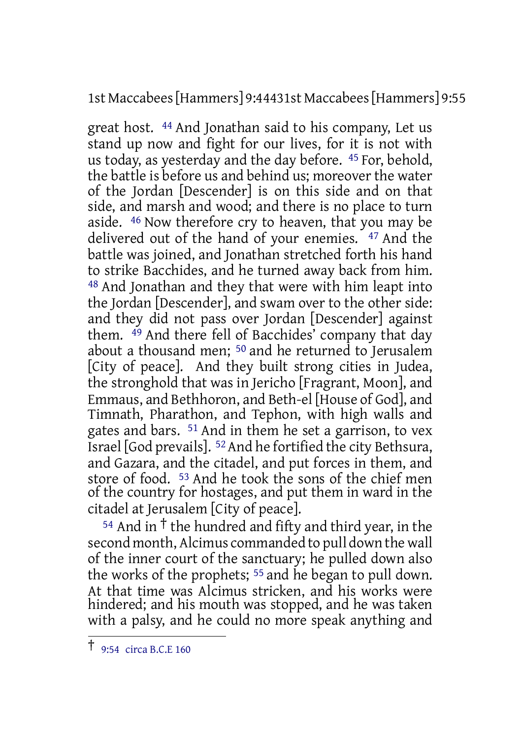great host. [44] And Jonathan said to his company, Let us stand up now and fight for our lives, for it is not with us today, as yesterday and the day before. [45] For, behold, the battle is before us and behind us; moreover the water of the Jordan [Descender] is on this side and on that side, and marsh and wood; and there is no place to turn aside. [46] Now therefore cry to heaven, that you may be delivered out of the hand of your enemies. [47] And the battle was joined, and Jonathan stretched forth his hand to strike Bacchides, and he turned away back from him. [48] And Jonathan and they that were with him leapt into the Jordan [Descender], and swam over to the other side: and they did not pass over Jordan [Descender] against them. [49] And there fell of Bacchides' company that day about a thousand men; [50] and he returned to Jerusalem [City of peace]. And they built strong cities in Judea, the stronghold that was in Jericho [Fragrant, Moon], and Emmaus, and Bethhoron, and Beth-el [House of God], and Timnath, Pharathon, and Tephon, with high walls and gates and bars. [51] And in them he set a garrison, to vex Israel [God prevails]. [52] And he fortified the city Bethsura, and Gazara, and the citadel, and put forces in them, and store of food. [53] And he took the sons of the chief men of the country for hostages, and put them in ward in the citadel at Jerusalem [City of peace].

[54] And in † the hundred and fifty and third year, in the second month, Alcimus commanded to pull down the wall of the inner court of the sanctuary; he pulled down also the works of the prophets; [55] and he began to pull down. At that time was Alcimus stricken, and his works were hindered; and his mouth was stopped, and he was taken with a palsy, and he could no more speak anything and

† 9:54 circa B.C.E 160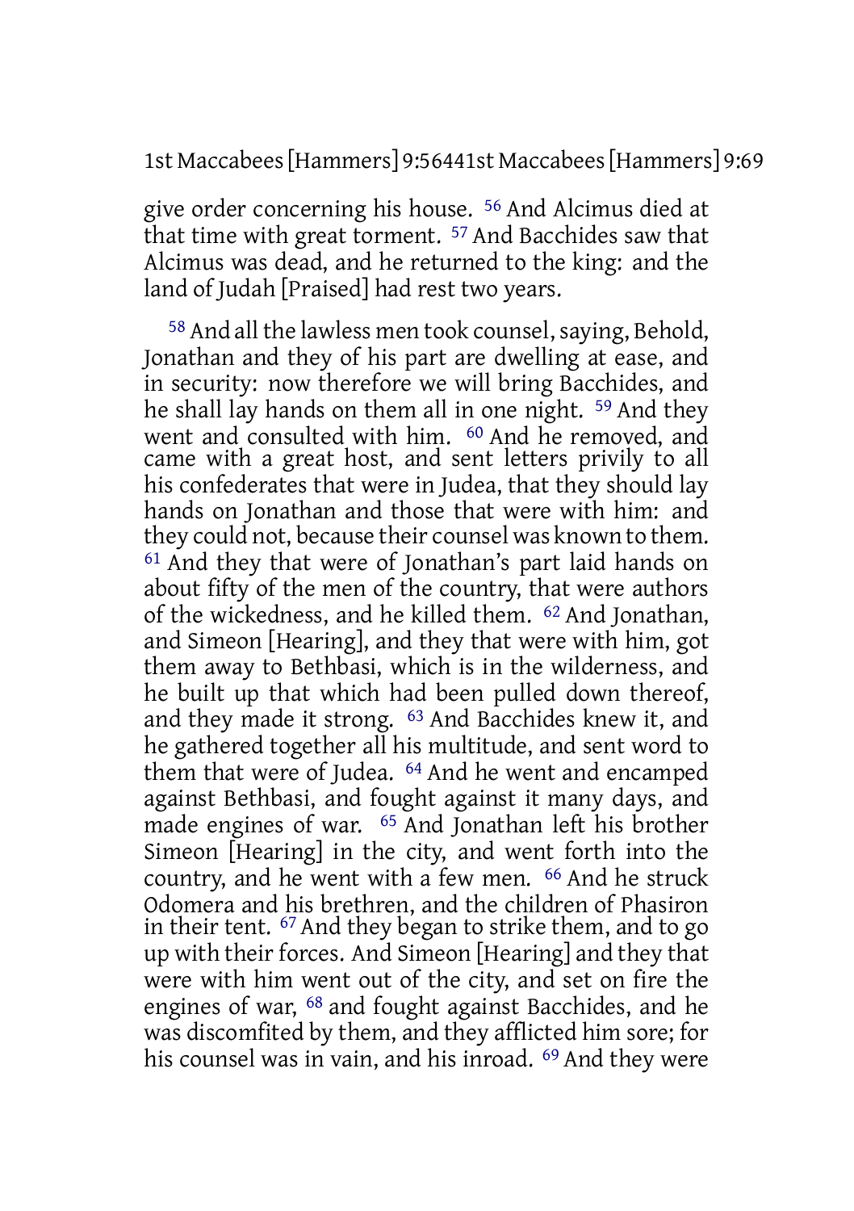give order concerning his house. [56] And Alcimus died at that time with great torment. [57] And Bacchides saw that Alcimus was dead, and he returned to the king: and the land of Judah [Praised] had rest two years.

[58] And all the lawless men took counsel, saying, Behold, Jonathan and they of his part are dwelling at ease, and in security: now therefore we will bring Bacchides, and he shall lay hands on them all in one night. [59] And they went and consulted with him. [60] And he removed, and came with a great host, and sent letters privily to all his confederates that were in Judea, that they should lay hands on Jonathan and those that were with him: and they could not, because their counsel was known to them. [61] And they that were of Jonathan's part laid hands on about fifty of the men of the country, that were authors of the wickedness, and he killed them. [62] And Jonathan, and Simeon [Hearing], and they that were with him, got them away to Bethbasi, which is in the wilderness, and he built up that which had been pulled down thereof, and they made it strong. [63] And Bacchides knew it, and he gathered together all his multitude, and sent word to them that were of Judea. [64] And he went and encamped against Bethbasi, and fought against it many days, and made engines of war. [65] And Jonathan left his brother Simeon [Hearing] in the city, and went forth into the country, and he went with a few men. [66] And he struck Odomera and his brethren, and the children of Phasiron in their tent. [67] And they began to strike them, and to go up with their forces. And Simeon [Hearing] and they that were with him went out of the city, and set on fire the engines of war, [68] and fought against Bacchides, and he was discomfited by them, and they afflicted him sore; for his counsel was in vain, and his inroad. [69] And they were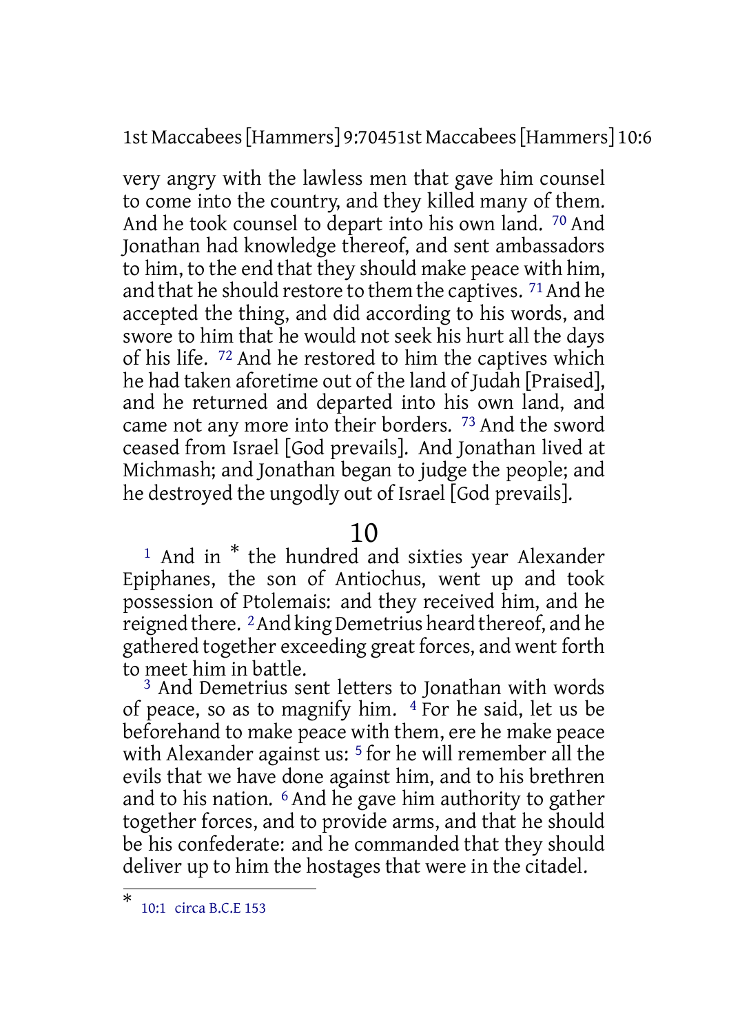very angry with the lawless men that gave him counsel to come into the country, and they killed many of them. And he took counsel to depart into his own land. [70] And Jonathan had knowledge thereof, and sent ambassadors to him, to the end that they should make peace with him, and that he should restore to them the captives. [71] And he accepted the thing, and did according to his words, and swore to him that he would not seek his hurt all the days of his life. [72] And he restored to him the captives which he had taken aforetime out of the land of Judah [Praised], and he returned and departed into his own land, and came not any more into their borders. [73] And the sword ceased from Israel [God prevails]. And Jonathan lived at Michmash; and Jonathan began to judge the people; and he destroyed the ungodly out of Israel [God prevails].

## 10

[1] And in * the hundred and sixties year Alexander Epiphanes, the son of Antiochus, went up and took possession of Ptolemais: and they received him, and he reigned there. [2] And king Demetrius heard thereof, and he gathered together exceeding great forces, and went forth to meet him in battle.

[3] And Demetrius sent letters to Jonathan with words of peace, so as to magnify him. [4] For he said, let us be beforehand to make peace with them, ere he make peace with Alexander against us: [5] for he will remember all the evils that we have done against him, and to his brethren and to his nation. [6] And he gave him authority to gather together forces, and to provide arms, and that he should be his confederate: and he commanded that they should deliver up to him the hostages that were in the citadel.

---

* 10:1 circa B.C.E 153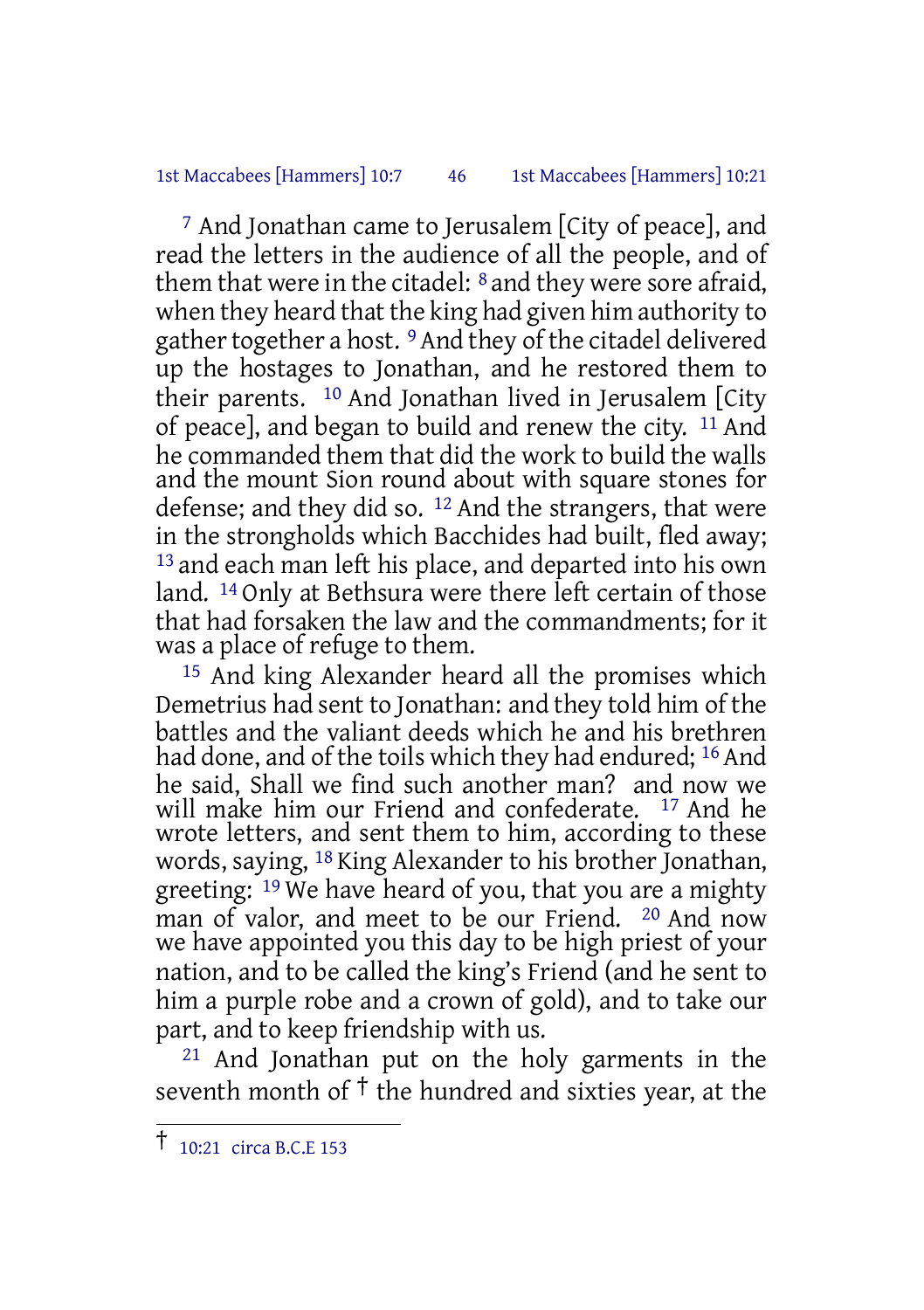[7] And Jonathan came to Jerusalem [City of peace], and read the letters in the audience of all the people, and of them that were in the citadel: [8] and they were sore afraid, when they heard that the king had given him authority to gather together a host. [9] And they of the citadel delivered up the hostages to Jonathan, and he restored them to their parents. [10] And Jonathan lived in Jerusalem [City of peace], and began to build and renew the city. [11] And he commanded them that did the work to build the walls and the mount Sion round about with square stones for defense; and they did so. [12] And the strangers, that were in the strongholds which Bacchides had built, fled away; [13] and each man left his place, and departed into his own land. [14] Only at Bethsura were there left certain of those that had forsaken the law and the commandments; for it was a place of refuge to them.

[15] And king Alexander heard all the promises which Demetrius had sent to Jonathan: and they told him of the battles and the valiant deeds which he and his brethren had done, and of the toils which they had endured; [16] And he said, Shall we find such another man? and now we will make him our Friend and confederate. [17] And he wrote letters, and sent them to him, according to these words, saying, [18] King Alexander to his brother Jonathan, greeting: [19] We have heard of you, that you are a mighty man of valor, and meet to be our Friend. [20] And now we have appointed you this day to be high priest of your nation, and to be called the king's Friend (and he sent to him a purple robe and a crown of gold), and to take our part, and to keep friendship with us.

[21] And Jonathan put on the holy garments in the seventh month of † the hundred and sixties year, at the

---

† 10:21 circa B.C.E 153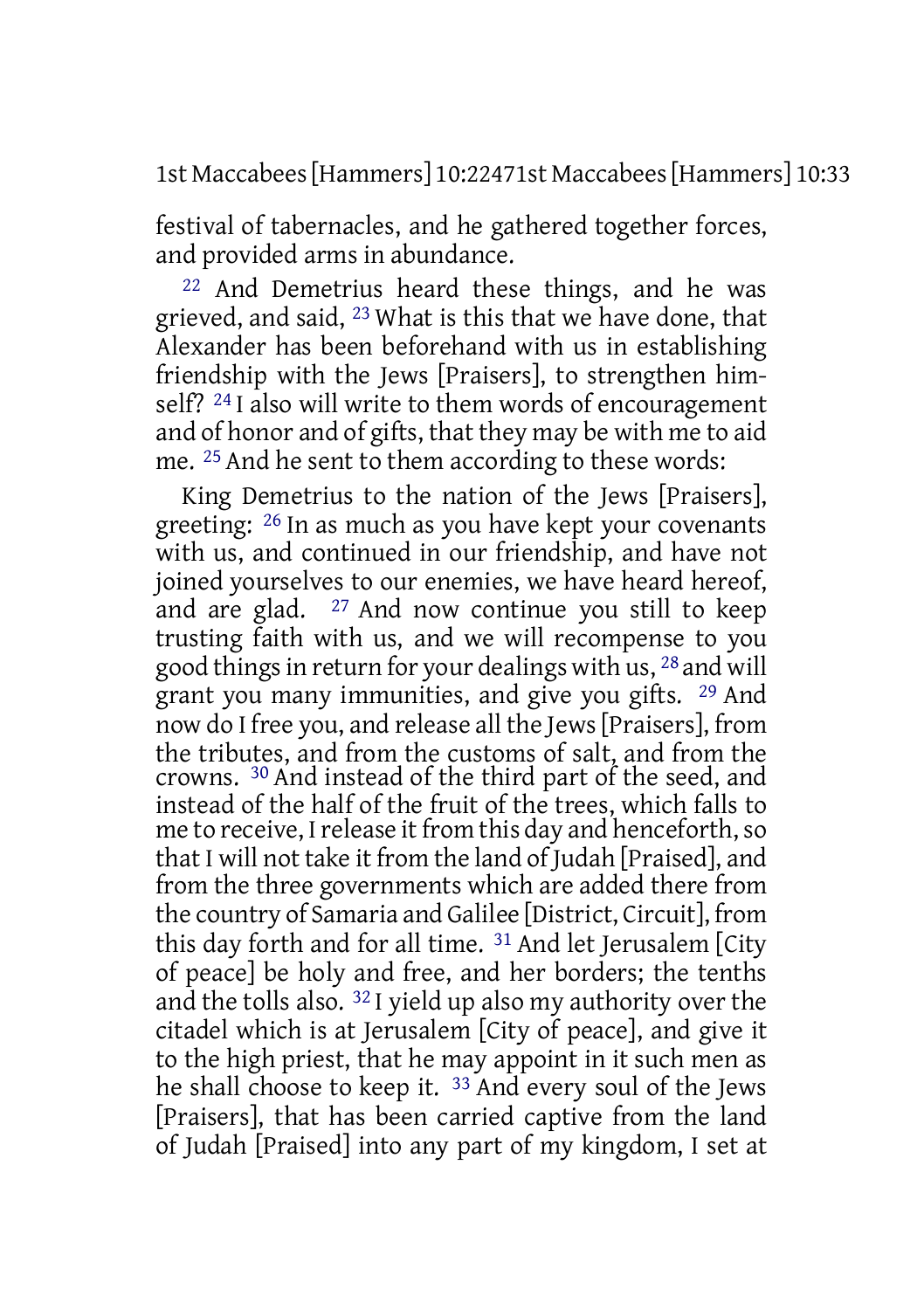festival of tabernacles, and he gathered together forces, and provided arms in abundance.

22 And Demetrius heard these things, and he was grieved, and said, 23 What is this that we have done, that Alexander has been beforehand with us in establishing friendship with the Jews [Praisers], to strengthen himself? 24 I also will write to them words of encouragement and of honor and of gifts, that they may be with me to aid me. 25 And he sent to them according to these words:

King Demetrius to the nation of the Jews [Praisers], greeting: 26 In as much as you have kept your covenants with us, and continued in our friendship, and have not joined yourselves to our enemies, we have heard hereof, and are glad. 27 And now continue you still to keep trusting faith with us, and we will recompense to you good things in return for your dealings with us, 28 and will grant you many immunities, and give you gifts. 29 And now do I free you, and release all the Jews [Praisers], from the tributes, and from the customs of salt, and from the crowns. 30 And instead of the third part of the seed, and instead of the half of the fruit of the trees, which falls to me to receive, I release it from this day and henceforth, so that I will not take it from the land of Judah [Praised], and from the three governments which are added there from the country of Samaria and Galilee [District, Circuit], from this day forth and for all time. 31 And let Jerusalem [City of peace] be holy and free, and her borders; the tenths and the tolls also. 32 I yield up also my authority over the citadel which is at Jerusalem [City of peace], and give it to the high priest, that he may appoint in it such men as he shall choose to keep it. 33 And every soul of the Jews [Praisers], that has been carried captive from the land of Judah [Praised] into any part of my kingdom, I set at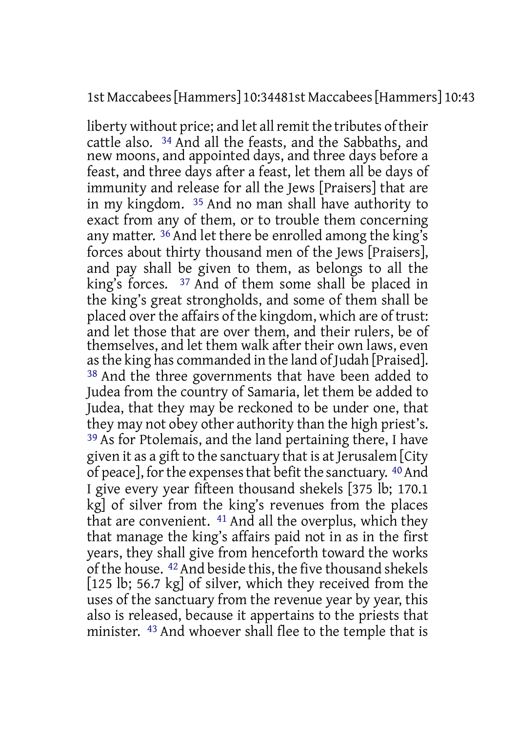liberty without price; and let all remit the tributes of their cattle also. 34 And all the feasts, and the Sabbaths, and new moons, and appointed days, and three days before a feast, and three days after a feast, let them all be days of immunity and release for all the Jews [Praisers] that are in my kingdom. 35 And no man shall have authority to exact from any of them, or to trouble them concerning any matter. 36 And let there be enrolled among the king's forces about thirty thousand men of the Jews [Praisers], and pay shall be given to them, as belongs to all the king's forces. 37 And of them some shall be placed in the king's great strongholds, and some of them shall be placed over the affairs of the kingdom, which are of trust: and let those that are over them, and their rulers, be of themselves, and let them walk after their own laws, even as the king has commanded in the land of Judah [Praised]. 38 And the three governments that have been added to Judea from the country of Samaria, let them be added to Judea, that they may be reckoned to be under one, that they may not obey other authority than the high priest's. 39 As for Ptolemais, and the land pertaining there, I have given it as a gift to the sanctuary that is at Jerusalem [City of peace], for the expenses that befit the sanctuary. 40 And I give every year fifteen thousand shekels [375 lb; 170.1 kg] of silver from the king's revenues from the places that are convenient. 41 And all the overplus, which they that manage the king's affairs paid not in as in the first years, they shall give from henceforth toward the works of the house. 42 And beside this, the five thousand shekels [125 lb; 56.7 kg] of silver, which they received from the uses of the sanctuary from the revenue year by year, this also is released, because it appertains to the priests that minister. 43 And whoever shall flee to the temple that is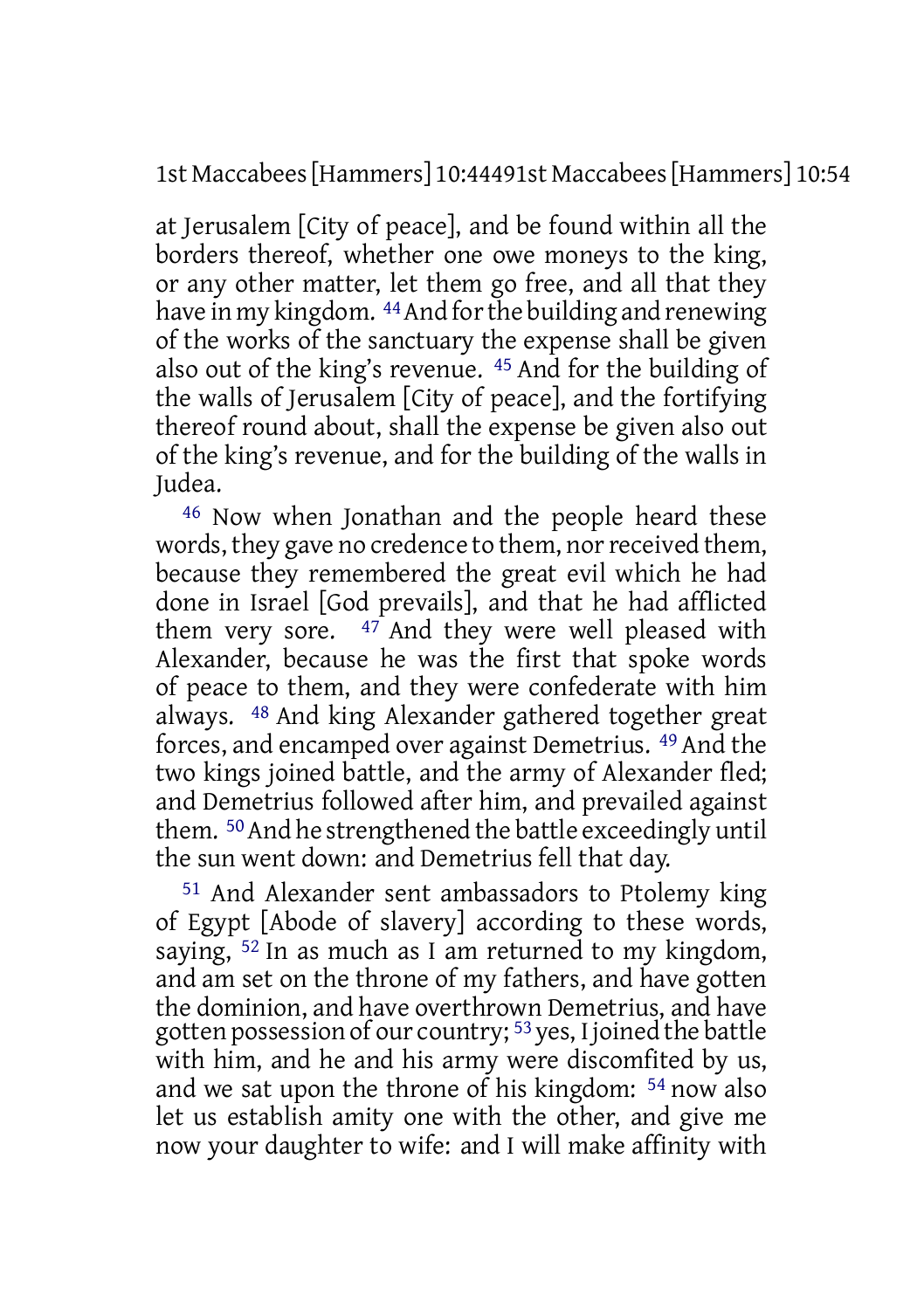at Jerusalem [City of peace], and be found within all the borders thereof, whether one owe moneys to the king, or any other matter, let them go free, and all that they have in my kingdom. 44 And for the building and renewing of the works of the sanctuary the expense shall be given also out of the king's revenue. 45 And for the building of the walls of Jerusalem [City of peace], and the fortifying thereof round about, shall the expense be given also out of the king's revenue, and for the building of the walls in Judea.

46 Now when Jonathan and the people heard these words, they gave no credence to them, nor received them, because they remembered the great evil which he had done in Israel [God prevails], and that he had afflicted them very sore. 47 And they were well pleased with Alexander, because he was the first that spoke words of peace to them, and they were confederate with him always. 48 And king Alexander gathered together great forces, and encamped over against Demetrius. 49 And the two kings joined battle, and the army of Alexander fled; and Demetrius followed after him, and prevailed against them. 50 And he strengthened the battle exceedingly until the sun went down: and Demetrius fell that day.

51 And Alexander sent ambassadors to Ptolemy king of Egypt [Abode of slavery] according to these words, saying, 52 In as much as I am returned to my kingdom, and am set on the throne of my fathers, and have gotten the dominion, and have overthrown Demetrius, and have gotten possession of our country; 53 yes, I joined the battle with him, and he and his army were discomfited by us, and we sat upon the throne of his kingdom: 54 now also let us establish amity one with the other, and give me now your daughter to wife: and I will make affinity with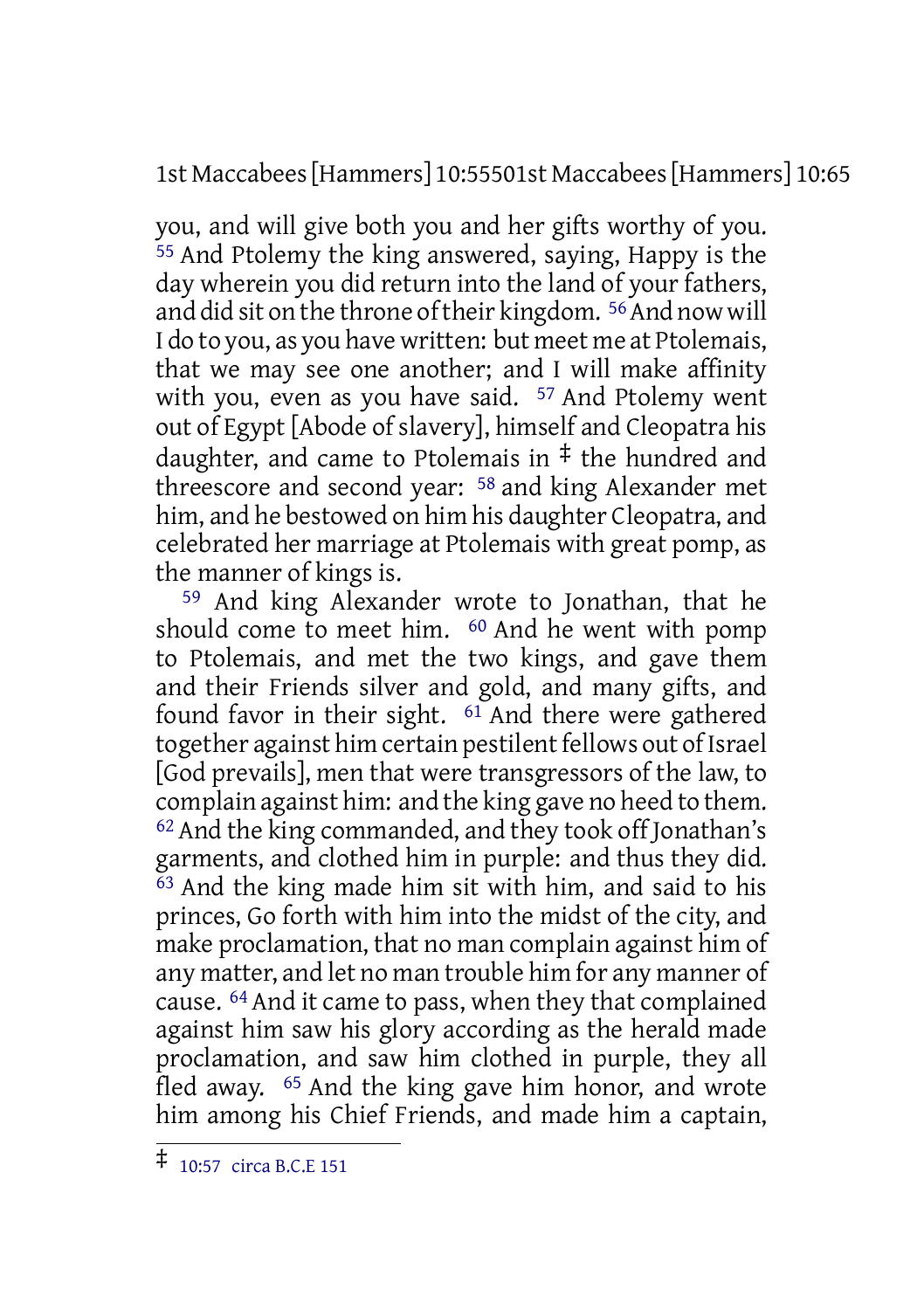you, and will give both you and her gifts worthy of you. [55] And Ptolemy the king answered, saying, Happy is the day wherein you did return into the land of your fathers, and did sit on the throne of their kingdom. [56] And now will I do to you, as you have written: but meet me at Ptolemais, that we may see one another; and I will make affinity with you, even as you have said. [57] And Ptolemy went out of Egypt [Abode of slavery], himself and Cleopatra his daughter, and came to Ptolemais in ‡ the hundred and threescore and second year: [58] and king Alexander met him, and he bestowed on him his daughter Cleopatra, and celebrated her marriage at Ptolemais with great pomp, as the manner of kings is.

[59] And king Alexander wrote to Jonathan, that he should come to meet him. [60] And he went with pomp to Ptolemais, and met the two kings, and gave them and their Friends silver and gold, and many gifts, and found favor in their sight. [61] And there were gathered together against him certain pestilent fellows out of Israel [God prevails], men that were transgressors of the law, to complain against him: and the king gave no heed to them. [62] And the king commanded, and they took off Jonathan's garments, and clothed him in purple: and thus they did. [63] And the king made him sit with him, and said to his princes, Go forth with him into the midst of the city, and make proclamation, that no man complain against him of any matter, and let no man trouble him for any manner of cause. [64] And it came to pass, when they that complained against him saw his glory according as the herald made proclamation, and saw him clothed in purple, they all fled away. [65] And the king gave him honor, and wrote him among his Chief Friends, and made him a captain,

‡ 10:57 circa B.C.E 151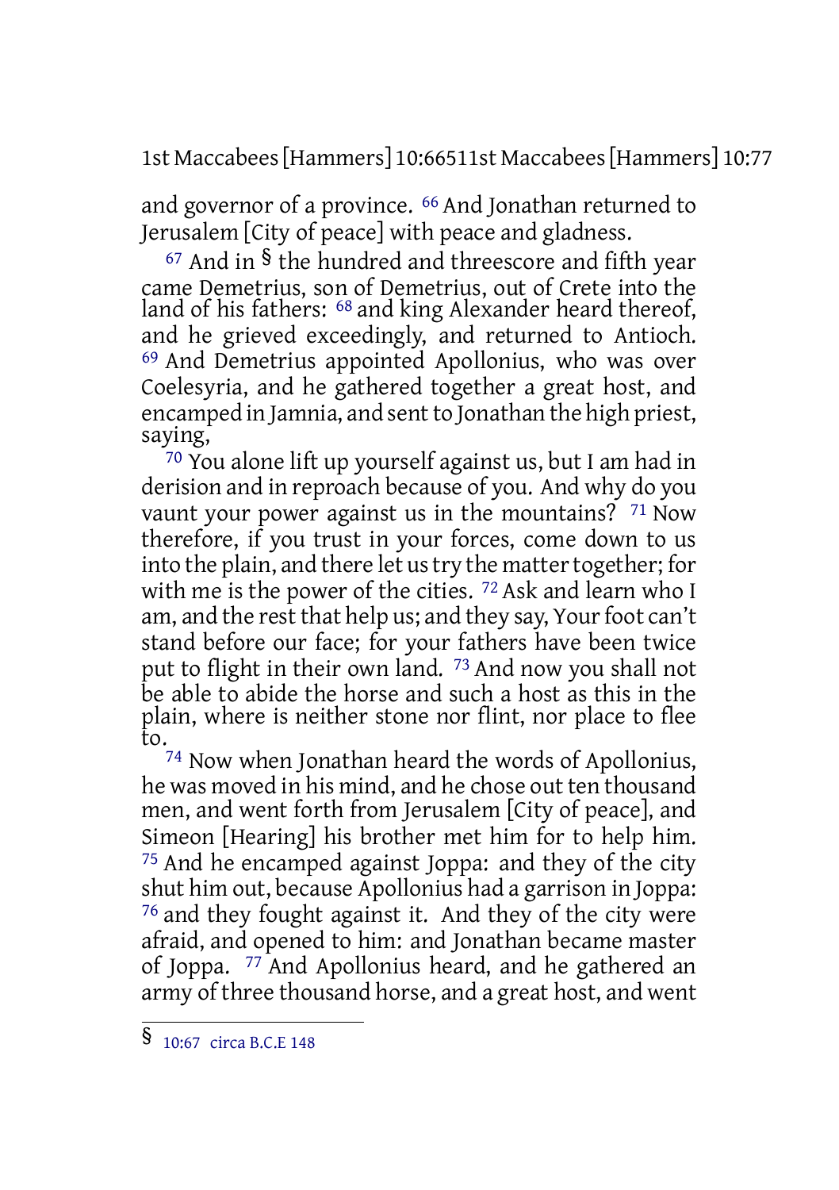and governor of a province. [66] And Jonathan returned to Jerusalem [City of peace] with peace and gladness.

[67] And in § the hundred and threescore and fifth year came Demetrius, son of Demetrius, out of Crete into the land of his fathers: [68] and king Alexander heard thereof, and he grieved exceedingly, and returned to Antioch. [69] And Demetrius appointed Apollonius, who was over Coelesyria, and he gathered together a great host, and encamped in Jamnia, and sent to Jonathan the high priest, saying,

[70] You alone lift up yourself against us, but I am had in derision and in reproach because of you. And why do you vaunt your power against us in the mountains? [71] Now therefore, if you trust in your forces, come down to us into the plain, and there let us try the matter together; for with me is the power of the cities. [72] Ask and learn who I am, and the rest that help us; and they say, Your foot can't stand before our face; for your fathers have been twice put to flight in their own land. [73] And now you shall not be able to abide the horse and such a host as this in the plain, where is neither stone nor flint, nor place to flee to.

[74] Now when Jonathan heard the words of Apollonius, he was moved in his mind, and he chose out ten thousand men, and went forth from Jerusalem [City of peace], and Simeon [Hearing] his brother met him for to help him. [75] And he encamped against Joppa: and they of the city shut him out, because Apollonius had a garrison in Joppa: [76] and they fought against it. And they of the city were afraid, and opened to him: and Jonathan became master of Joppa. [77] And Apollonius heard, and he gathered an army of three thousand horse, and a great host, and went

---

§ 10:67 circa B.C.E 148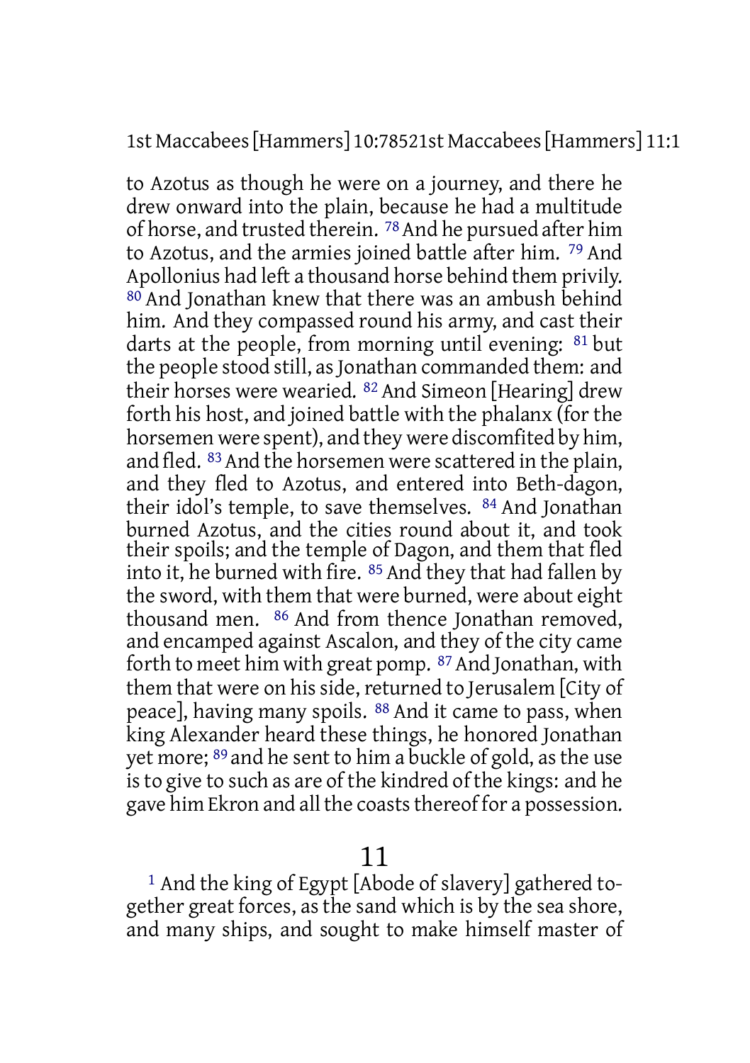to Azotus as though he were on a journey, and there he drew onward into the plain, because he had a multitude of horse, and trusted therein. [78] And he pursued after him to Azotus, and the armies joined battle after him. [79] And Apollonius had left a thousand horse behind them privily. [80] And Jonathan knew that there was an ambush behind him. And they compassed round his army, and cast their darts at the people, from morning until evening: [81] but the people stood still, as Jonathan commanded them: and their horses were wearied. [82] And Simeon [Hearing] drew forth his host, and joined battle with the phalanx (for the horsemen were spent), and they were discomfited by him, and fled. [83] And the horsemen were scattered in the plain, and they fled to Azotus, and entered into Beth-dagon, their idol's temple, to save themselves. [84] And Jonathan burned Azotus, and the cities round about it, and took their spoils; and the temple of Dagon, and them that fled into it, he burned with fire. [85] And they that had fallen by the sword, with them that were burned, were about eight thousand men. [86] And from thence Jonathan removed, and encamped against Ascalon, and they of the city came forth to meet him with great pomp. [87] And Jonathan, with them that were on his side, returned to Jerusalem [City of peace], having many spoils. [88] And it came to pass, when king Alexander heard these things, he honored Jonathan yet more; [89] and he sent to him a buckle of gold, as the use is to give to such as are of the kindred of the kings: and he gave him Ekron and all the coasts thereof for a possession.

## 11

[1] And the king of Egypt [Abode of slavery] gathered together great forces, as the sand which is by the sea shore, and many ships, and sought to make himself master of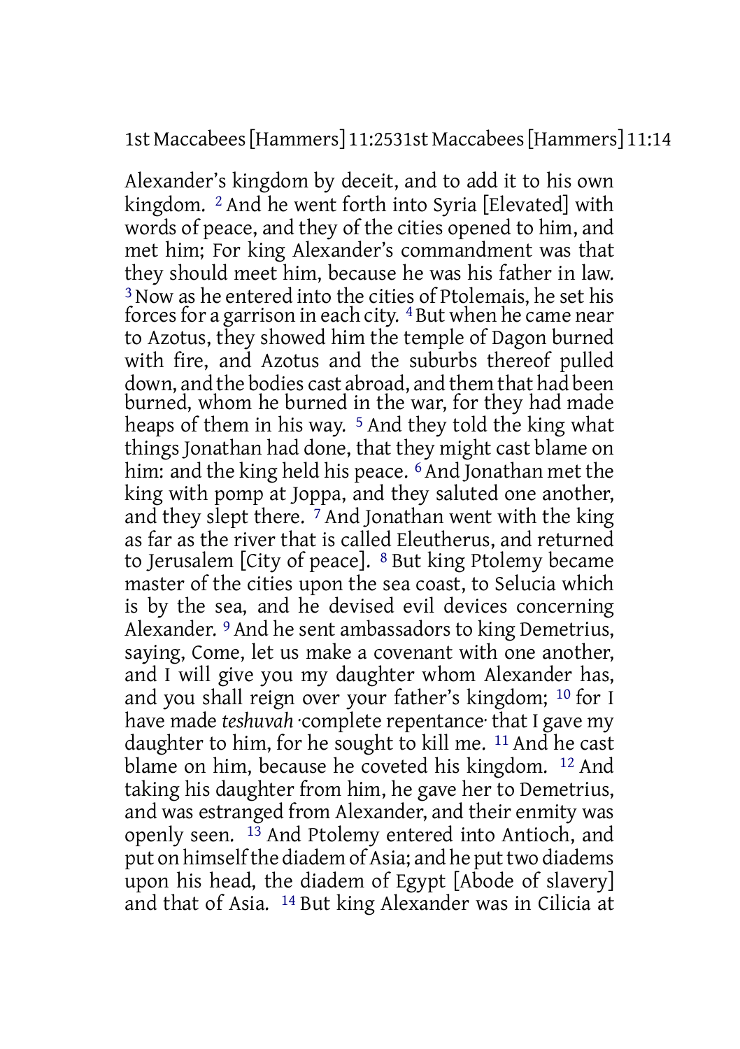Alexander's kingdom by deceit, and to add it to his own kingdom. [2] And he went forth into Syria [Elevated] with words of peace, and they of the cities opened to him, and met him; For king Alexander's commandment was that they should meet him, because he was his father in law. [3] Now as he entered into the cities of Ptolemais, he set his forces for a garrison in each city. [4] But when he came near to Azotus, they showed him the temple of Dagon burned with fire, and Azotus and the suburbs thereof pulled down, and the bodies cast abroad, and them that had been burned, whom he burned in the war, for they had made heaps of them in his way. [5] And they told the king what things Jonathan had done, that they might cast blame on him: and the king held his peace. [6] And Jonathan met the king with pomp at Joppa, and they saluted one another, and they slept there. [7] And Jonathan went with the king as far as the river that is called Eleutherus, and returned to Jerusalem [City of peace]. [8] But king Ptolemy became master of the cities upon the sea coast, to Selucia which is by the sea, and he devised evil devices concerning Alexander. [9] And he sent ambassadors to king Demetrius, saying, Come, let us make a covenant with one another, and I will give you my daughter whom Alexander has, and you shall reign over your father's kingdom; [10] for I have made *teshuvah* ·complete repentance· that I gave my daughter to him, for he sought to kill me. [11] And he cast blame on him, because he coveted his kingdom. [12] And taking his daughter from him, he gave her to Demetrius, and was estranged from Alexander, and their enmity was openly seen. [13] And Ptolemy entered into Antioch, and put on himself the diadem of Asia; and he put two diadems upon his head, the diadem of Egypt [Abode of slavery] and that of Asia. [14] But king Alexander was in Cilicia at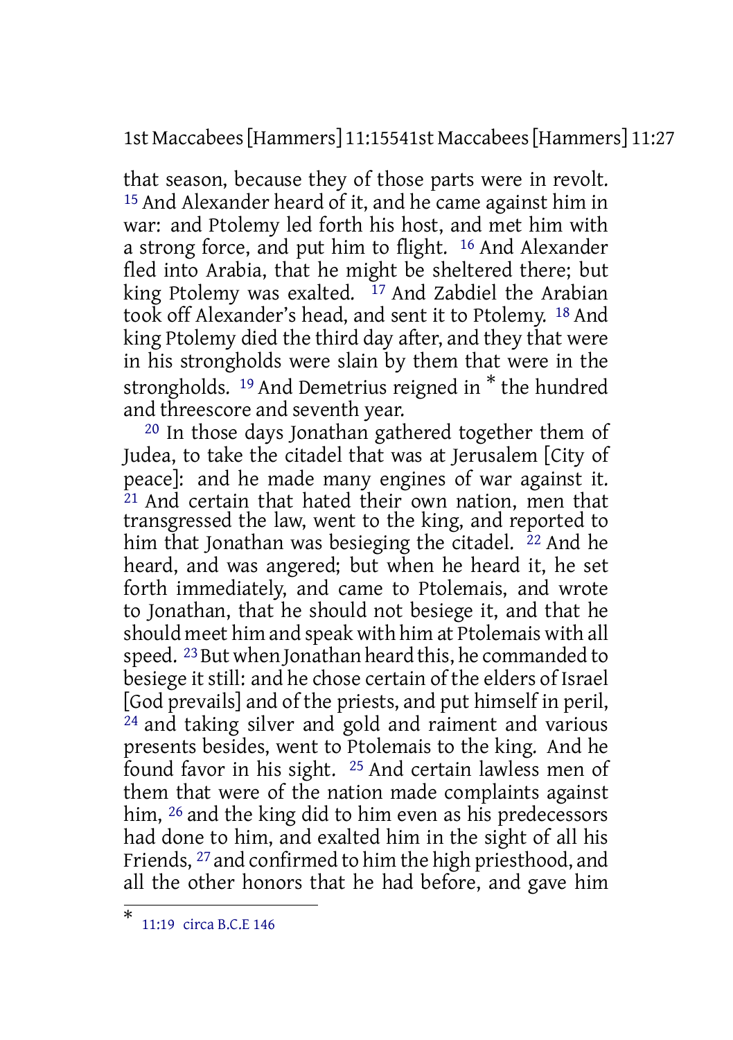that season, because they of those parts were in revolt. [15] And Alexander heard of it, and he came against him in war: and Ptolemy led forth his host, and met him with a strong force, and put him to flight. [16] And Alexander fled into Arabia, that he might be sheltered there; but king Ptolemy was exalted. [17] And Zabdiel the Arabian took off Alexander's head, and sent it to Ptolemy. [18] And king Ptolemy died the third day after, and they that were in his strongholds were slain by them that were in the strongholds. [19] And Demetrius reigned in * the hundred and threescore and seventh year.

[20] In those days Jonathan gathered together them of Judea, to take the citadel that was at Jerusalem [City of peace]: and he made many engines of war against it. [21] And certain that hated their own nation, men that transgressed the law, went to the king, and reported to him that Jonathan was besieging the citadel. [22] And he heard, and was angered; but when he heard it, he set forth immediately, and came to Ptolemais, and wrote to Jonathan, that he should not besiege it, and that he should meet him and speak with him at Ptolemais with all speed. [23] But when Jonathan heard this, he commanded to besiege it still: and he chose certain of the elders of Israel [God prevails] and of the priests, and put himself in peril, [24] and taking silver and gold and raiment and various presents besides, went to Ptolemais to the king. And he found favor in his sight. [25] And certain lawless men of them that were of the nation made complaints against him, [26] and the king did to him even as his predecessors had done to him, and exalted him in the sight of all his Friends, [27] and confirmed to him the high priesthood, and all the other honors that he had before, and gave him

* 11:19 circa B.C.E 146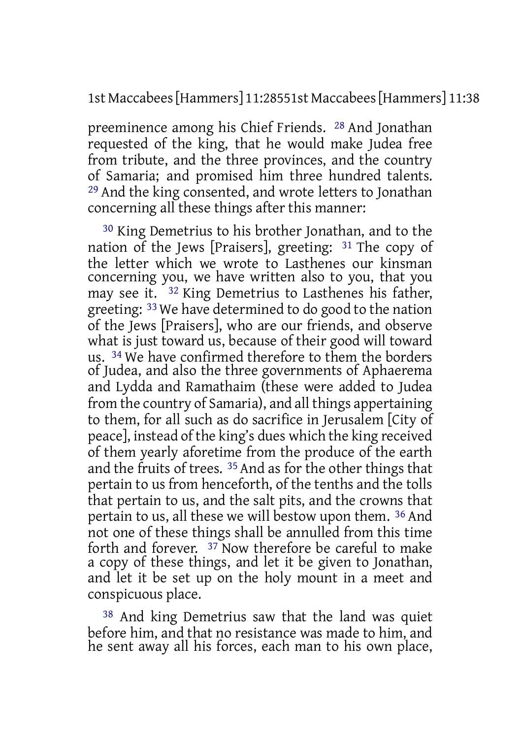preeminence among his Chief Friends. [28] And Jonathan requested of the king, that he would make Judea free from tribute, and the three provinces, and the country of Samaria; and promised him three hundred talents. [29] And the king consented, and wrote letters to Jonathan concerning all these things after this manner:

[30] King Demetrius to his brother Jonathan, and to the nation of the Jews [Praisers], greeting: [31] The copy of the letter which we wrote to Lasthenes our kinsman concerning you, we have written also to you, that you may see it. [32] King Demetrius to Lasthenes his father, greeting: [33] We have determined to do good to the nation of the Jews [Praisers], who are our friends, and observe what is just toward us, because of their good will toward us. [34] We have confirmed therefore to them the borders of Judea, and also the three governments of Aphaerema and Lydda and Ramathaim (these were added to Judea from the country of Samaria), and all things appertaining to them, for all such as do sacrifice in Jerusalem [City of peace], instead of the king's dues which the king received of them yearly aforetime from the produce of the earth and the fruits of trees. [35] And as for the other things that pertain to us from henceforth, of the tenths and the tolls that pertain to us, and the salt pits, and the crowns that pertain to us, all these we will bestow upon them. [36] And not one of these things shall be annulled from this time forth and forever. [37] Now therefore be careful to make a copy of these things, and let it be given to Jonathan, and let it be set up on the holy mount in a meet and conspicuous place.

[38] And king Demetrius saw that the land was quiet before him, and that no resistance was made to him, and he sent away all his forces, each man to his own place,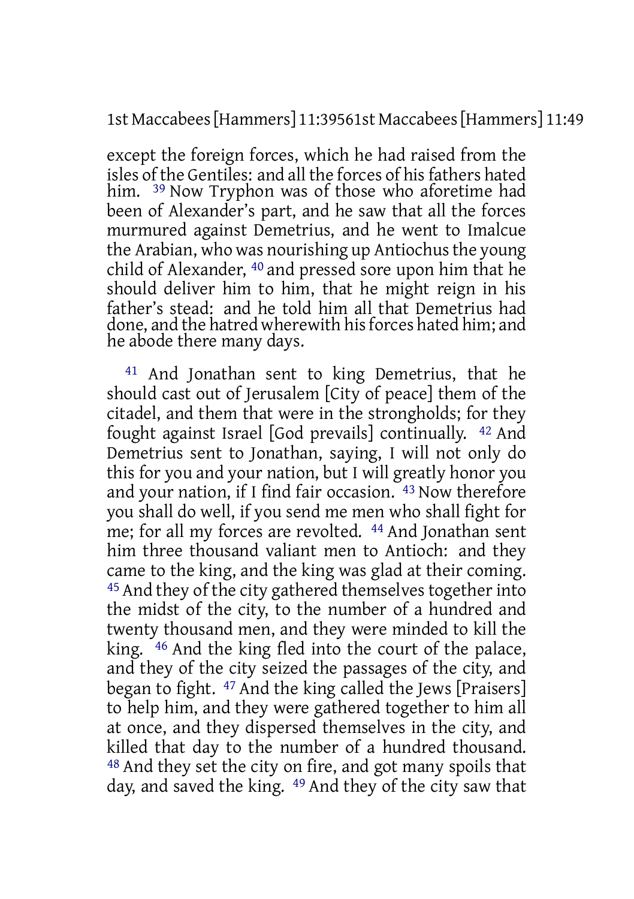except the foreign forces, which he had raised from the isles of the Gentiles: and all the forces of his fathers hated him. [39] Now Tryphon was of those who aforetime had been of Alexander's part, and he saw that all the forces murmured against Demetrius, and he went to Imalcue the Arabian, who was nourishing up Antiochus the young child of Alexander, [40] and pressed sore upon him that he should deliver him to him, that he might reign in his father's stead: and he told him all that Demetrius had done, and the hatred wherewith his forces hated him; and he abode there many days.

[41] And Jonathan sent to king Demetrius, that he should cast out of Jerusalem [City of peace] them of the citadel, and them that were in the strongholds; for they fought against Israel [God prevails] continually. [42] And Demetrius sent to Jonathan, saying, I will not only do this for you and your nation, but I will greatly honor you and your nation, if I find fair occasion. [43] Now therefore you shall do well, if you send me men who shall fight for me; for all my forces are revolted. [44] And Jonathan sent him three thousand valiant men to Antioch: and they came to the king, and the king was glad at their coming. [45] And they of the city gathered themselves together into the midst of the city, to the number of a hundred and twenty thousand men, and they were minded to kill the king. [46] And the king fled into the court of the palace, and they of the city seized the passages of the city, and began to fight. [47] And the king called the Jews [Praisers] to help him, and they were gathered together to him all at once, and they dispersed themselves in the city, and killed that day to the number of a hundred thousand. [48] And they set the city on fire, and got many spoils that day, and saved the king. [49] And they of the city saw that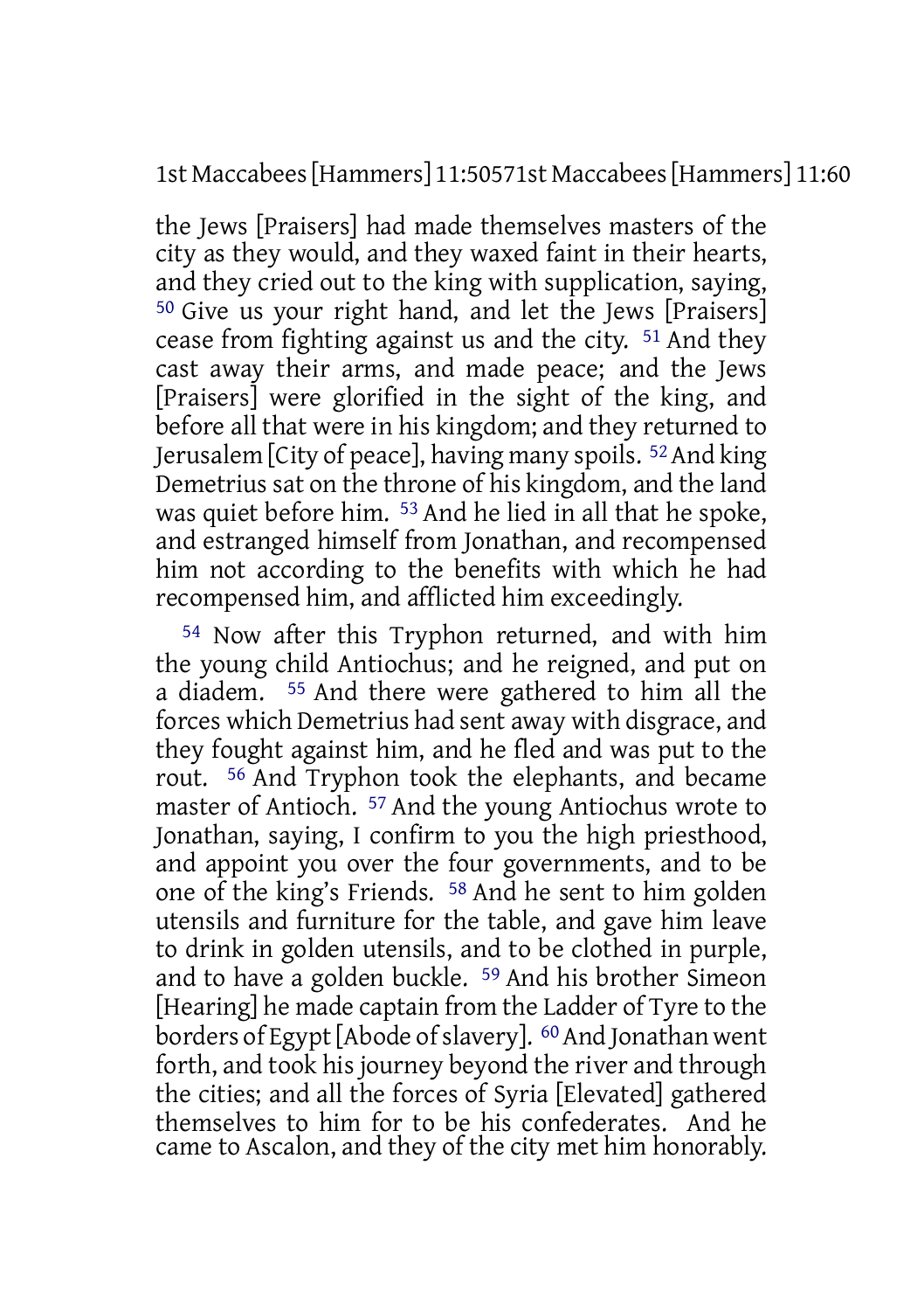the Jews [Praisers] had made themselves masters of the city as they would, and they waxed faint in their hearts, and they cried out to the king with supplication, saying, 50 Give us your right hand, and let the Jews [Praisers] cease from fighting against us and the city. 51 And they cast away their arms, and made peace; and the Jews [Praisers] were glorified in the sight of the king, and before all that were in his kingdom; and they returned to Jerusalem [City of peace], having many spoils. 52 And king Demetrius sat on the throne of his kingdom, and the land was quiet before him. 53 And he lied in all that he spoke, and estranged himself from Jonathan, and recompensed him not according to the benefits with which he had recompensed him, and afflicted him exceedingly.

54 Now after this Tryphon returned, and with him the young child Antiochus; and he reigned, and put on a diadem. 55 And there were gathered to him all the forces which Demetrius had sent away with disgrace, and they fought against him, and he fled and was put to the rout. 56 And Tryphon took the elephants, and became master of Antioch. 57 And the young Antiochus wrote to Jonathan, saying, I confirm to you the high priesthood, and appoint you over the four governments, and to be one of the king's Friends. 58 And he sent to him golden utensils and furniture for the table, and gave him leave to drink in golden utensils, and to be clothed in purple, and to have a golden buckle. 59 And his brother Simeon [Hearing] he made captain from the Ladder of Tyre to the borders of Egypt [Abode of slavery]. 60 And Jonathan went forth, and took his journey beyond the river and through the cities; and all the forces of Syria [Elevated] gathered themselves to him for to be his confederates. And he came to Ascalon, and they of the city met him honorably.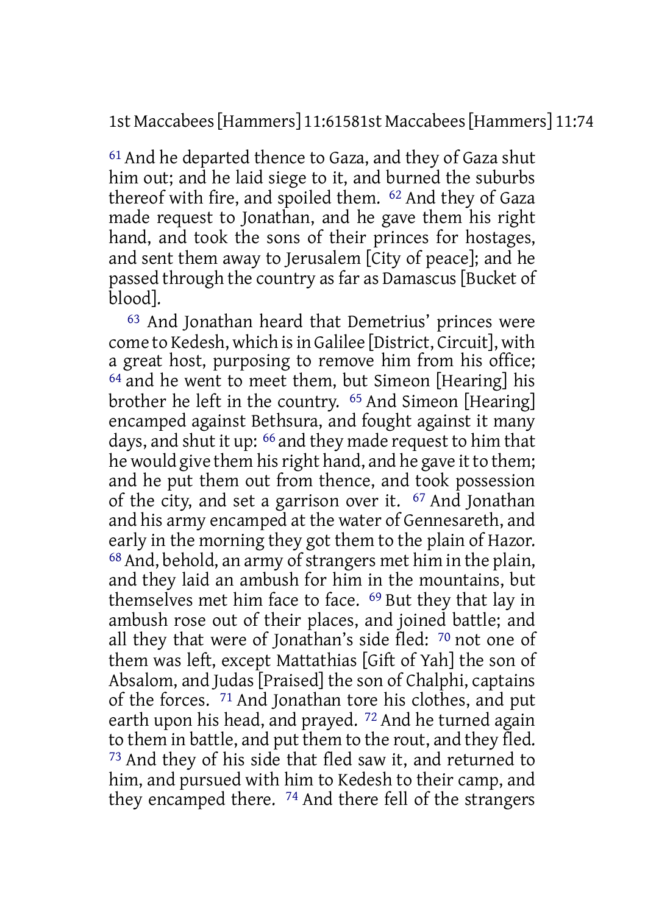[61] And he departed thence to Gaza, and they of Gaza shut him out; and he laid siege to it, and burned the suburbs thereof with fire, and spoiled them. [62] And they of Gaza made request to Jonathan, and he gave them his right hand, and took the sons of their princes for hostages, and sent them away to Jerusalem [City of peace]; and he passed through the country as far as Damascus [Bucket of blood].

[63] And Jonathan heard that Demetrius' princes were come to Kedesh, which is in Galilee [District, Circuit], with a great host, purposing to remove him from his office; [64] and he went to meet them, but Simeon [Hearing] his brother he left in the country. [65] And Simeon [Hearing] encamped against Bethsura, and fought against it many days, and shut it up: [66] and they made request to him that he would give them his right hand, and he gave it to them; and he put them out from thence, and took possession of the city, and set a garrison over it. [67] And Jonathan and his army encamped at the water of Gennesareth, and early in the morning they got them to the plain of Hazor. [68] And, behold, an army of strangers met him in the plain, and they laid an ambush for him in the mountains, but themselves met him face to face. [69] But they that lay in ambush rose out of their places, and joined battle; and all they that were of Jonathan's side fled: [70] not one of them was left, except Mattathias [Gift of Yah] the son of Absalom, and Judas [Praised] the son of Chalphi, captains of the forces. [71] And Jonathan tore his clothes, and put earth upon his head, and prayed. [72] And he turned again to them in battle, and put them to the rout, and they fled. [73] And they of his side that fled saw it, and returned to him, and pursued with him to Kedesh to their camp, and they encamped there. [74] And there fell of the strangers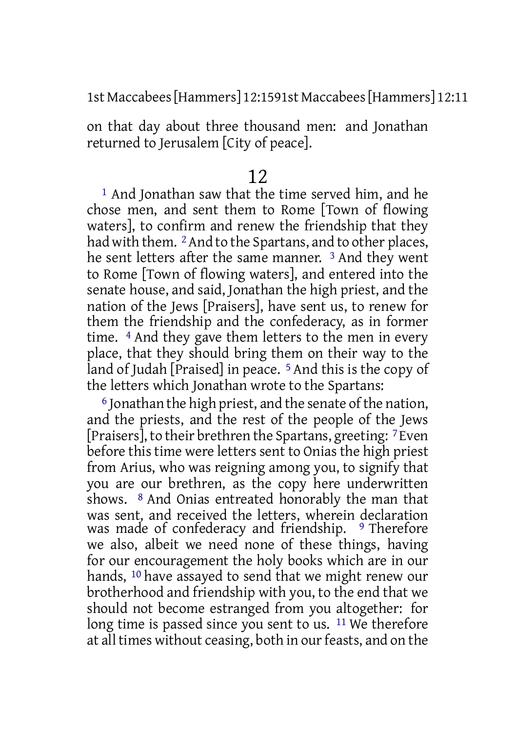on that day about three thousand men: and Jonathan returned to Jerusalem [City of peace].

# 12

[1] And Jonathan saw that the time served him, and he chose men, and sent them to Rome [Town of flowing waters], to confirm and renew the friendship that they had with them. [2] And to the Spartans, and to other places, he sent letters after the same manner. [3] And they went to Rome [Town of flowing waters], and entered into the senate house, and said, Jonathan the high priest, and the nation of the Jews [Praisers], have sent us, to renew for them the friendship and the confederacy, as in former time. [4] And they gave them letters to the men in every place, that they should bring them on their way to the land of Judah [Praised] in peace. [5] And this is the copy of the letters which Jonathan wrote to the Spartans:

[6] Jonathan the high priest, and the senate of the nation, and the priests, and the rest of the people of the Jews [Praisers], to their brethren the Spartans, greeting: [7] Even before this time were letters sent to Onias the high priest from Arius, who was reigning among you, to signify that you are our brethren, as the copy here underwritten shows. [8] And Onias entreated honorably the man that was sent, and received the letters, wherein declaration was made of confederacy and friendship. [9] Therefore we also, albeit we need none of these things, having for our encouragement the holy books which are in our hands, [10] have assayed to send that we might renew our brotherhood and friendship with you, to the end that we should not become estranged from you altogether: for long time is passed since you sent to us. [11] We therefore at all times without ceasing, both in our feasts, and on the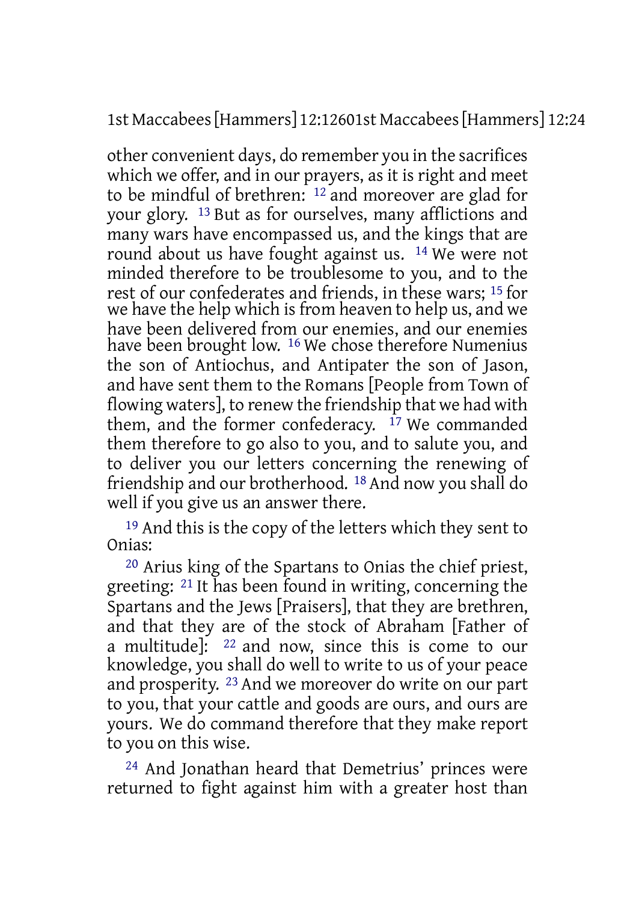other convenient days, do remember you in the sacrifices which we offer, and in our prayers, as it is right and meet to be mindful of brethren: [12] and moreover are glad for your glory. [13] But as for ourselves, many afflictions and many wars have encompassed us, and the kings that are round about us have fought against us. [14] We were not minded therefore to be troublesome to you, and to the rest of our confederates and friends, in these wars; [15] for we have the help which is from heaven to help us, and we have been delivered from our enemies, and our enemies have been brought low. [16] We chose therefore Numenius the son of Antiochus, and Antipater the son of Jason, and have sent them to the Romans [People from Town of flowing waters], to renew the friendship that we had with them, and the former confederacy. [17] We commanded them therefore to go also to you, and to salute you, and to deliver you our letters concerning the renewing of friendship and our brotherhood. [18] And now you shall do well if you give us an answer there.

[19] And this is the copy of the letters which they sent to Onias:

[20] Arius king of the Spartans to Onias the chief priest, greeting: [21] It has been found in writing, concerning the Spartans and the Jews [Praisers], that they are brethren, and that they are of the stock of Abraham [Father of a multitude]: [22] and now, since this is come to our knowledge, you shall do well to write to us of your peace and prosperity. [23] And we moreover do write on our part to you, that your cattle and goods are ours, and ours are yours. We do command therefore that they make report to you on this wise.

[24] And Jonathan heard that Demetrius' princes were returned to fight against him with a greater host than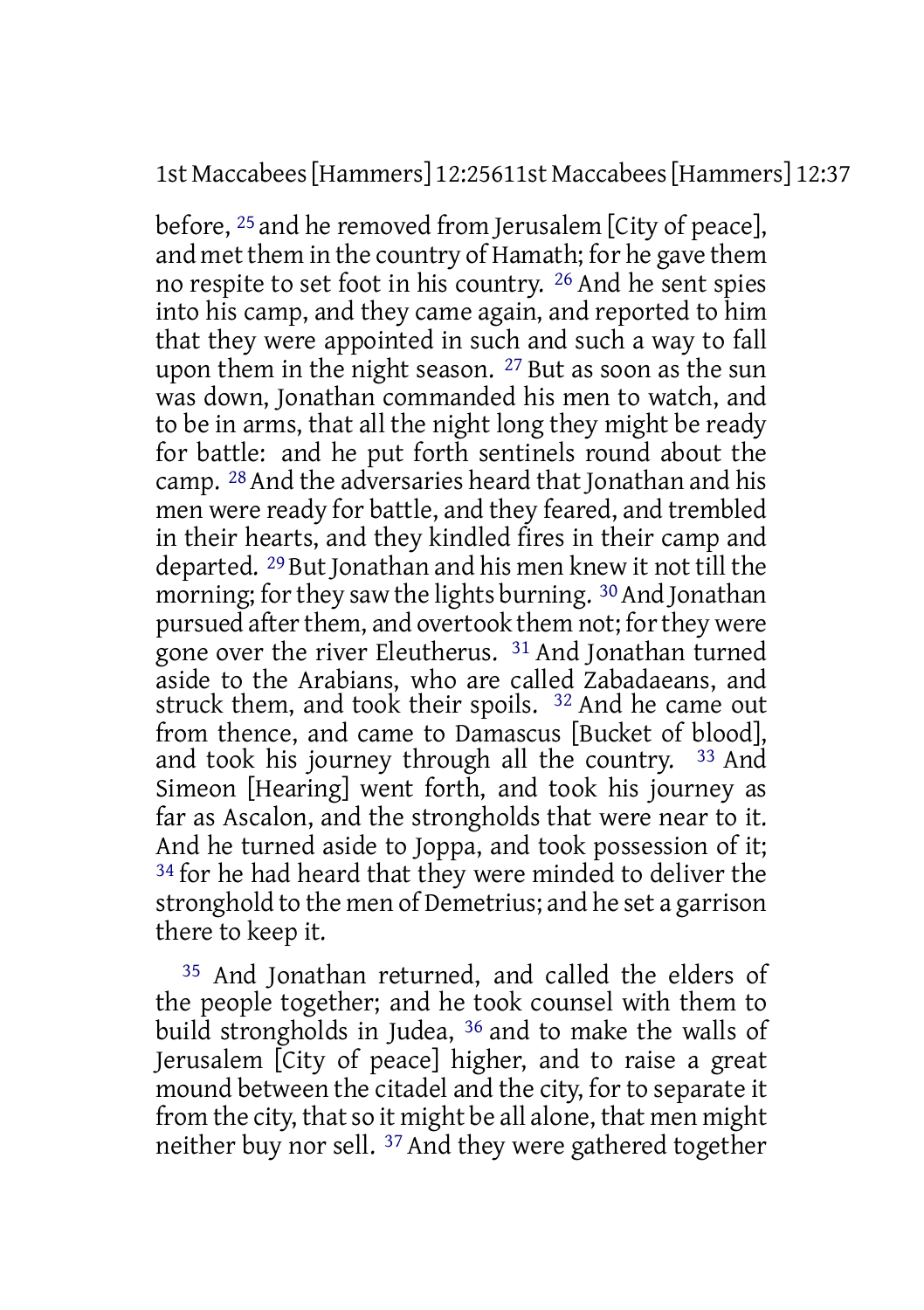before, [25] and he removed from Jerusalem [City of peace], and met them in the country of Hamath; for he gave them no respite to set foot in his country. [26] And he sent spies into his camp, and they came again, and reported to him that they were appointed in such and such a way to fall upon them in the night season. [27] But as soon as the sun was down, Jonathan commanded his men to watch, and to be in arms, that all the night long they might be ready for battle: and he put forth sentinels round about the camp. [28] And the adversaries heard that Jonathan and his men were ready for battle, and they feared, and trembled in their hearts, and they kindled fires in their camp and departed. [29] But Jonathan and his men knew it not till the morning; for they saw the lights burning. [30] And Jonathan pursued after them, and overtook them not; for they were gone over the river Eleutherus. [31] And Jonathan turned aside to the Arabians, who are called Zabadaeans, and struck them, and took their spoils. [32] And he came out from thence, and came to Damascus [Bucket of blood], and took his journey through all the country. [33] And Simeon [Hearing] went forth, and took his journey as far as Ascalon, and the strongholds that were near to it. And he turned aside to Joppa, and took possession of it; [34] for he had heard that they were minded to deliver the stronghold to the men of Demetrius; and he set a garrison there to keep it.

[35] And Jonathan returned, and called the elders of the people together; and he took counsel with them to build strongholds in Judea, [36] and to make the walls of Jerusalem [City of peace] higher, and to raise a great mound between the citadel and the city, for to separate it from the city, that so it might be all alone, that men might neither buy nor sell. [37] And they were gathered together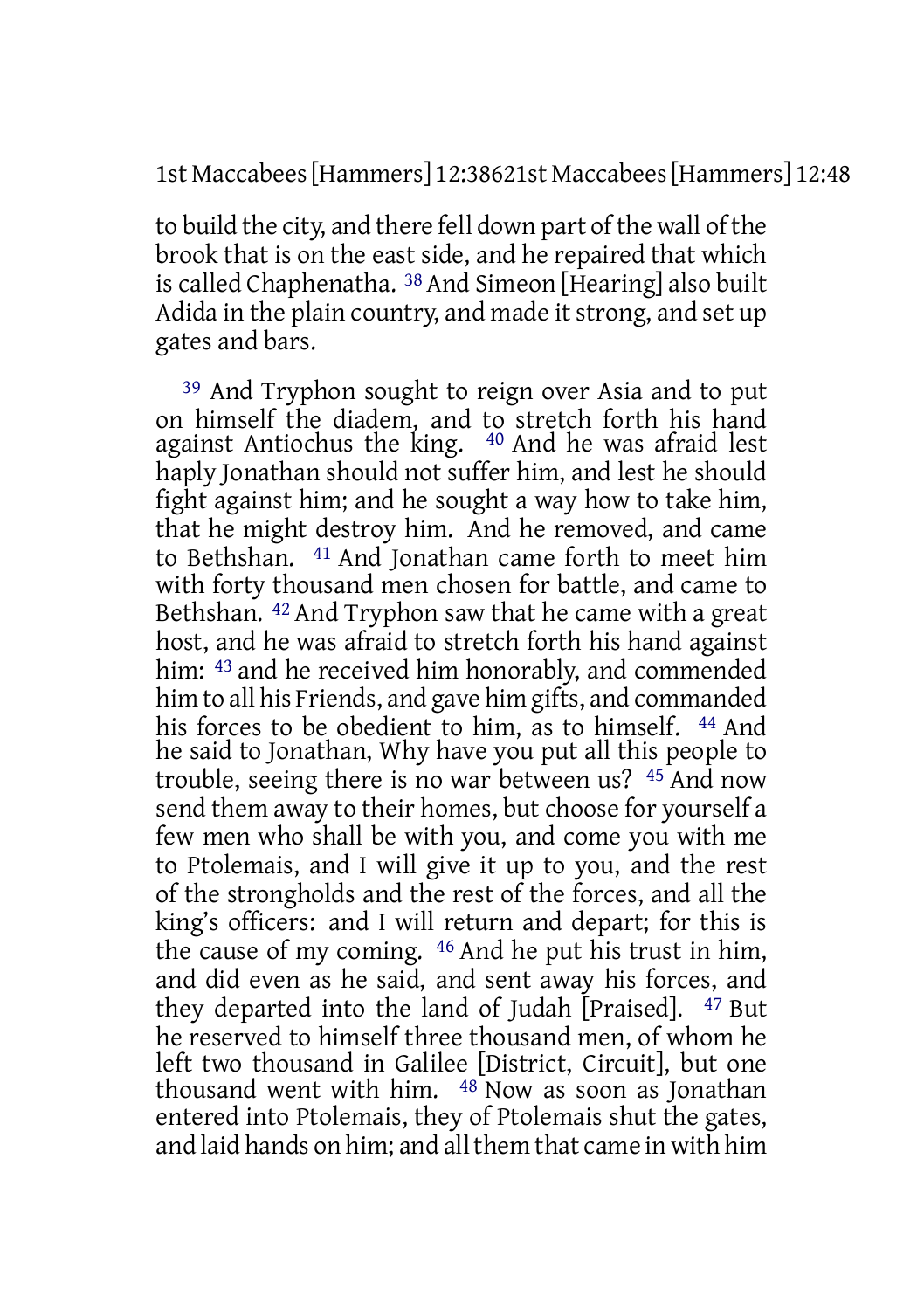to build the city, and there fell down part of the wall of the brook that is on the east side, and he repaired that which is called Chaphenatha. [38] And Simeon [Hearing] also built Adida in the plain country, and made it strong, and set up gates and bars.

[39] And Tryphon sought to reign over Asia and to put on himself the diadem, and to stretch forth his hand against Antiochus the king. [40] And he was afraid lest haply Jonathan should not suffer him, and lest he should fight against him; and he sought a way how to take him, that he might destroy him. And he removed, and came to Bethshan. [41] And Jonathan came forth to meet him with forty thousand men chosen for battle, and came to Bethshan. [42] And Tryphon saw that he came with a great host, and he was afraid to stretch forth his hand against him: [43] and he received him honorably, and commended him to all his Friends, and gave him gifts, and commanded his forces to be obedient to him, as to himself. [44] And he said to Jonathan, Why have you put all this people to trouble, seeing there is no war between us? [45] And now send them away to their homes, but choose for yourself a few men who shall be with you, and come you with me to Ptolemais, and I will give it up to you, and the rest of the strongholds and the rest of the forces, and all the king's officers: and I will return and depart; for this is the cause of my coming. [46] And he put his trust in him, and did even as he said, and sent away his forces, and they departed into the land of Judah [Praised]. [47] But he reserved to himself three thousand men, of whom he left two thousand in Galilee [District, Circuit], but one thousand went with him. [48] Now as soon as Jonathan entered into Ptolemais, they of Ptolemais shut the gates, and laid hands on him; and all them that came in with him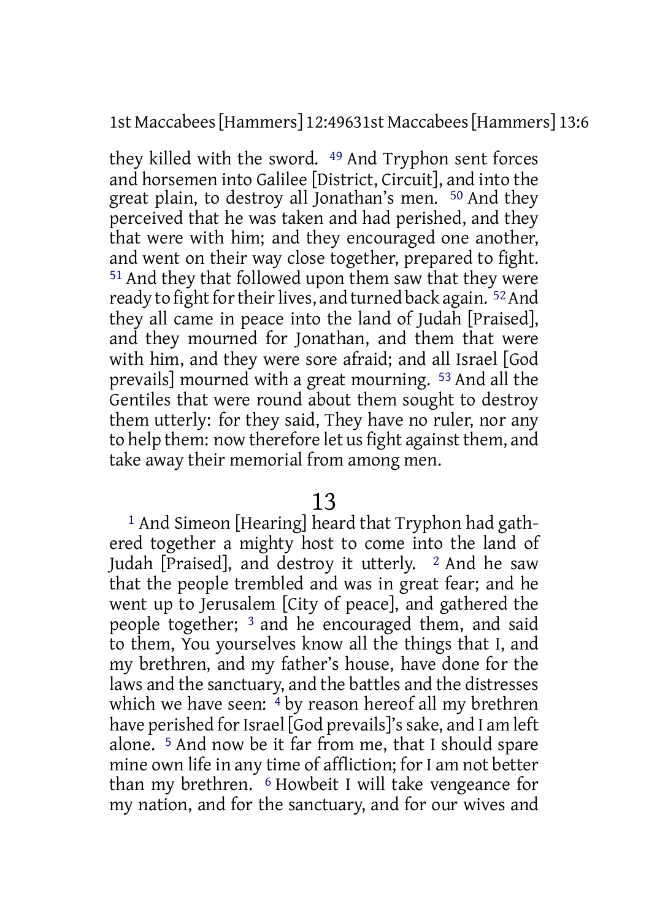they killed with the sword. [49] And Tryphon sent forces and horsemen into Galilee [District, Circuit], and into the great plain, to destroy all Jonathan's men. [50] And they perceived that he was taken and had perished, and they that were with him; and they encouraged one another, and went on their way close together, prepared to fight. [51] And they that followed upon them saw that they were ready to fight for their lives, and turned back again. [52] And they all came in peace into the land of Judah [Praised], and they mourned for Jonathan, and them that were with him, and they were sore afraid; and all Israel [God prevails] mourned with a great mourning. [53] And all the Gentiles that were round about them sought to destroy them utterly: for they said, They have no ruler, nor any to help them: now therefore let us fight against them, and take away their memorial from among men.

## 13

[1] And Simeon [Hearing] heard that Tryphon had gathered together a mighty host to come into the land of Judah [Praised], and destroy it utterly. [2] And he saw that the people trembled and was in great fear; and he went up to Jerusalem [City of peace], and gathered the people together; [3] and he encouraged them, and said to them, You yourselves know all the things that I, and my brethren, and my father's house, have done for the laws and the sanctuary, and the battles and the distresses which we have seen: [4] by reason hereof all my brethren have perished for Israel [God prevails]'s sake, and I am left alone. [5] And now be it far from me, that I should spare mine own life in any time of affliction; for I am not better than my brethren. [6] Howbeit I will take vengeance for my nation, and for the sanctuary, and for our wives and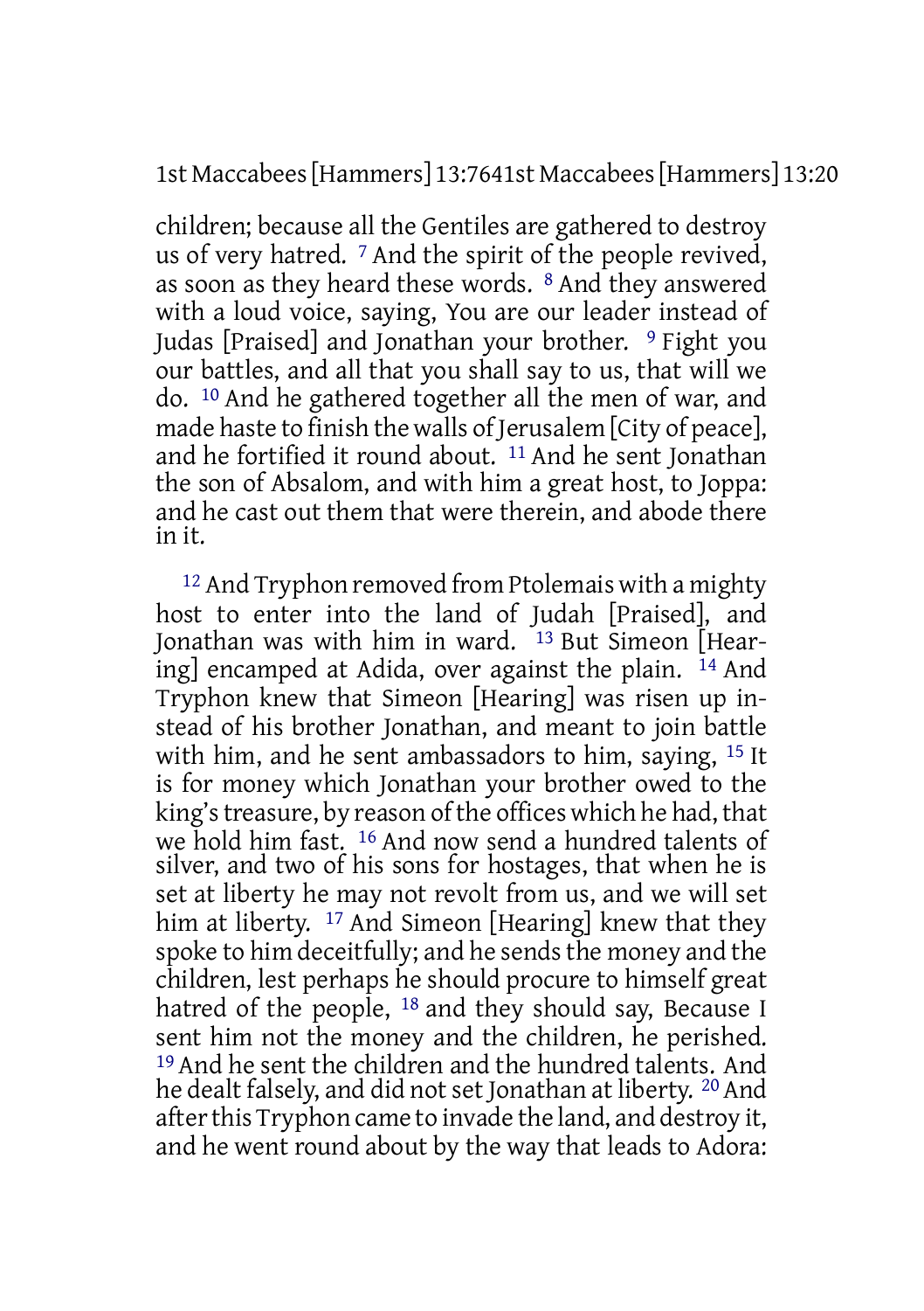children; because all the Gentiles are gathered to destroy us of very hatred. 7 And the spirit of the people revived, as soon as they heard these words. 8 And they answered with a loud voice, saying, You are our leader instead of Judas [Praised] and Jonathan your brother. 9 Fight you our battles, and all that you shall say to us, that will we do. 10 And he gathered together all the men of war, and made haste to finish the walls of Jerusalem [City of peace], and he fortified it round about. 11 And he sent Jonathan the son of Absalom, and with him a great host, to Joppa: and he cast out them that were therein, and abode there in it.

12 And Tryphon removed from Ptolemais with a mighty host to enter into the land of Judah [Praised], and Jonathan was with him in ward. 13 But Simeon [Hearing] encamped at Adida, over against the plain. 14 And Tryphon knew that Simeon [Hearing] was risen up instead of his brother Jonathan, and meant to join battle with him, and he sent ambassadors to him, saying, 15 It is for money which Jonathan your brother owed to the king's treasure, by reason of the offices which he had, that we hold him fast. 16 And now send a hundred talents of silver, and two of his sons for hostages, that when he is set at liberty he may not revolt from us, and we will set him at liberty. 17 And Simeon [Hearing] knew that they spoke to him deceitfully; and he sends the money and the children, lest perhaps he should procure to himself great hatred of the people, 18 and they should say, Because I sent him not the money and the children, he perished. 19 And he sent the children and the hundred talents. And he dealt falsely, and did not set Jonathan at liberty. 20 And after this Tryphon came to invade the land, and destroy it, and he went round about by the way that leads to Adora: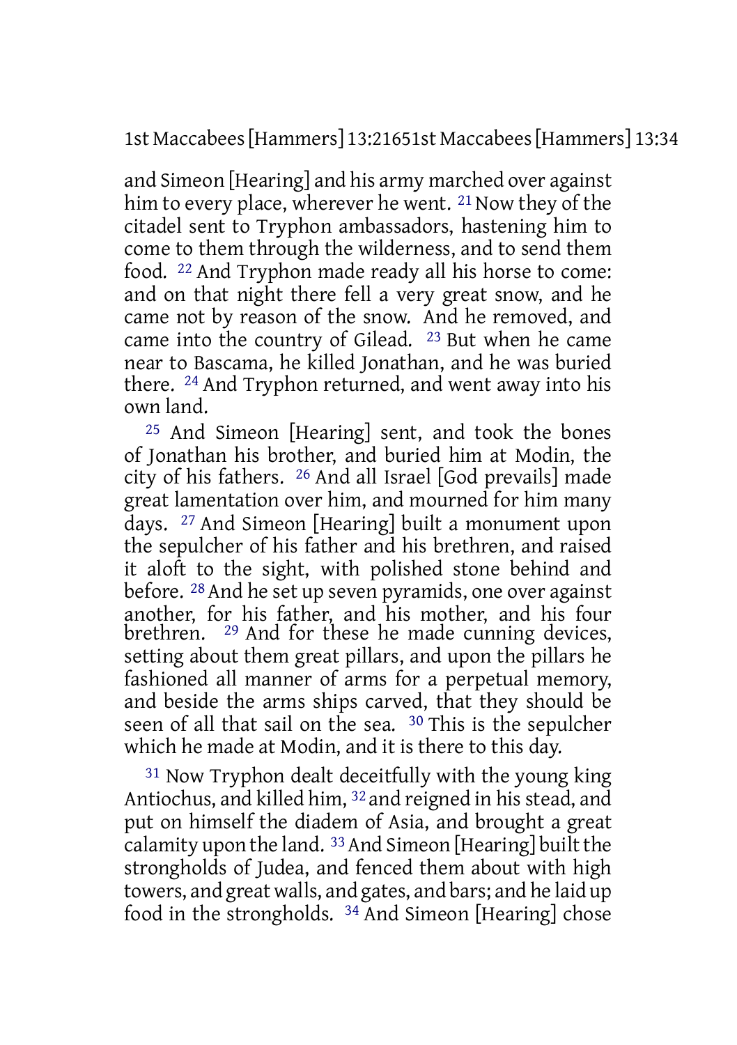and Simeon [Hearing] and his army marched over against him to every place, wherever he went. 21 Now they of the citadel sent to Tryphon ambassadors, hastening him to come to them through the wilderness, and to send them food. 22 And Tryphon made ready all his horse to come: and on that night there fell a very great snow, and he came not by reason of the snow. And he removed, and came into the country of Gilead. 23 But when he came near to Bascama, he killed Jonathan, and he was buried there. 24 And Tryphon returned, and went away into his own land.

25 And Simeon [Hearing] sent, and took the bones of Jonathan his brother, and buried him at Modin, the city of his fathers. 26 And all Israel [God prevails] made great lamentation over him, and mourned for him many days. 27 And Simeon [Hearing] built a monument upon the sepulcher of his father and his brethren, and raised it aloft to the sight, with polished stone behind and before. 28 And he set up seven pyramids, one over against another, for his father, and his mother, and his four brethren. 29 And for these he made cunning devices, setting about them great pillars, and upon the pillars he fashioned all manner of arms for a perpetual memory, and beside the arms ships carved, that they should be seen of all that sail on the sea. 30 This is the sepulcher which he made at Modin, and it is there to this day.

31 Now Tryphon dealt deceitfully with the young king Antiochus, and killed him, 32 and reigned in his stead, and put on himself the diadem of Asia, and brought a great calamity upon the land. 33 And Simeon [Hearing] built the strongholds of Judea, and fenced them about with high towers, and great walls, and gates, and bars; and he laid up food in the strongholds. 34 And Simeon [Hearing] chose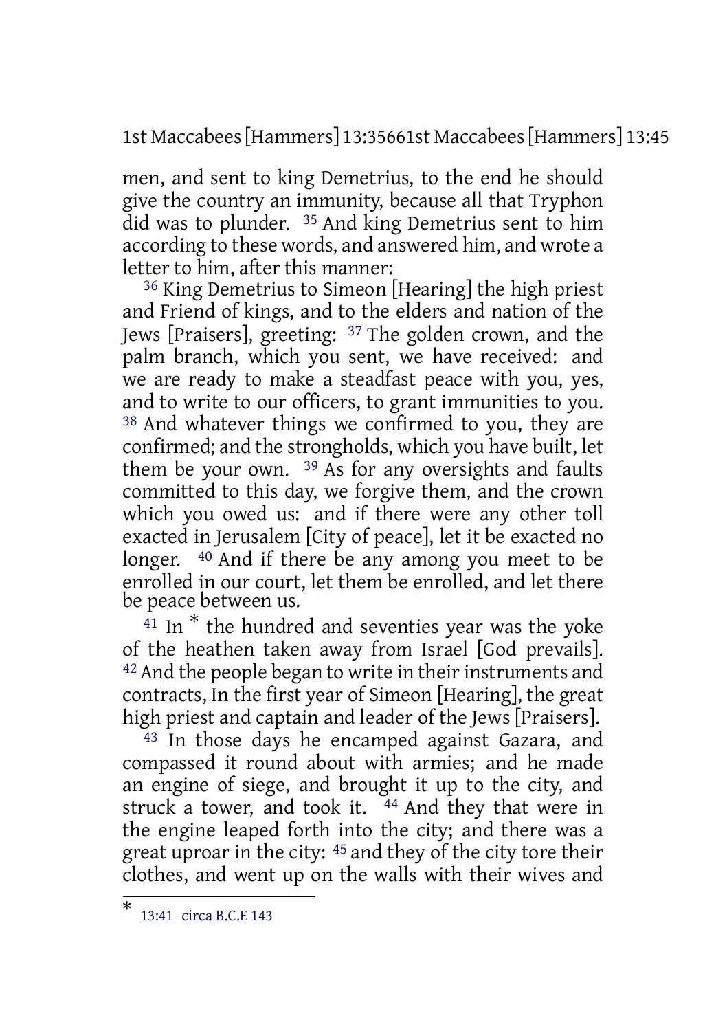men, and sent to king Demetrius, to the end he should give the country an immunity, because all that Tryphon did was to plunder. [35] And king Demetrius sent to him according to these words, and answered him, and wrote a letter to him, after this manner:

[36] King Demetrius to Simeon [Hearing] the high priest and Friend of kings, and to the elders and nation of the Jews [Praisers], greeting: [37] The golden crown, and the palm branch, which you sent, we have received: and we are ready to make a steadfast peace with you, yes, and to write to our officers, to grant immunities to you. [38] And whatever things we confirmed to you, they are confirmed; and the strongholds, which you have built, let them be your own. [39] As for any oversights and faults committed to this day, we forgive them, and the crown which you owed us: and if there were any other toll exacted in Jerusalem [City of peace], let it be exacted no longer. [40] And if there be any among you meet to be enrolled in our court, let them be enrolled, and let there be peace between us.

[41] In * the hundred and seventies year was the yoke of the heathen taken away from Israel [God prevails]. [42] And the people began to write in their instruments and contracts, In the first year of Simeon [Hearing], the great high priest and captain and leader of the Jews [Praisers].

[43] In those days he encamped against Gazara, and compassed it round about with armies; and he made an engine of siege, and brought it up to the city, and struck a tower, and took it. [44] And they that were in the engine leaped forth into the city; and there was a great uproar in the city: [45] and they of the city tore their clothes, and went up on the walls with their wives and

---

* 13:41 circa B.C.E 143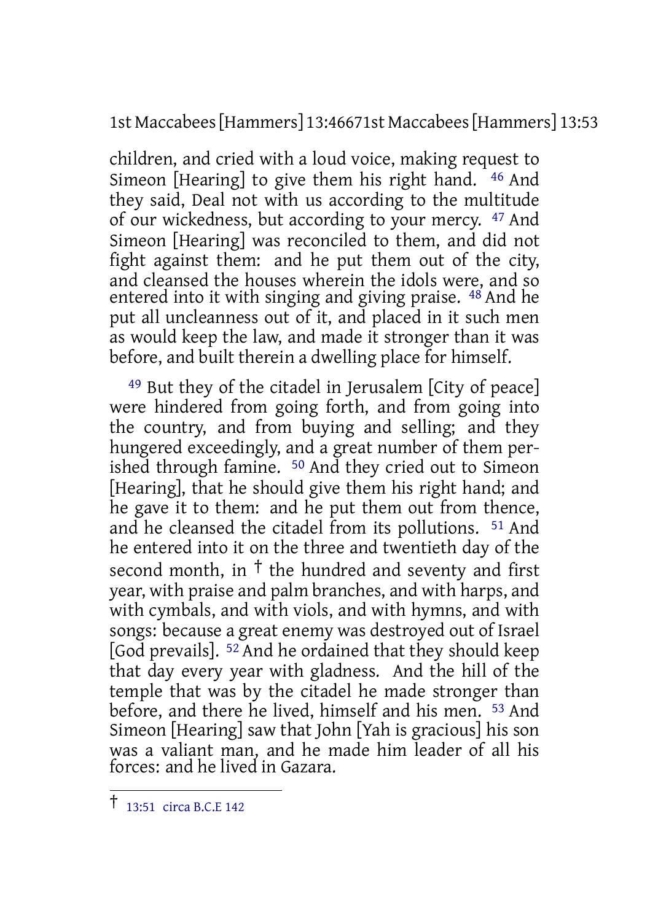children, and cried with a loud voice, making request to Simeon [Hearing] to give them his right hand. 46 And they said, Deal not with us according to the multitude of our wickedness, but according to your mercy. 47 And Simeon [Hearing] was reconciled to them, and did not fight against them: and he put them out of the city, and cleansed the houses wherein the idols were, and so entered into it with singing and giving praise. 48 And he put all uncleanness out of it, and placed in it such men as would keep the law, and made it stronger than it was before, and built therein a dwelling place for himself.

49 But they of the citadel in Jerusalem [City of peace] were hindered from going forth, and from going into the country, and from buying and selling; and they hungered exceedingly, and a great number of them perished through famine. 50 And they cried out to Simeon [Hearing], that he should give them his right hand; and he gave it to them: and he put them out from thence, and he cleansed the citadel from its pollutions. 51 And he entered into it on the three and twentieth day of the second month, in † the hundred and seventy and first year, with praise and palm branches, and with harps, and with cymbals, and with viols, and with hymns, and with songs: because a great enemy was destroyed out of Israel [God prevails]. 52 And he ordained that they should keep that day every year with gladness. And the hill of the temple that was by the citadel he made stronger than before, and there he lived, himself and his men. 53 And Simeon [Hearing] saw that John [Yah is gracious] his son was a valiant man, and he made him leader of all his forces: and he lived in Gazara.

---

† 13:51 circa B.C.E 142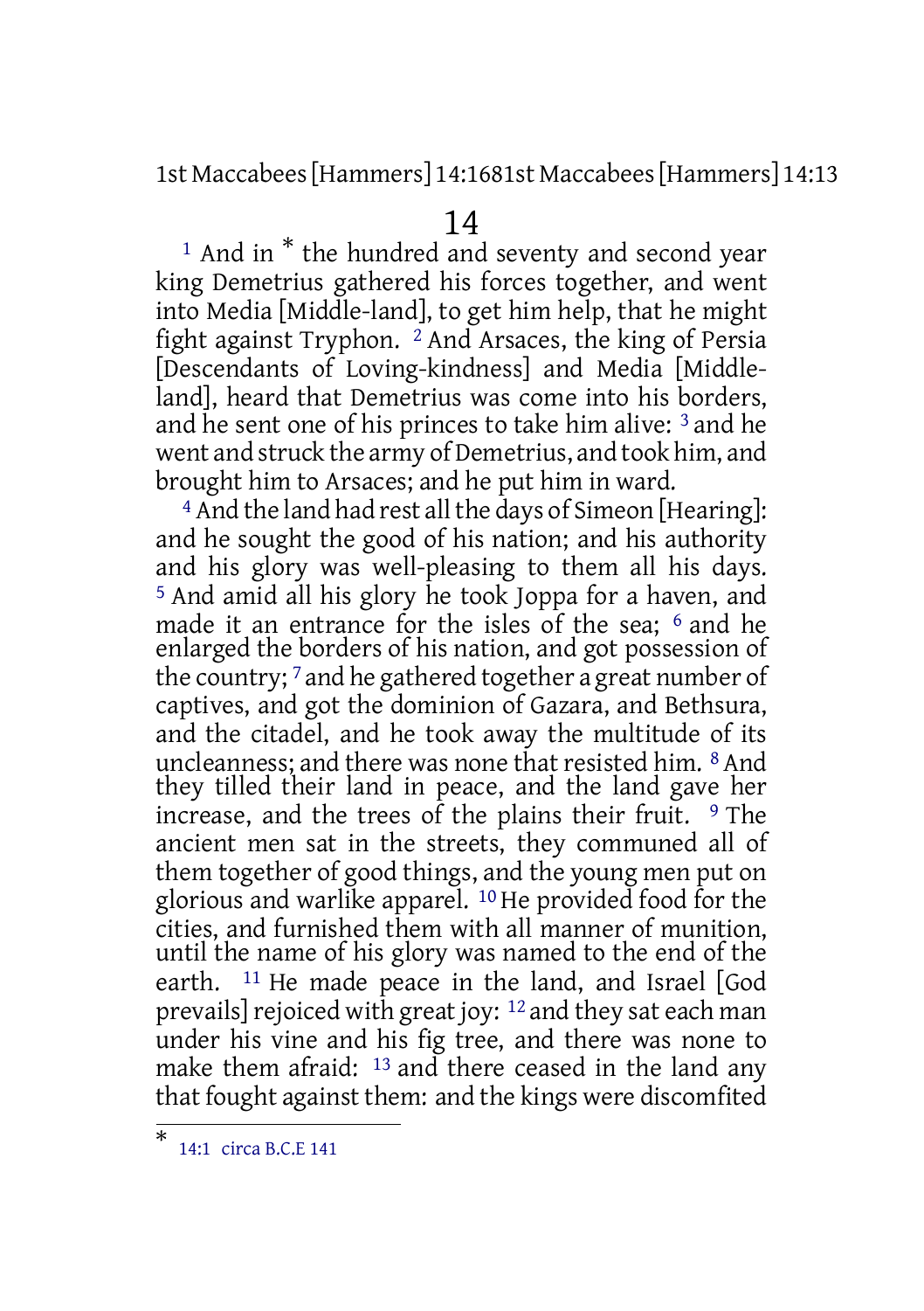# 14

[1] And in * the hundred and seventy and second year king Demetrius gathered his forces together, and went into Media [Middle-land], to get him help, that he might fight against Tryphon. [2] And Arsaces, the king of Persia [Descendants of Loving-kindness] and Media [Middle-land], heard that Demetrius was come into his borders, and he sent one of his princes to take him alive: [3] and he went and struck the army of Demetrius, and took him, and brought him to Arsaces; and he put him in ward.

[4] And the land had rest all the days of Simeon [Hearing]: and he sought the good of his nation; and his authority and his glory was well-pleasing to them all his days. [5] And amid all his glory he took Joppa for a haven, and made it an entrance for the isles of the sea; [6] and he enlarged the borders of his nation, and got possession of the country; [7] and he gathered together a great number of captives, and got the dominion of Gazara, and Bethsura, and the citadel, and he took away the multitude of its uncleanness; and there was none that resisted him. [8] And they tilled their land in peace, and the land gave her increase, and the trees of the plains their fruit. [9] The ancient men sat in the streets, they communed all of them together of good things, and the young men put on glorious and warlike apparel. [10] He provided food for the cities, and furnished them with all manner of munition, until the name of his glory was named to the end of the earth. [11] He made peace in the land, and Israel [God prevails] rejoiced with great joy: [12] and they sat each man under his vine and his fig tree, and there was none to make them afraid: [13] and there ceased in the land any that fought against them: and the kings were discomfited

---

* 14:1 circa B.C.E 141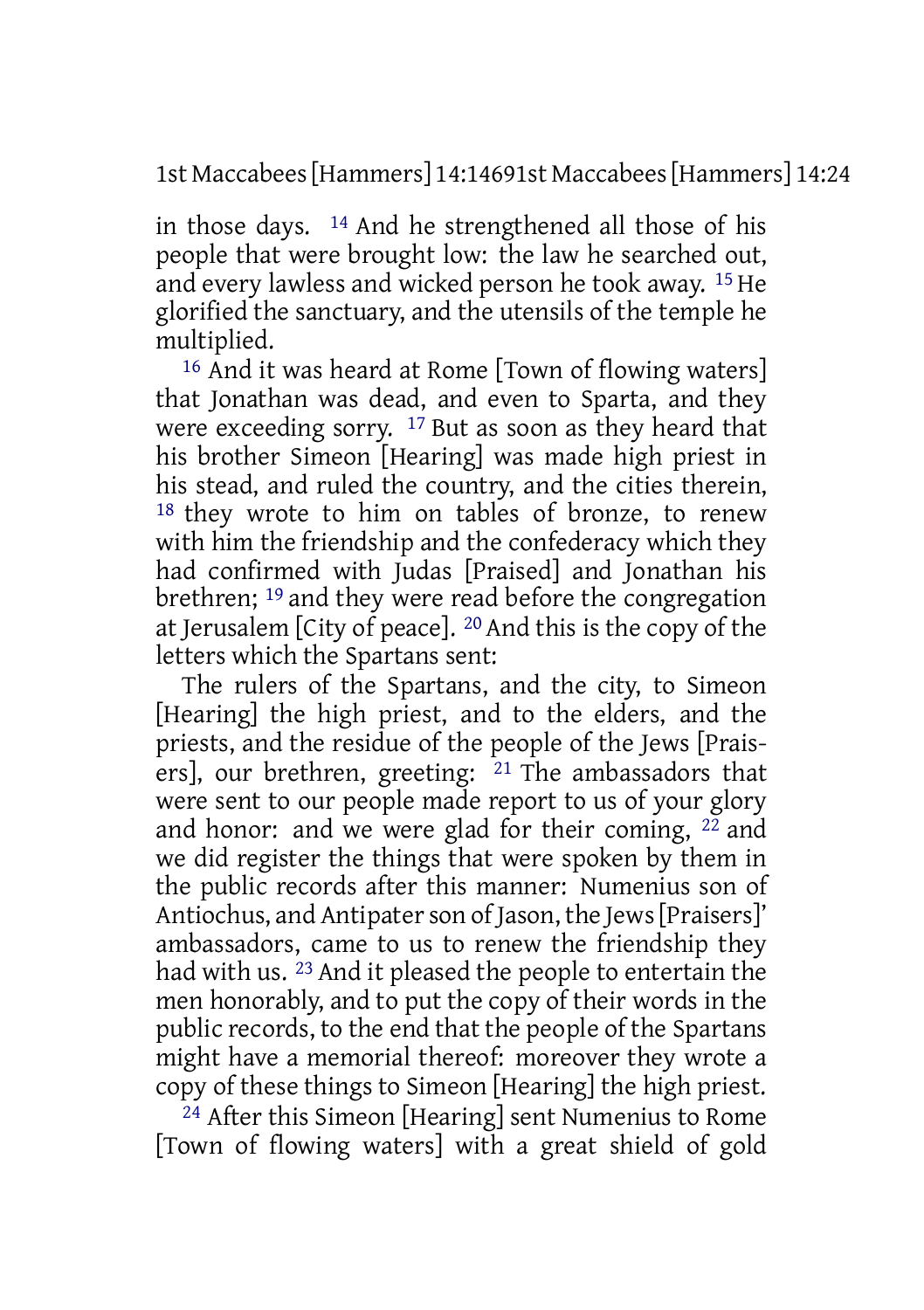in those days. [14] And he strengthened all those of his people that were brought low: the law he searched out, and every lawless and wicked person he took away. [15] He glorified the sanctuary, and the utensils of the temple he multiplied.

[16] And it was heard at Rome [Town of flowing waters] that Jonathan was dead, and even to Sparta, and they were exceeding sorry. [17] But as soon as they heard that his brother Simeon [Hearing] was made high priest in his stead, and ruled the country, and the cities therein, [18] they wrote to him on tables of bronze, to renew with him the friendship and the confederacy which they had confirmed with Judas [Praised] and Jonathan his brethren; [19] and they were read before the congregation at Jerusalem [City of peace]. [20] And this is the copy of the letters which the Spartans sent:

The rulers of the Spartans, and the city, to Simeon [Hearing] the high priest, and to the elders, and the priests, and the residue of the people of the Jews [Praisers], our brethren, greeting: [21] The ambassadors that were sent to our people made report to us of your glory and honor: and we were glad for their coming, [22] and we did register the things that were spoken by them in the public records after this manner: Numenius son of Antiochus, and Antipater son of Jason, the Jews [Praisers]' ambassadors, came to us to renew the friendship they had with us. [23] And it pleased the people to entertain the men honorably, and to put the copy of their words in the public records, to the end that the people of the Spartans might have a memorial thereof: moreover they wrote a copy of these things to Simeon [Hearing] the high priest.

[24] After this Simeon [Hearing] sent Numenius to Rome [Town of flowing waters] with a great shield of gold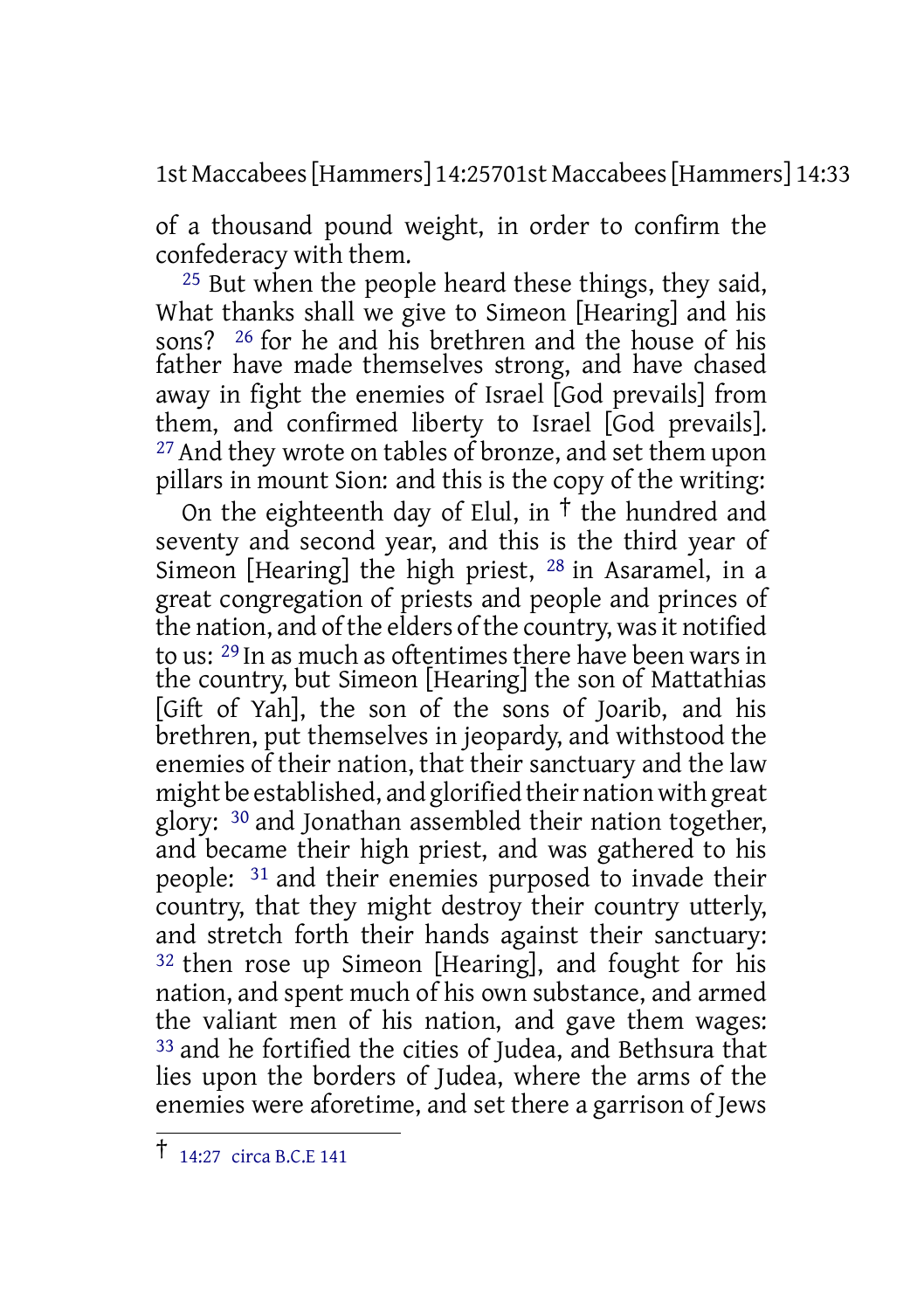of a thousand pound weight, in order to confirm the confederacy with them.

[25] But when the people heard these things, they said, What thanks shall we give to Simeon [Hearing] and his sons? [26] for he and his brethren and the house of his father have made themselves strong, and have chased away in fight the enemies of Israel [God prevails] from them, and confirmed liberty to Israel [God prevails]. [27] And they wrote on tables of bronze, and set them upon pillars in mount Sion: and this is the copy of the writing:

On the eighteenth day of Elul, in † the hundred and seventy and second year, and this is the third year of Simeon [Hearing] the high priest, [28] in Asaramel, in a great congregation of priests and people and princes of the nation, and of the elders of the country, was it notified to us: [29] In as much as oftentimes there have been wars in the country, but Simeon [Hearing] the son of Mattathias [Gift of Yah], the son of the sons of Joarib, and his brethren, put themselves in jeopardy, and withstood the enemies of their nation, that their sanctuary and the law might be established, and glorified their nation with great glory: [30] and Jonathan assembled their nation together, and became their high priest, and was gathered to his people: [31] and their enemies purposed to invade their country, that they might destroy their country utterly, and stretch forth their hands against their sanctuary: [32] then rose up Simeon [Hearing], and fought for his nation, and spent much of his own substance, and armed the valiant men of his nation, and gave them wages: [33] and he fortified the cities of Judea, and Bethsura that lies upon the borders of Judea, where the arms of the enemies were aforetime, and set there a garrison of Jews

---

† 14:27 circa B.C.E 141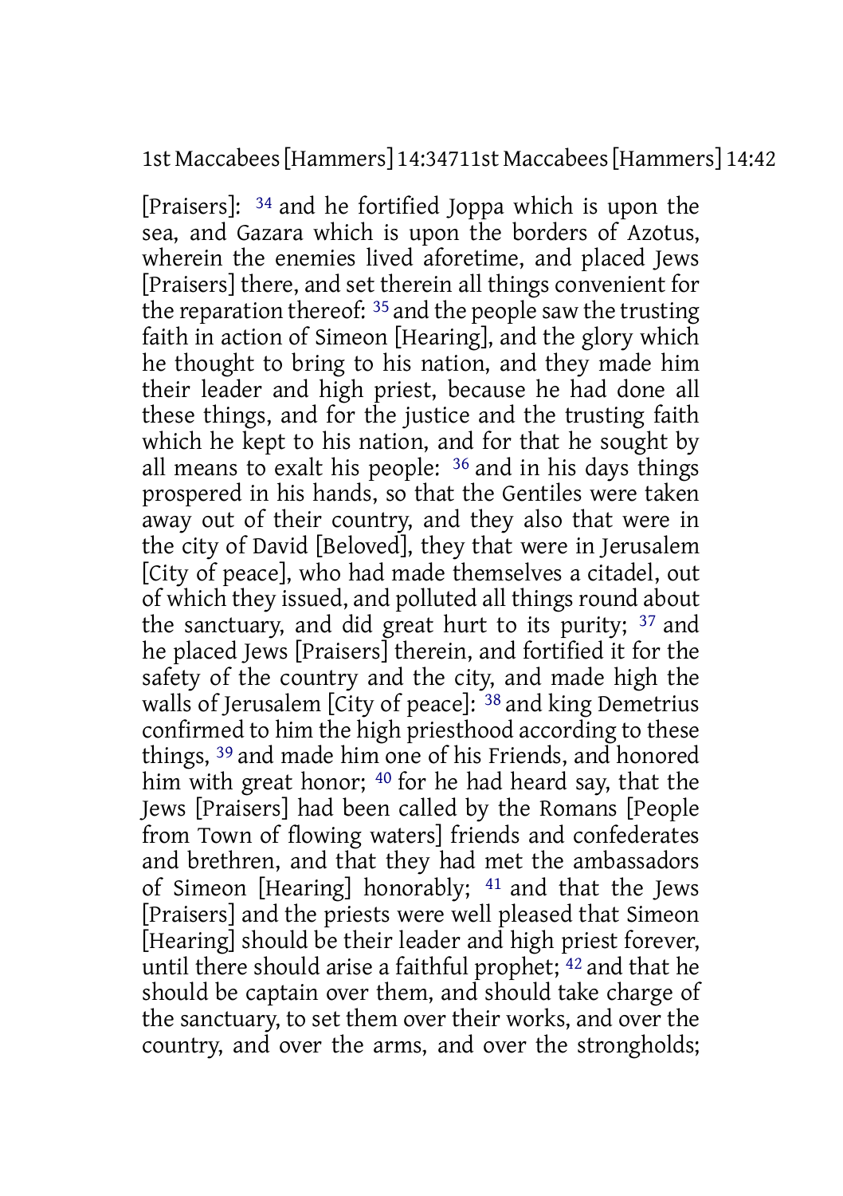[Praisers]: 34 and he fortified Joppa which is upon the sea, and Gazara which is upon the borders of Azotus, wherein the enemies lived aforetime, and placed Jews [Praisers] there, and set therein all things convenient for the reparation thereof: 35 and the people saw the trusting faith in action of Simeon [Hearing], and the glory which he thought to bring to his nation, and they made him their leader and high priest, because he had done all these things, and for the justice and the trusting faith which he kept to his nation, and for that he sought by all means to exalt his people: 36 and in his days things prospered in his hands, so that the Gentiles were taken away out of their country, and they also that were in the city of David [Beloved], they that were in Jerusalem [City of peace], who had made themselves a citadel, out of which they issued, and polluted all things round about the sanctuary, and did great hurt to its purity; 37 and he placed Jews [Praisers] therein, and fortified it for the safety of the country and the city, and made high the walls of Jerusalem [City of peace]: 38 and king Demetrius confirmed to him the high priesthood according to these things, 39 and made him one of his Friends, and honored him with great honor; 40 for he had heard say, that the Jews [Praisers] had been called by the Romans [People from Town of flowing waters] friends and confederates and brethren, and that they had met the ambassadors of Simeon [Hearing] honorably; 41 and that the Jews [Praisers] and the priests were well pleased that Simeon [Hearing] should be their leader and high priest forever, until there should arise a faithful prophet; 42 and that he should be captain over them, and should take charge of the sanctuary, to set them over their works, and over the country, and over the arms, and over the strongholds;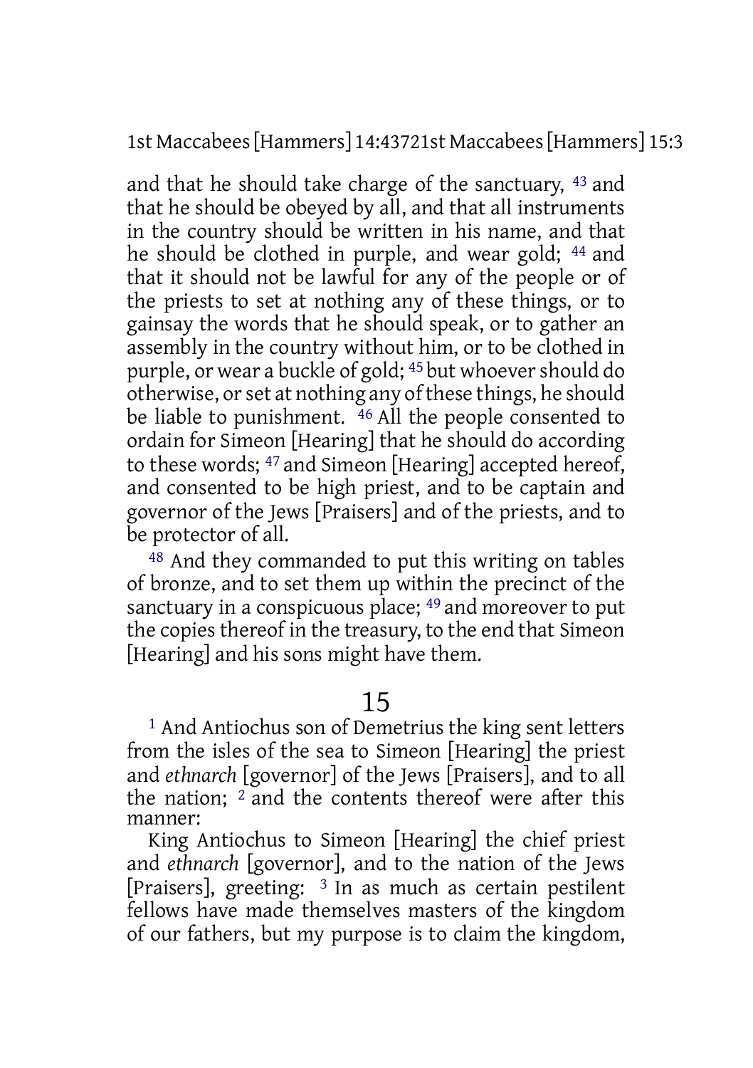and that he should take charge of the sanctuary, [43] and that he should be obeyed by all, and that all instruments in the country should be written in his name, and that he should be clothed in purple, and wear gold; [44] and that it should not be lawful for any of the people or of the priests to set at nothing any of these things, or to gainsay the words that he should speak, or to gather an assembly in the country without him, or to be clothed in purple, or wear a buckle of gold; [45] but whoever should do otherwise, or set at nothing any of these things, he should be liable to punishment. [46] All the people consented to ordain for Simeon [Hearing] that he should do according to these words; [47] and Simeon [Hearing] accepted hereof, and consented to be high priest, and to be captain and governor of the Jews [Praisers] and of the priests, and to be protector of all.

[48] And they commanded to put this writing on tables of bronze, and to set them up within the precinct of the sanctuary in a conspicuous place; [49] and moreover to put the copies thereof in the treasury, to the end that Simeon [Hearing] and his sons might have them.

## 15

[1] And Antiochus son of Demetrius the king sent letters from the isles of the sea to Simeon [Hearing] the priest and *ethnarch* [governor] of the Jews [Praisers], and to all the nation; [2] and the contents thereof were after this manner:

King Antiochus to Simeon [Hearing] the chief priest and *ethnarch* [governor], and to the nation of the Jews [Praisers], greeting: [3] In as much as certain pestilent fellows have made themselves masters of the kingdom of our fathers, but my purpose is to claim the kingdom,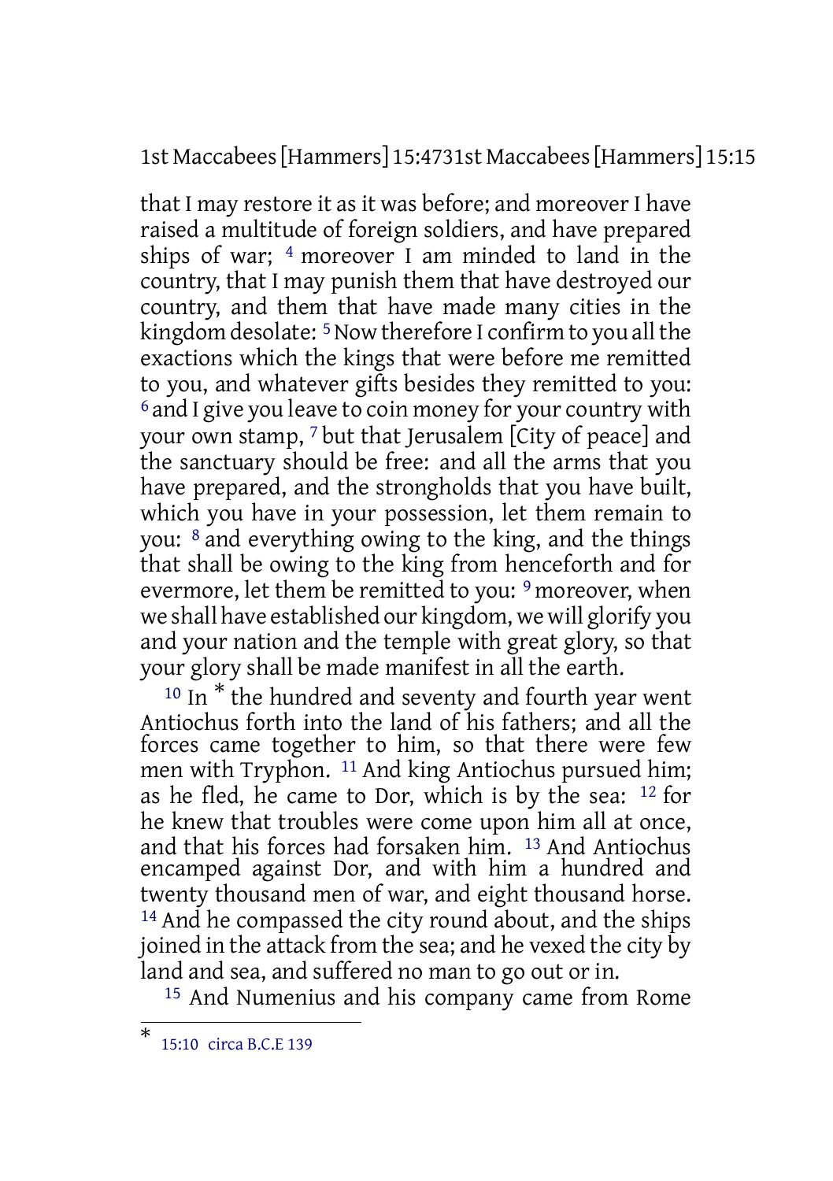that I may restore it as it was before; and moreover I have raised a multitude of foreign soldiers, and have prepared ships of war; [4] moreover I am minded to land in the country, that I may punish them that have destroyed our country, and them that have made many cities in the kingdom desolate: [5] Now therefore I confirm to you all the exactions which the kings that were before me remitted to you, and whatever gifts besides they remitted to you: [6] and I give you leave to coin money for your country with your own stamp, [7] but that Jerusalem [City of peace] and the sanctuary should be free: and all the arms that you have prepared, and the strongholds that you have built, which you have in your possession, let them remain to you: [8] and everything owing to the king, and the things that shall be owing to the king from henceforth and for evermore, let them be remitted to you: [9] moreover, when we shall have established our kingdom, we will glorify you and your nation and the temple with great glory, so that your glory shall be made manifest in all the earth.

[10] In * the hundred and seventy and fourth year went Antiochus forth into the land of his fathers; and all the forces came together to him, so that there were few men with Tryphon. [11] And king Antiochus pursued him; as he fled, he came to Dor, which is by the sea: [12] for he knew that troubles were come upon him all at once, and that his forces had forsaken him. [13] And Antiochus encamped against Dor, and with him a hundred and twenty thousand men of war, and eight thousand horse. [14] And he compassed the city round about, and the ships joined in the attack from the sea; and he vexed the city by land and sea, and suffered no man to go out or in.

[15] And Numenius and his company came from Rome

---

\* 15:10 circa B.C.E 139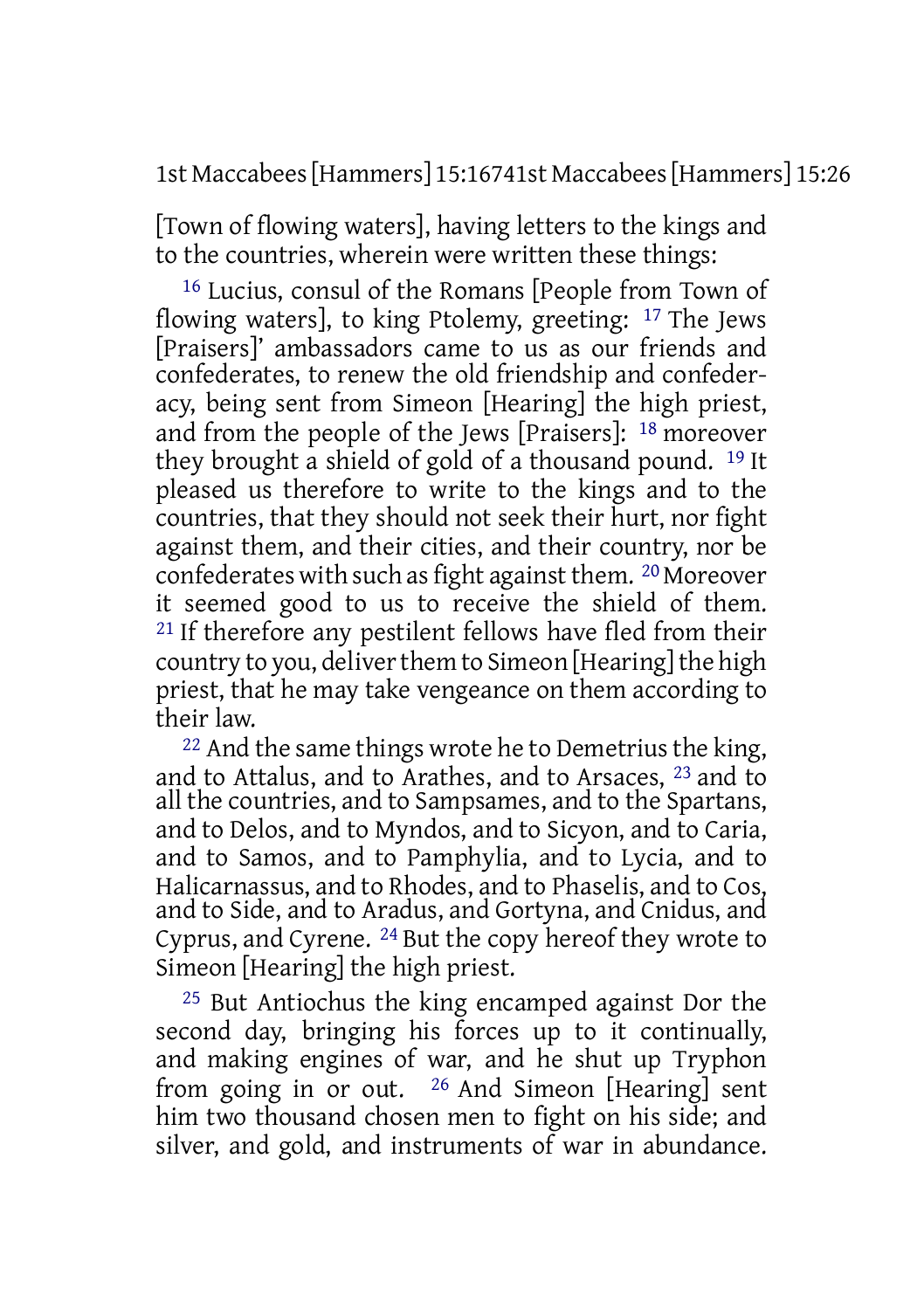[Town of flowing waters], having letters to the kings and to the countries, wherein were written these things:

16 Lucius, consul of the Romans [People from Town of flowing waters], to king Ptolemy, greeting: 17 The Jews [Praisers]' ambassadors came to us as our friends and confederates, to renew the old friendship and confederacy, being sent from Simeon [Hearing] the high priest, and from the people of the Jews [Praisers]: 18 moreover they brought a shield of gold of a thousand pound. 19 It pleased us therefore to write to the kings and to the countries, that they should not seek their hurt, nor fight against them, and their cities, and their country, nor be confederates with such as fight against them. 20 Moreover it seemed good to us to receive the shield of them. 21 If therefore any pestilent fellows have fled from their country to you, deliver them to Simeon [Hearing] the high priest, that he may take vengeance on them according to their law.

22 And the same things wrote he to Demetrius the king, and to Attalus, and to Arathes, and to Arsaces, 23 and to all the countries, and to Sampsames, and to the Spartans, and to Delos, and to Myndos, and to Sicyon, and to Caria, and to Samos, and to Pamphylia, and to Lycia, and to Halicarnassus, and to Rhodes, and to Phaselis, and to Cos, and to Side, and to Aradus, and Gortyna, and Cnidus, and Cyprus, and Cyrene. 24 But the copy hereof they wrote to Simeon [Hearing] the high priest.

25 But Antiochus the king encamped against Dor the second day, bringing his forces up to it continually, and making engines of war, and he shut up Tryphon from going in or out. 26 And Simeon [Hearing] sent him two thousand chosen men to fight on his side; and silver, and gold, and instruments of war in abundance.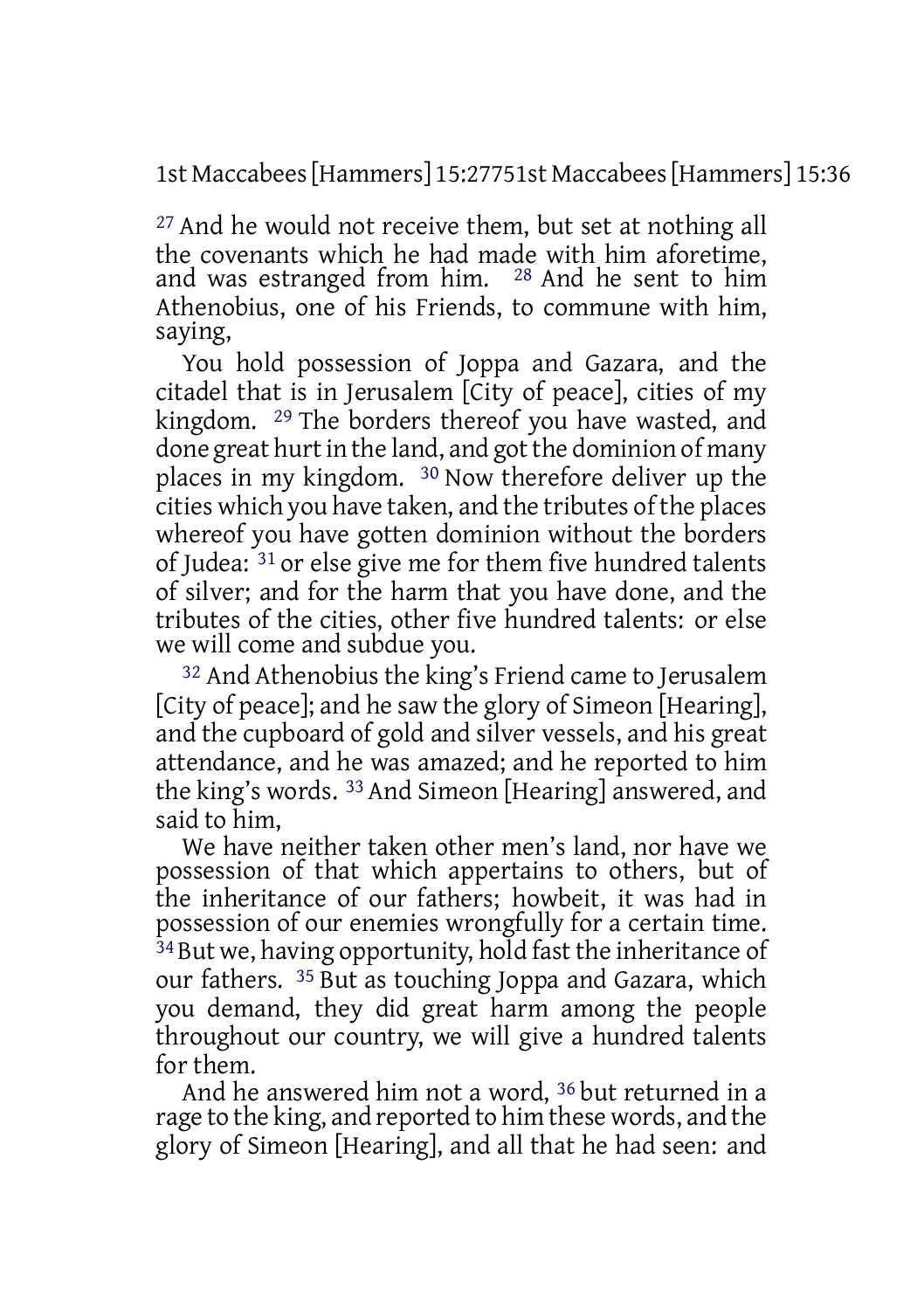[27] And he would not receive them, but set at nothing all the covenants which he had made with him aforetime, and was estranged from him. [28] And he sent to him Athenobius, one of his Friends, to commune with him, saying,

You hold possession of Joppa and Gazara, and the citadel that is in Jerusalem [City of peace], cities of my kingdom. [29] The borders thereof you have wasted, and done great hurt in the land, and got the dominion of many places in my kingdom. [30] Now therefore deliver up the cities which you have taken, and the tributes of the places whereof you have gotten dominion without the borders of Judea: [31] or else give me for them five hundred talents of silver; and for the harm that you have done, and the tributes of the cities, other five hundred talents: or else we will come and subdue you.

[32] And Athenobius the king's Friend came to Jerusalem [City of peace]; and he saw the glory of Simeon [Hearing], and the cupboard of gold and silver vessels, and his great attendance, and he was amazed; and he reported to him the king's words. [33] And Simeon [Hearing] answered, and said to him,

We have neither taken other men's land, nor have we possession of that which appertains to others, but of the inheritance of our fathers; howbeit, it was had in possession of our enemies wrongfully for a certain time. [34] But we, having opportunity, hold fast the inheritance of our fathers. [35] But as touching Joppa and Gazara, which you demand, they did great harm among the people throughout our country, we will give a hundred talents for them.

And he answered him not a word, [36] but returned in a rage to the king, and reported to him these words, and the glory of Simeon [Hearing], and all that he had seen: and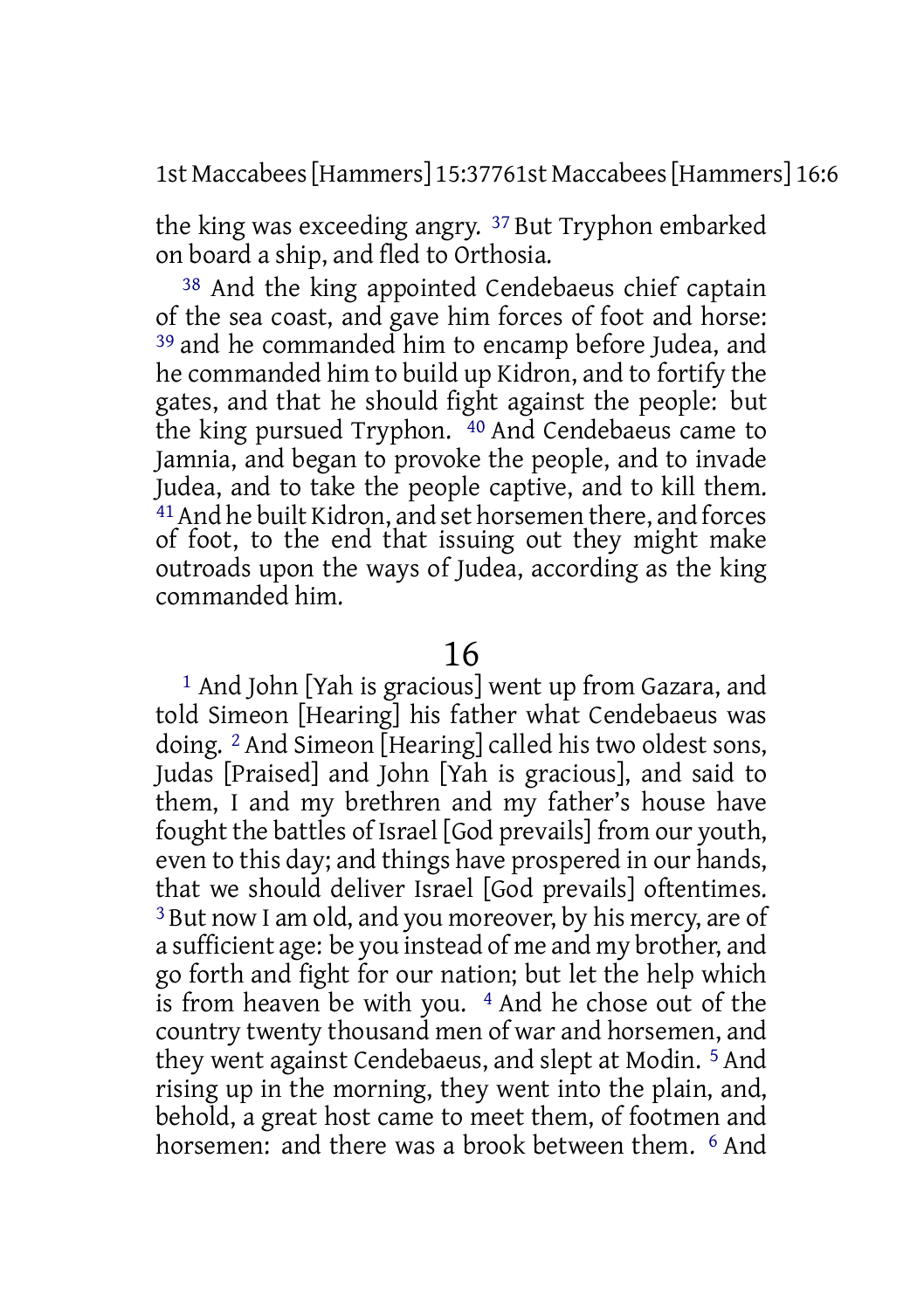the king was exceeding angry. [37] But Tryphon embarked on board a ship, and fled to Orthosia.

[38] And the king appointed Cendebaeus chief captain of the sea coast, and gave him forces of foot and horse: [39] and he commanded him to encamp before Judea, and he commanded him to build up Kidron, and to fortify the gates, and that he should fight against the people: but the king pursued Tryphon. [40] And Cendebaeus came to Jamnia, and began to provoke the people, and to invade Judea, and to take the people captive, and to kill them. [41] And he built Kidron, and set horsemen there, and forces of foot, to the end that issuing out they might make outroads upon the ways of Judea, according as the king commanded him.

# 16

[1] And John [Yah is gracious] went up from Gazara, and told Simeon [Hearing] his father what Cendebaeus was doing. [2] And Simeon [Hearing] called his two oldest sons, Judas [Praised] and John [Yah is gracious], and said to them, I and my brethren and my father's house have fought the battles of Israel [God prevails] from our youth, even to this day; and things have prospered in our hands, that we should deliver Israel [God prevails] oftentimes. [3] But now I am old, and you moreover, by his mercy, are of a sufficient age: be you instead of me and my brother, and go forth and fight for our nation; but let the help which is from heaven be with you. [4] And he chose out of the country twenty thousand men of war and horsemen, and they went against Cendebaeus, and slept at Modin. [5] And rising up in the morning, they went into the plain, and, behold, a great host came to meet them, of footmen and horsemen: and there was a brook between them. [6] And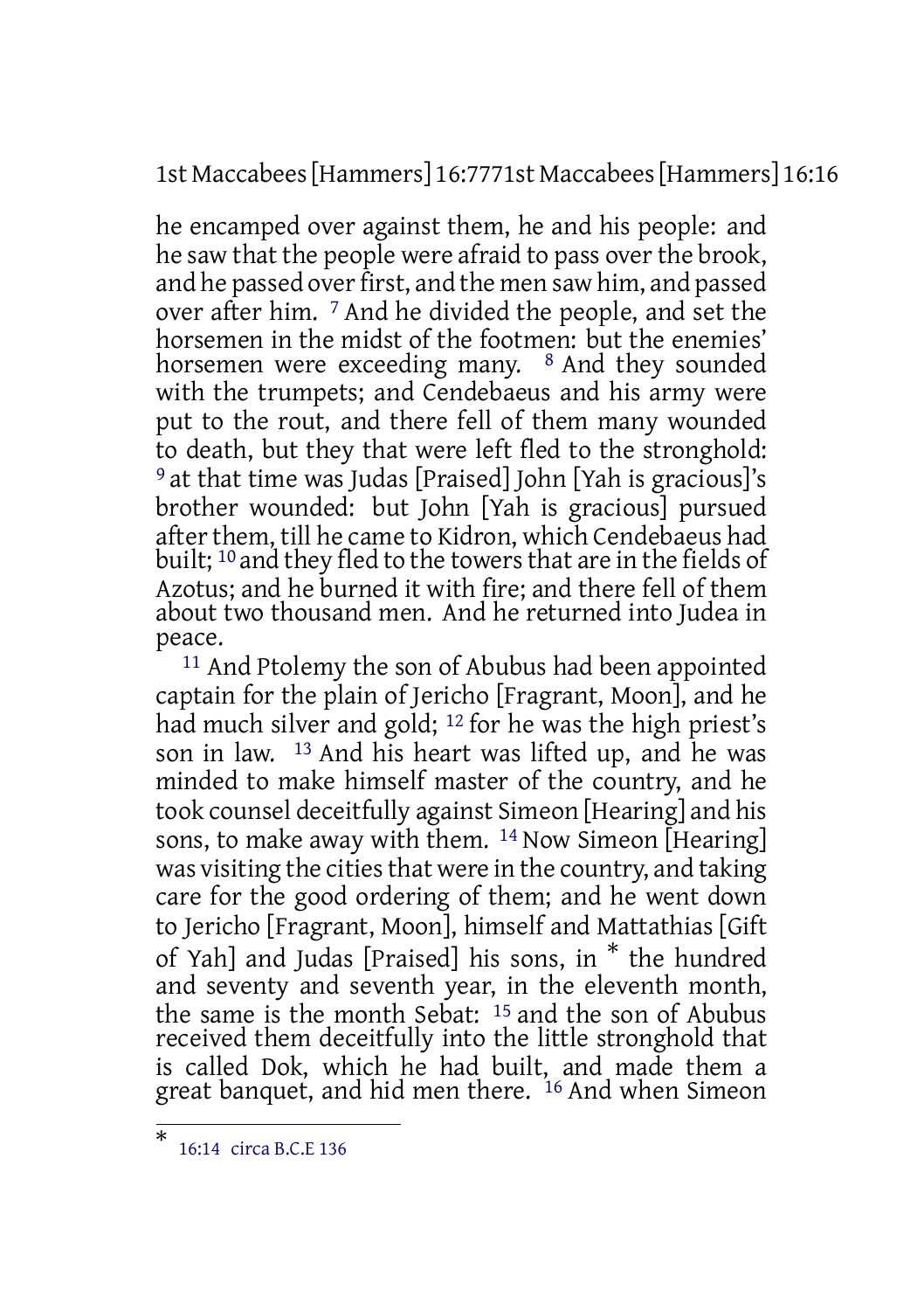he encamped over against them, he and his people: and he saw that the people were afraid to pass over the brook, and he passed over first, and the men saw him, and passed over after him. [7] And he divided the people, and set the horsemen in the midst of the footmen: but the enemies' horsemen were exceeding many. [8] And they sounded with the trumpets; and Cendebaeus and his army were put to the rout, and there fell of them many wounded to death, but they that were left fled to the stronghold: [9] at that time was Judas [Praised] John [Yah is gracious]'s brother wounded: but John [Yah is gracious] pursued after them, till he came to Kidron, which Cendebaeus had built; [10] and they fled to the towers that are in the fields of Azotus; and he burned it with fire; and there fell of them about two thousand men. And he returned into Judea in peace.

[11] And Ptolemy the son of Abubus had been appointed captain for the plain of Jericho [Fragrant, Moon], and he had much silver and gold; [12] for he was the high priest's son in law. [13] And his heart was lifted up, and he was minded to make himself master of the country, and he took counsel deceitfully against Simeon [Hearing] and his sons, to make away with them. [14] Now Simeon [Hearing] was visiting the cities that were in the country, and taking care for the good ordering of them; and he went down to Jericho [Fragrant, Moon], himself and Mattathias [Gift of Yah] and Judas [Praised] his sons, in * the hundred and seventy and seventh year, in the eleventh month, the same is the month Sebat: [15] and the son of Abubus received them deceitfully into the little stronghold that is called Dok, which he had built, and made them a great banquet, and hid men there. [16] And when Simeon

---

* 16:14 circa B.C.E 136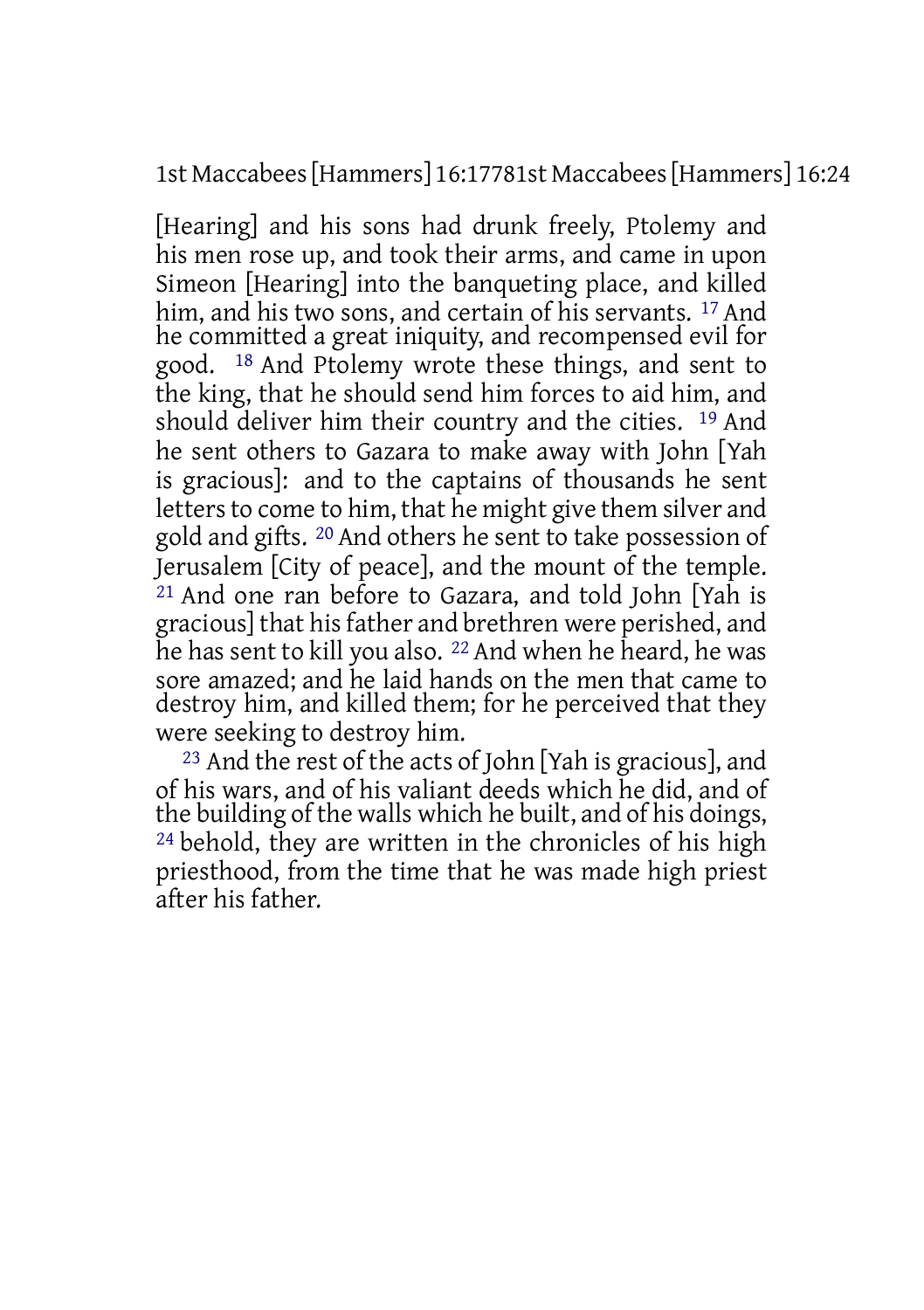[Hearing] and his sons had drunk freely, Ptolemy and his men rose up, and took their arms, and came in upon Simeon [Hearing] into the banqueting place, and killed him, and his two sons, and certain of his servants. [17] And he committed a great iniquity, and recompensed evil for good. [18] And Ptolemy wrote these things, and sent to the king, that he should send him forces to aid him, and should deliver him their country and the cities. [19] And he sent others to Gazara to make away with John [Yah is gracious]: and to the captains of thousands he sent letters to come to him, that he might give them silver and gold and gifts. [20] And others he sent to take possession of Jerusalem [City of peace], and the mount of the temple. [21] And one ran before to Gazara, and told John [Yah is gracious] that his father and brethren were perished, and he has sent to kill you also. [22] And when he heard, he was sore amazed; and he laid hands on the men that came to destroy him, and killed them; for he perceived that they were seeking to destroy him.

[23] And the rest of the acts of John [Yah is gracious], and of his wars, and of his valiant deeds which he did, and of the building of the walls which he built, and of his doings, [24] behold, they are written in the chronicles of his high priesthood, from the time that he was made high priest after his father.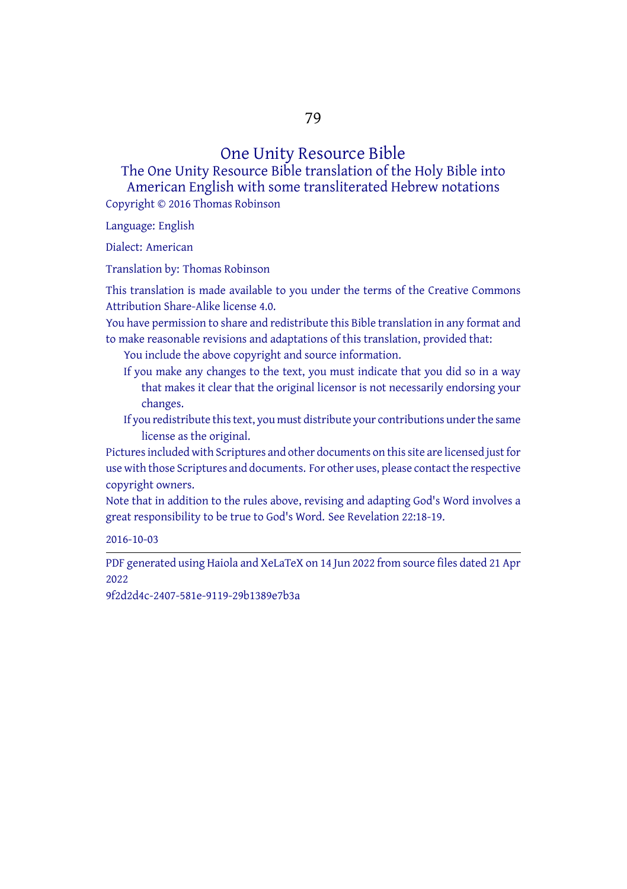# One Unity Resource Bible

## The One Unity Resource Bible translation of the Holy Bible into American English with some transliterated Hebrew notations

Copyright © 2016 Thomas Robinson

Language: English

Dialect: American

Translation by: Thomas Robinson

This translation is made available to you under the terms of the Creative Commons Attribution Share-Alike license 4.0.

You have permission to share and redistribute this Bible translation in any format and to make reasonable revisions and adaptations of this translation, provided that:

- You include the above copyright and source information.
- If you make any changes to the text, you must indicate that you did so in a way that makes it clear that the original licensor is not necessarily endorsing your changes.
- If you redistribute this text, you must distribute your contributions under the same license as the original.

Pictures included with Scriptures and other documents on this site are licensed just for use with those Scriptures and documents. For other uses, please contact the respective copyright owners.

Note that in addition to the rules above, revising and adapting God's Word involves a great responsibility to be true to God's Word. See Revelation 22:18-19.

2016-10-03

---

PDF generated using Haiola and XeLaTeX on 14 Jun 2022 from source files dated 21 Apr 2022

9f2d2d4c-2407-581e-9119-29b1389e7b3a